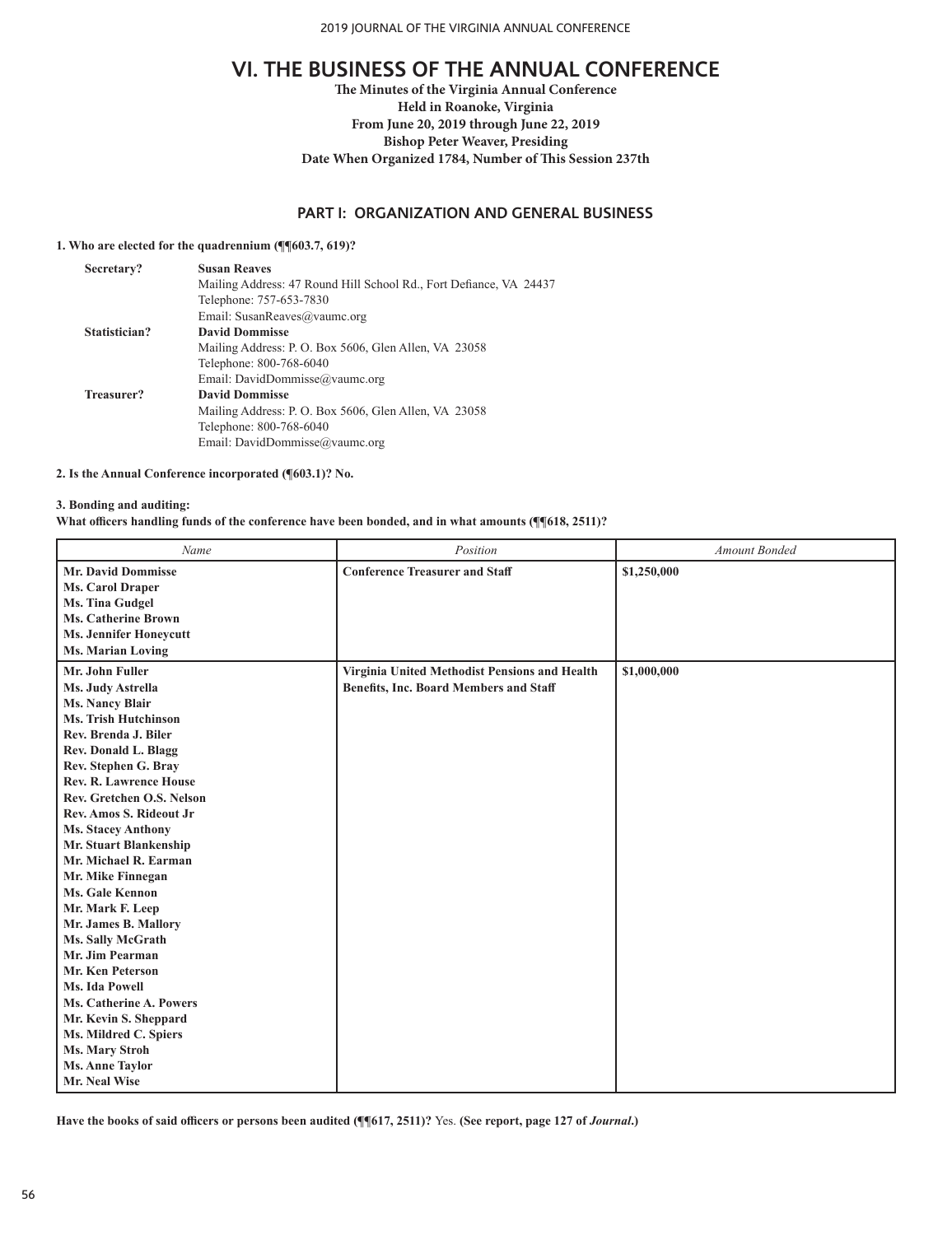# VI. THE BUSINESS OF THE ANNUAL CONFERENCE

**The Minutes of the Virginia Annual Conference**
**Held in Roanoke, Virginia**
**From June 20, 2019 through June 22, 2019**
**Bishop Peter Weaver, Presiding**
**Date When Organized 1784, Number of This Session 237th**

## PART I: ORGANIZATION AND GENERAL BUSINESS

**1. Who are elected for the quadrennium (¶¶603.7, 619)?**

**Secretary?** **Susan Reaves**
Mailing Address: 47 Round Hill School Rd., Fort Defiance, VA 24437
Telephone: 757-653-7830
Email: SusanReaves@vaumc.org

**Statistician?** **David Dommisse**
Mailing Address: P. O. Box 5606, Glen Allen, VA 23058
Telephone: 800-768-6040
Email: DavidDommisse@vaumc.org

**Treasurer?** **David Dommisse**
Mailing Address: P. O. Box 5606, Glen Allen, VA 23058
Telephone: 800-768-6040
Email: DavidDommisse@vaumc.org

**2. Is the Annual Conference incorporated (¶603.1)? No.**

**3. Bonding and auditing:**
**What officers handling funds of the conference have been bonded, and in what amounts (¶¶618, 2511)?**

| *Name* | *Position* | *Amount Bonded* |
|---|---|---|
| **Mr. David Dommisse**<br>**Ms. Carol Draper**<br>**Ms. Tina Gudgel**<br>**Ms. Catherine Brown**<br>**Ms. Jennifer Honeycutt**<br>**Ms. Marian Loving** | **Conference Treasurer and Staff** | **$1,250,000** |
| **Mr. John Fuller**<br>**Ms. Judy Astrella**<br>**Ms. Nancy Blair**<br>**Ms. Trish Hutchinson**<br>**Rev. Brenda J. Biler**<br>**Rev. Donald L. Blagg**<br>**Rev. Stephen G. Bray**<br>**Rev. R. Lawrence House**<br>**Rev. Gretchen O.S. Nelson**<br>**Rev. Amos S. Rideout Jr**<br>**Ms. Stacey Anthony**<br>**Mr. Stuart Blankenship**<br>**Mr. Michael R. Earman**<br>**Mr. Mike Finnegan**<br>**Ms. Gale Kennon**<br>**Mr. Mark F. Leep**<br>**Mr. James B. Mallory**<br>**Ms. Sally McGrath**<br>**Mr. Jim Pearman**<br>**Mr. Ken Peterson**<br>**Ms. Ida Powell**<br>**Ms. Catherine A. Powers**<br>**Mr. Kevin S. Sheppard**<br>**Ms. Mildred C. Spiers**<br>**Ms. Mary Stroh**<br>**Ms. Anne Taylor**<br>**Mr. Neal Wise** | **Virginia United Methodist Pensions and Health Benefits, Inc. Board Members and Staff** | **$1,000,000** |

**Have the books of said officers or persons been audited (¶¶617, 2511)?** Yes. **(See report, page 127 of *Journal*.)**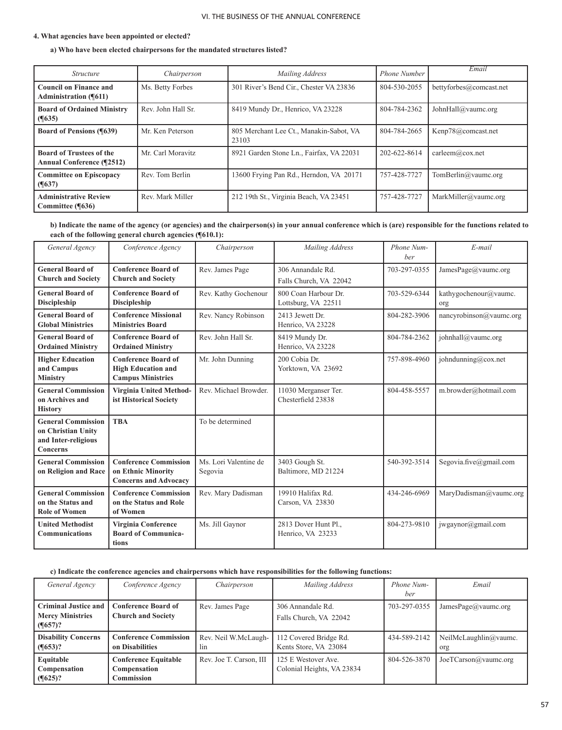**4. What agencies have been appointed or elected?**

**a) Who have been elected chairpersons for the mandated structures listed?**

| *Structure* | *Chairperson* | *Mailing Address* | *Phone Number* | *Email* |
|---|---|---|---|---|
| **Council on Finance and Administration (¶611)** | Ms. Betty Forbes | 301 River's Bend Cir., Chester VA 23836 | 804-530-2055 | bettyforbes@comcast.net |
| **Board of Ordained Ministry (¶635)** | Rev. John Hall Sr. | 8419 Mundy Dr., Henrico, VA 23228 | 804-784-2362 | JohnHall@vaumc.org |
| **Board of Pensions (¶639)** | Mr. Ken Peterson | 805 Merchant Lee Ct., Manakin-Sabot, VA 23103 | 804-784-2665 | Kenp78@comcast.net |
| **Board of Trustees of the Annual Conference (¶2512)** | Mr. Carl Moravitz | 8921 Garden Stone Ln., Fairfax, VA 22031 | 202-622-8614 | carleem@cox.net |
| **Committee on Episcopacy (¶637)** | Rev. Tom Berlin | 13600 Frying Pan Rd., Herndon, VA 20171 | 757-428-7727 | TomBerlin@vaumc.org |
| **Administrative Review Committee (¶636)** | Rev. Mark Miller | 212 19th St., Virginia Beach, VA 23451 | 757-428-7727 | MarkMiller@vaumc.org |

**b) Indicate the name of the agency (or agencies) and the chairperson(s) in your annual conference which is (are) responsible for the functions related to each of the following general church agencies (¶610.1):**

| *General Agency* | *Conference Agency* | *Chairperson* | *Mailing Address* | *Phone Number* | *E-mail* |
|---|---|---|---|---|---|
| **General Board of Church and Society** | **Conference Board of Church and Society** | Rev. James Page | 306 Annandale Rd. Falls Church, VA 22042 | 703-297-0355 | JamesPage@vaumc.org |
| **General Board of Discipleship** | **Conference Board of Discipleship** | Rev. Kathy Gochenour | 800 Coan Harbour Dr. Lottsburg, VA 22511 | 703-529-6344 | kathygochenour@vaumc.org |
| **General Board of Global Ministries** | **Conference Missional Ministries Board** | Rev. Nancy Robinson | 2413 Jewett Dr. Henrico, VA 23228 | 804-282-3906 | nancyrobinson@vaumc.org |
| **General Board of Ordained Ministry** | **Conference Board of Ordained Ministry** | Rev. John Hall Sr. | 8419 Mundy Dr. Henrico, VA 23228 | 804-784-2362 | johnhall@vaumc.org |
| **Higher Education and Campus Ministry** | **Conference Board of High Education and Campus Ministries** | Mr. John Dunning | 200 Cobia Dr. Yorktown, VA 23692 | 757-898-4960 | johndunning@cox.net |
| **General Commission on Archives and History** | **Virginia United Methodist Historical Society** | Rev. Michael Browder. | 11030 Merganser Ter. Chesterfield 23838 | 804-458-5557 | m.browder@hotmail.com |
| **General Commission on Christian Unity and Inter-religious Concerns** | **TBA** | To be determined | | | |
| **General Commission on Religion and Race** | **Conference Commission on Ethnic Minority Concerns and Advocacy** | Ms. Lori Valentine de Segovia | 3403 Gough St. Baltimore, MD 21224 | 540-392-3514 | Segovia.five@gmail.com |
| **General Commission on the Status and Role of Women** | **Conference Commission on the Status and Role of Women** | Rev. Mary Dadisman | 19910 Halifax Rd. Carson, VA 23830 | 434-246-6969 | MaryDadisman@vaumc.org |
| **United Methodist Communications** | **Virginia Conference Board of Communications** | Ms. Jill Gaynor | 2813 Dover Hunt Pl., Henrico, VA 23233 | 804-273-9810 | jwgaynor@gmail.com |

**c) Indicate the conference agencies and chairpersons which have responsibilities for the following functions:**

| *General Agency* | *Conference Agency* | *Chairperson* | *Mailing Address* | *Phone Number* | *Email* |
|---|---|---|---|---|---|
| **Criminal Justice and Mercy Ministries (¶657)?** | **Conference Board of Church and Society** | Rev. James Page | 306 Annandale Rd. Falls Church, VA 22042 | 703-297-0355 | JamesPage@vaumc.org |
| **Disability Concerns (¶653)?** | **Conference Commission on Disabilities** | Rev. Neil W.McLaughlin | 112 Covered Bridge Rd. Kents Store, VA 23084 | 434-589-2142 | NeilMcLaughlin@vaumc.org |
| **Equitable Compensation (¶625)?** | **Conference Equitable Compensation Commission** | Rev. Joe T. Carson, III | 125 E Westover Ave. Colonial Heights, VA 23834 | 804-526-3870 | JoeTCarson@vaumc.org |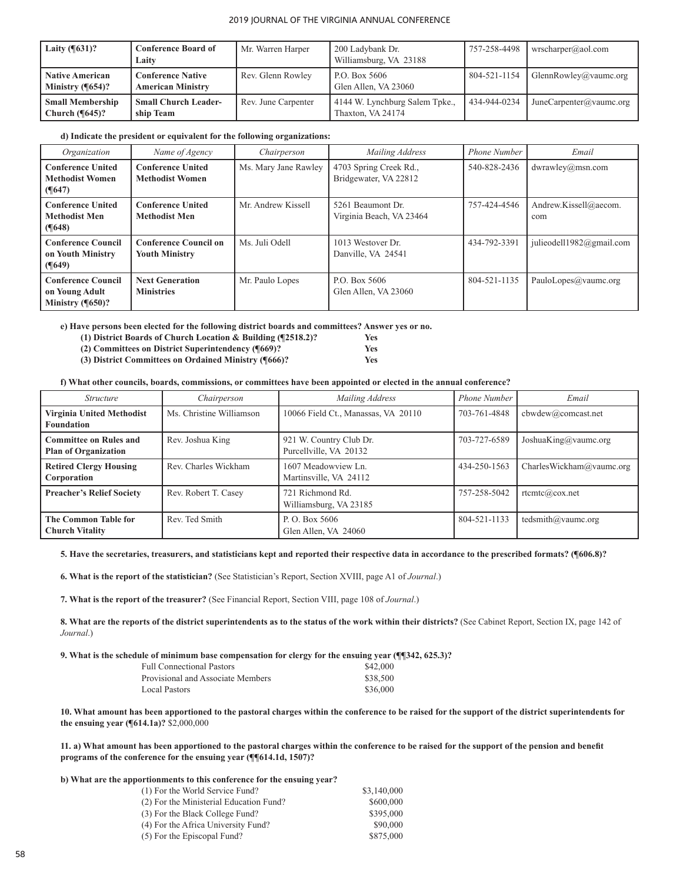| Laity (¶631)? | Conference Board of Laity | Mr. Warren Harper | 200 Ladybank Dr. Williamsburg, VA 23188 | 757-258-4498 | wrscharper@aol.com |
|---|---|---|---|---|---|
| Native American Ministry (¶654)? | Conference Native American Ministry | Rev. Glenn Rowley | P.O. Box 5606 Glen Allen, VA 23060 | 804-521-1154 | GlennRowley@vaumc.org |
| Small Membership Church (¶645)? | Small Church Leadership Team | Rev. June Carpenter | 4144 W. Lynchburg Salem Tpke., Thaxton, VA 24174 | 434-944-0234 | JuneCarpenter@vaumc.org |

**d) Indicate the president or equivalent for the following organizations:**

| *Organization* | *Name of Agency* | *Chairperson* | *Mailing Address* | *Phone Number* | *Email* |
|---|---|---|---|---|---|
| **Conference United Methodist Women (¶647)** | **Conference United Methodist Women** | Ms. Mary Jane Rawley | 4703 Spring Creek Rd., Bridgewater, VA 22812 | 540-828-2436 | dwrawley@msn.com |
| **Conference United Methodist Men (¶648)** | **Conference United Methodist Men** | Mr. Andrew Kissell | 5261 Beaumont Dr. Virginia Beach, VA 23464 | 757-424-4546 | Andrew.Kissell@aecom.com |
| **Conference Council on Youth Ministry (¶649)** | **Conference Council on Youth Ministry** | Ms. Juli Odell | 1013 Westover Dr. Danville, VA 24541 | 434-792-3391 | julieodell1982@gmail.com |
| **Conference Council on Young Adult Ministry (¶650)?** | **Next Generation Ministries** | Mr. Paulo Lopes | P.O. Box 5606 Glen Allen, VA 23060 | 804-521-1135 | PauloLopes@vaumc.org |

**e) Have persons been elected for the following district boards and committees? Answer yes or no.**

**(1) District Boards of Church Location & Building (¶2518.2)?** **Yes**
**(2) Committees on District Superintendency (¶669)?** **Yes**
**(3) District Committees on Ordained Ministry (¶666)?** **Yes**

**f) What other councils, boards, commissions, or committees have been appointed or elected in the annual conference?**

| *Structure* | *Chairperson* | *Mailing Address* | *Phone Number* | *Email* |
|---|---|---|---|---|
| **Virginia United Methodist Foundation** | Ms. Christine Williamson | 10066 Field Ct., Manassas, VA 20110 | 703-761-4848 | cbwdew@comcast.net |
| **Committee on Rules and Plan of Organization** | Rev. Joshua King | 921 W. Country Club Dr. Purcellville, VA 20132 | 703-727-6589 | JoshuaKing@vaumc.org |
| **Retired Clergy Housing Corporation** | Rev. Charles Wickham | 1607 Meadowview Ln. Martinsville, VA 24112 | 434-250-1563 | CharlesWickham@vaumc.org |
| **Preacher's Relief Society** | Rev. Robert T. Casey | 721 Richmond Rd. Williamsburg, VA 23185 | 757-258-5042 | rtcmtc@cox.net |
| **The Common Table for Church Vitality** | Rev. Ted Smith | P. O. Box 5606 Glen Allen, VA 24060 | 804-521-1133 | tedsmith@vaumc.org |

**5. Have the secretaries, treasurers, and statisticians kept and reported their respective data in accordance to the prescribed formats? (¶606.8)?**

**6. What is the report of the statistician?** (See Statistician's Report, Section XVIII, page A1 of *Journal*.)

**7. What is the report of the treasurer?** (See Financial Report, Section VIII, page 108 of *Journal*.)

**8. What are the reports of the district superintendents as to the status of the work within their districts?** (See Cabinet Report, Section IX, page 142 of *Journal*.)

**9. What is the schedule of minimum base compensation for clergy for the ensuing year (¶¶342, 625.3)?**

| | |
|---|---|
| Full Connectional Pastors | $42,000 |
| Provisional and Associate Members | $38,500 |
| Local Pastors | $36,000 |

**10. What amount has been apportioned to the pastoral charges within the conference to be raised for the support of the district superintendents for the ensuing year (¶614.1a)?** $2,000,000

**11. a) What amount has been apportioned to the pastoral charges within the conference to be raised for the support of the pension and benefit programs of the conference for the ensuing year (¶¶614.1d, 1507)?**

**b) What are the apportionments to this conference for the ensuing year?**

| | |
|---|---|
| (1) For the World Service Fund? | $3,140,000 |
| (2) For the Ministerial Education Fund? | $600,000 |
| (3) For the Black College Fund? | $395,000 |
| (4) For the Africa University Fund? | $90,000 |
| (5) For the Episcopal Fund? | $875,000 |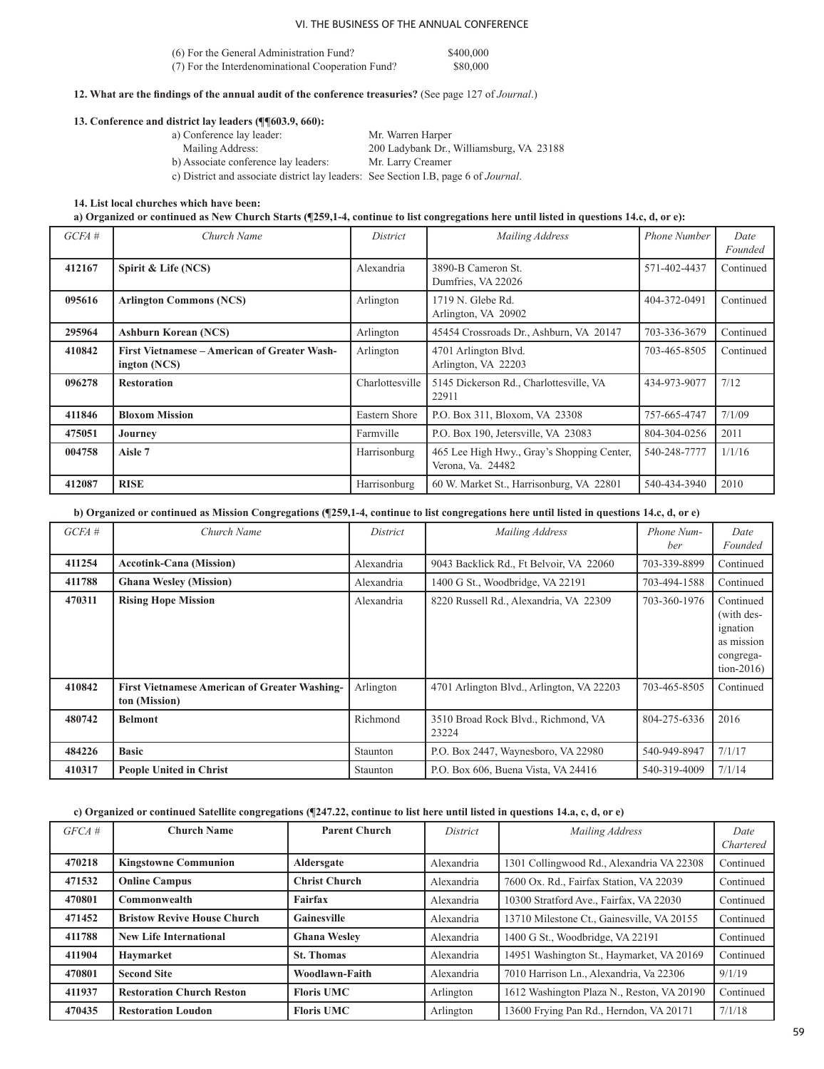(6) For the General Administration Fund? $400,000
(7) For the Interdenominational Cooperation Fund? $80,000

**12. What are the findings of the annual audit of the conference treasuries?** (See page 127 of *Journal*.)

**13. Conference and district lay leaders (¶¶603.9, 660):**

a) Conference lay leader: Mr. Warren Harper
Mailing Address: 200 Ladybank Dr., Williamsburg, VA 23188
b) Associate conference lay leaders: Mr. Larry Creamer
c) District and associate district lay leaders: See Section I.B, page 6 of *Journal*.

**14. List local churches which have been:**

**a) Organized or continued as New Church Starts (¶259,1-4, continue to list congregations here until listed in questions 14.c, d, or e):**

| *GCFA #* | *Church Name* | *District* | *Mailing Address* | *Phone Number* | *Date Founded* |
|---|---|---|---|---|---|
| **412167** | **Spirit & Life (NCS)** | Alexandria | 3890-B Cameron St. Dumfries, VA 22026 | 571-402-4437 | Continued |
| **095616** | **Arlington Commons (NCS)** | Arlington | 1719 N. Glebe Rd. Arlington, VA 20902 | 404-372-0491 | Continued |
| **295964** | **Ashburn Korean (NCS)** | Arlington | 45454 Crossroads Dr., Ashburn, VA 20147 | 703-336-3679 | Continued |
| **410842** | **First Vietnamese – American of Greater Washington (NCS)** | Arlington | 4701 Arlington Blvd. Arlington, VA 22203 | 703-465-8505 | Continued |
| **096278** | **Restoration** | Charlottesville | 5145 Dickerson Rd., Charlottesville, VA 22911 | 434-973-9077 | 7/12 |
| **411846** | **Bloxom Mission** | Eastern Shore | P.O. Box 311, Bloxom, VA 23308 | 757-665-4747 | 7/1/09 |
| **475051** | **Journey** | Farmville | P.O. Box 190, Jetersville, VA 23083 | 804-304-0256 | 2011 |
| **004758** | **Aisle 7** | Harrisonburg | 465 Lee High Hwy., Gray's Shopping Center, Verona, Va. 24482 | 540-248-7777 | 1/1/16 |
| **412087** | **RISE** | Harrisonburg | 60 W. Market St., Harrisonburg, VA 22801 | 540-434-3940 | 2010 |

**b) Organized or continued as Mission Congregations (¶259,1-4, continue to list congregations here until listed in questions 14.c, d, or e)**

| *GCFA #* | *Church Name* | *District* | *Mailing Address* | *Phone Number* | *Date Founded* |
|---|---|---|---|---|---|
| **411254** | **Accotink-Cana (Mission)** | Alexandria | 9043 Backlick Rd., Ft Belvoir, VA 22060 | 703-339-8899 | Continued |
| **411788** | **Ghana Wesley (Mission)** | Alexandria | 1400 G St., Woodbridge, VA 22191 | 703-494-1588 | Continued |
| **470311** | **Rising Hope Mission** | Alexandria | 8220 Russell Rd., Alexandria, VA 22309 | 703-360-1976 | Continued (with designation as mission congregation-2016) |
| **410842** | **First Vietnamese American of Greater Washington (Mission)** | Arlington | 4701 Arlington Blvd., Arlington, VA 22203 | 703-465-8505 | Continued |
| **480742** | **Belmont** | Richmond | 3510 Broad Rock Blvd., Richmond, VA 23224 | 804-275-6336 | 2016 |
| **484226** | **Basic** | Staunton | P.O. Box 2447, Waynesboro, VA 22980 | 540-949-8947 | 7/1/17 |
| **410317** | **People United in Christ** | Staunton | P.O. Box 606, Buena Vista, VA 24416 | 540-319-4009 | 7/1/14 |

**c) Organized or continued Satellite congregations (¶247.22, continue to list here until listed in questions 14.a, c, d, or e)**

| *GFCA #* | **Church Name** | **Parent Church** | *District* | *Mailing Address* | *Date Chartered* |
|---|---|---|---|---|---|
| **470218** | **Kingstowne Communion** | **Aldersgate** | Alexandria | 1301 Collingwood Rd., Alexandria VA 22308 | Continued |
| **471532** | **Online Campus** | **Christ Church** | Alexandria | 7600 Ox. Rd., Fairfax Station, VA 22039 | Continued |
| **470801** | **Commonwealth** | **Fairfax** | Alexandria | 10300 Stratford Ave., Fairfax, VA 22030 | Continued |
| **471452** | **Bristow Revive House Church** | **Gainesville** | Alexandria | 13710 Milestone Ct., Gainesville, VA 20155 | Continued |
| **411788** | **New Life International** | **Ghana Wesley** | Alexandria | 1400 G St., Woodbridge, VA 22191 | Continued |
| **411904** | **Haymarket** | **St. Thomas** | Alexandria | 14951 Washington St., Haymarket, VA 20169 | Continued |
| **470801** | **Second Site** | **Woodlawn-Faith** | Alexandria | 7010 Harrison Ln., Alexandria, Va 22306 | 9/1/19 |
| **411937** | **Restoration Church Reston** | **Floris UMC** | Arlington | 1612 Washington Plaza N., Reston, VA 20190 | Continued |
| **470435** | **Restoration Loudon** | **Floris UMC** | Arlington | 13600 Frying Pan Rd., Herndon, VA 20171 | 7/1/18 |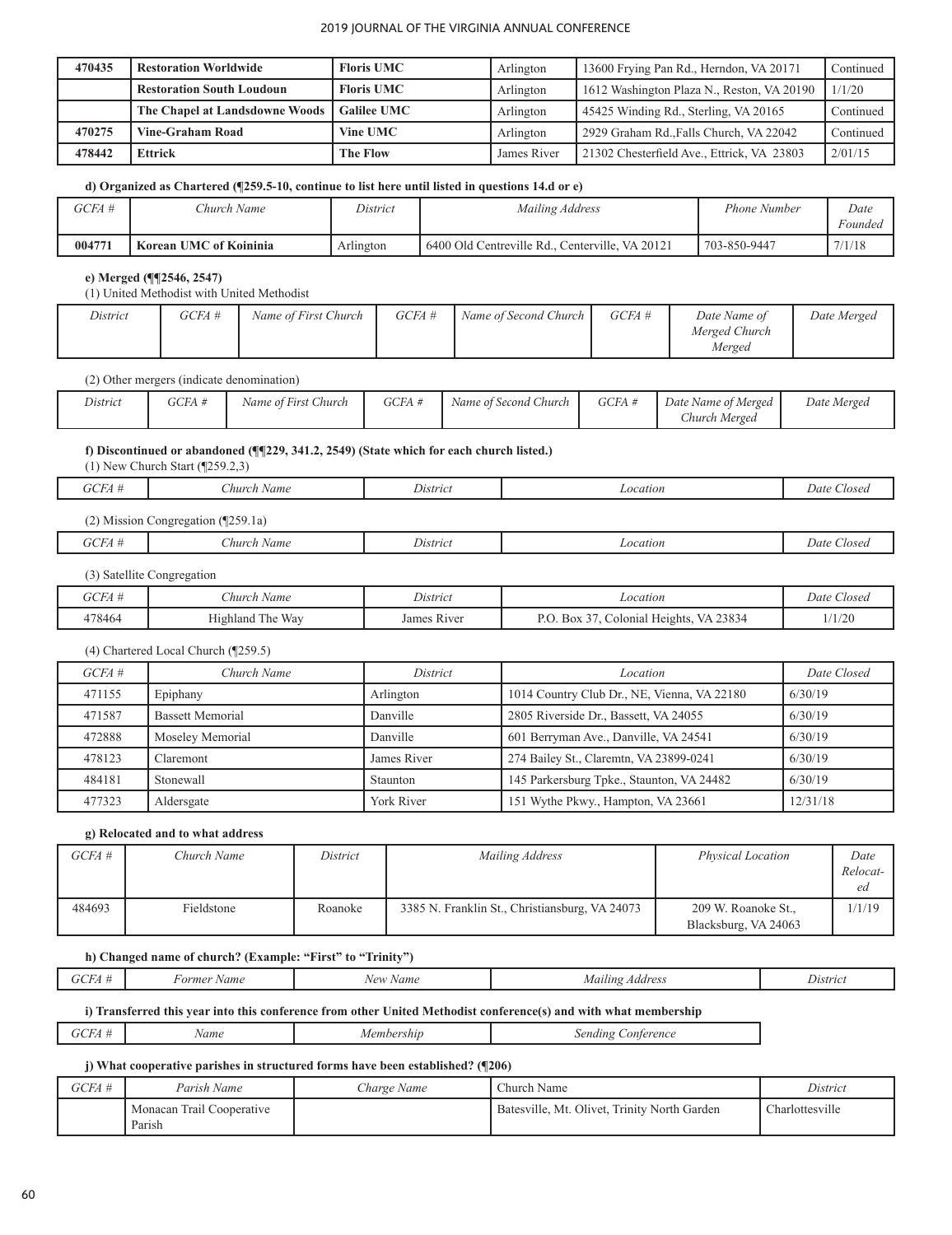| 470435 | Restoration Worldwide | Floris UMC | Arlington | 13600 Frying Pan Rd., Herndon, VA 20171 | Continued |
|---|---|---|---|---|---|
| | Restoration South Loudoun | Floris UMC | Arlington | 1612 Washington Plaza N., Reston, VA 20190 | 1/1/20 |
| | The Chapel at Landsdowne Woods | Galilee UMC | Arlington | 45425 Winding Rd., Sterling, VA 20165 | Continued |
| 470275 | Vine-Graham Road | Vine UMC | Arlington | 2929 Graham Rd.,Falls Church, VA 22042 | Continued |
| 478442 | Ettrick | The Flow | James River | 21302 Chesterfield Ave., Ettrick, VA 23803 | 2/01/15 |

**d) Organized as Chartered (¶259.5-10, continue to list here until listed in questions 14.d or e)**

| *GCFA #* | *Church Name* | *District* | *Mailing Address* | *Phone Number* | *Date Founded* |
|---|---|---|---|---|---|
| **004771** | **Korean UMC of Koininia** | Arlington | 6400 Old Centreville Rd., Centerville, VA 20121 | 703-850-9447 | 7/1/18 |

**e) Merged (¶¶2546, 2547)**

(1) United Methodist with United Methodist

| *District* | *GCFA #* | *Name of First Church* | *GCFA #* | *Name of Second Church* | *GCFA #* | *Date Name of Merged Church Merged* | *Date Merged* |
|---|---|---|---|---|---|---|---|

(2) Other mergers (indicate denomination)

| *District* | *GCFA #* | *Name of First Church* | *GCFA #* | *Name of Second Church* | *GCFA #* | *Date Name of Merged Church Merged* | *Date Merged* |
|---|---|---|---|---|---|---|---|

**f) Discontinued or abandoned (¶¶229, 341.2, 2549) (State which for each church listed.)**

(1) New Church Start (¶259.2,3)

| *GCFA #* | *Church Name* | *District* | *Location* | *Date Closed* |
|---|---|---|---|---|

(2) Mission Congregation (¶259.1a)

| *GCFA #* | *Church Name* | *District* | *Location* | *Date Closed* |
|---|---|---|---|---|

(3) Satellite Congregation

| *GCFA #* | *Church Name* | *District* | *Location* | *Date Closed* |
|---|---|---|---|---|
| 478464 | Highland The Way | James River | P.O. Box 37, Colonial Heights, VA 23834 | 1/1/20 |

(4) Chartered Local Church (¶259.5)

| *GCFA #* | *Church Name* | *District* | *Location* | *Date Closed* |
|---|---|---|---|---|
| 471155 | Epiphany | Arlington | 1014 Country Club Dr., NE, Vienna, VA 22180 | 6/30/19 |
| 471587 | Bassett Memorial | Danville | 2805 Riverside Dr., Bassett, VA 24055 | 6/30/19 |
| 472888 | Moseley Memorial | Danville | 601 Berryman Ave., Danville, VA 24541 | 6/30/19 |
| 478123 | Claremont | James River | 274 Bailey St., Claremtn, VA 23899-0241 | 6/30/19 |
| 484181 | Stonewall | Staunton | 145 Parkersburg Tpke., Staunton, VA 24482 | 6/30/19 |
| 477323 | Aldersgate | York River | 151 Wythe Pkwy., Hampton, VA 23661 | 12/31/18 |

**g) Relocated and to what address**

| *GCFA #* | *Church Name* | *District* | *Mailing Address* | *Physical Location* | *Date Relocated* |
|---|---|---|---|---|---|
| 484693 | Fieldstone | Roanoke | 3385 N. Franklin St., Christiansburg, VA 24073 | 209 W. Roanoke St., Blacksburg, VA 24063 | 1/1/19 |

**h) Changed name of church? (Example: "First" to "Trinity")**

| *GCFA #* | *Former Name* | *New Name* | *Mailing Address* | *District* |
|---|---|---|---|---|

**i) Transferred this year into this conference from other United Methodist conference(s) and with what membership**

| *GCFA #* | *Name* | *Membership* | *Sending Conference* |
|---|---|---|---|

**j) What cooperative parishes in structured forms have been established? (¶206)**

| *GCFA #* | *Parish Name* | *Charge Name* | Church Name | *District* |
|---|---|---|---|---|
| | Monacan Trail Cooperative Parish | | Batesville, Mt. Olivet, Trinity North Garden | Charlottesville |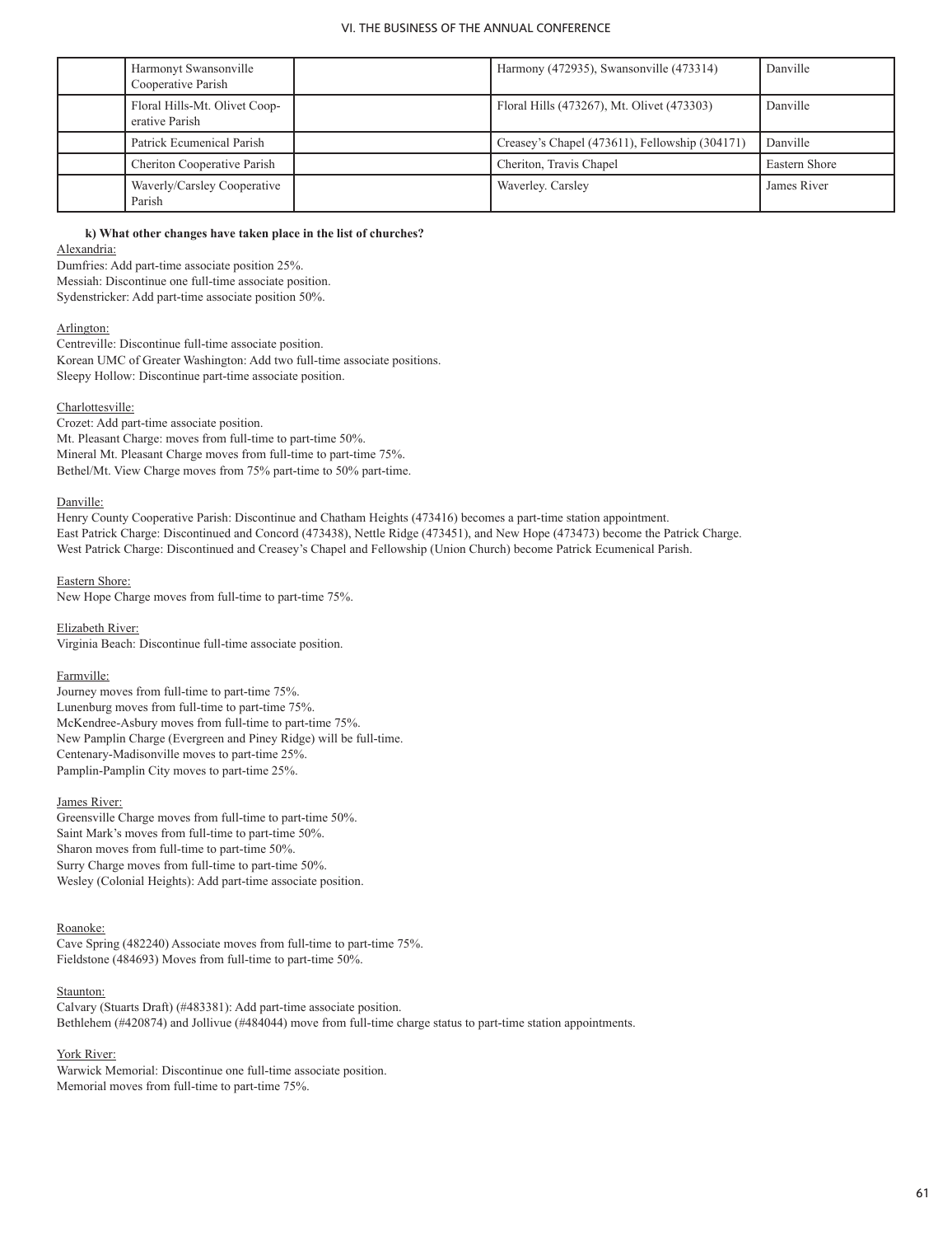| | Harmonyt Swansonville Cooperative Parish | | Harmony (472935), Swansonville (473314) | Danville |
|---|---|---|---|---|
| | Floral Hills-Mt. Olivet Cooperative Parish | | Floral Hills (473267), Mt. Olivet (473303) | Danville |
| | Patrick Ecumenical Parish | | Creasey's Chapel (473611), Fellowship (304171) | Danville |
| | Cheriton Cooperative Parish | | Cheriton, Travis Chapel | Eastern Shore |
| | Waverly/Carsley Cooperative Parish | | Waverley. Carsley | James River |

**k) What other changes have taken place in the list of churches?**

Alexandria:

Dumfries: Add part-time associate position 25%.
Messiah: Discontinue one full-time associate position.
Sydenstricker: Add part-time associate position 50%.

Arlington:

Centreville: Discontinue full-time associate position.
Korean UMC of Greater Washington: Add two full-time associate positions.
Sleepy Hollow: Discontinue part-time associate position.

Charlottesville:

Crozet: Add part-time associate position.
Mt. Pleasant Charge: moves from full-time to part-time 50%.
Mineral Mt. Pleasant Charge moves from full-time to part-time 75%.
Bethel/Mt. View Charge moves from 75% part-time to 50% part-time.

Danville:

Henry County Cooperative Parish: Discontinue and Chatham Heights (473416) becomes a part-time station appointment.
East Patrick Charge: Discontinued and Concord (473438), Nettle Ridge (473451), and New Hope (473473) become the Patrick Charge.
West Patrick Charge: Discontinued and Creasey's Chapel and Fellowship (Union Church) become Patrick Ecumenical Parish.

Eastern Shore:

New Hope Charge moves from full-time to part-time 75%.

Elizabeth River:

Virginia Beach: Discontinue full-time associate position.

Farmville:

Journey moves from full-time to part-time 75%.
Lunenburg moves from full-time to part-time 75%.
McKendree-Asbury moves from full-time to part-time 75%.
New Pamplin Charge (Evergreen and Piney Ridge) will be full-time.
Centenary-Madisonville moves to part-time 25%.
Pamplin-Pamplin City moves to part-time 25%.

James River:

Greensville Charge moves from full-time to part-time 50%.
Saint Mark's moves from full-time to part-time 50%.
Sharon moves from full-time to part-time 50%.
Surry Charge moves from full-time to part-time 50%.
Wesley (Colonial Heights): Add part-time associate position.

Roanoke:

Cave Spring (482240) Associate moves from full-time to part-time 75%.
Fieldstone (484693) Moves from full-time to part-time 50%.

Staunton:

Calvary (Stuarts Draft) (#483381): Add part-time associate position.
Bethlehem (#420874) and Jollivue (#484044) move from full-time charge status to part-time station appointments.

York River:

Warwick Memorial: Discontinue one full-time associate position.
Memorial moves from full-time to part-time 75%.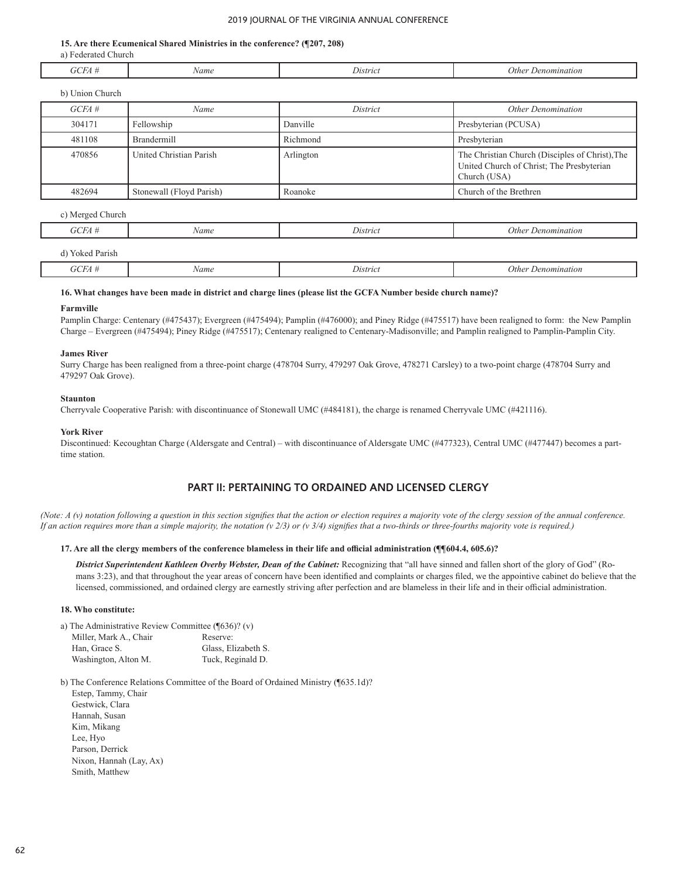**15. Are there Ecumenical Shared Ministries in the conference? (¶207, 208)**

a) Federated Church

| *GCFA #* | *Name* | *District* | *Other Denomination* |
|---|---|---|---|

b) Union Church

| *GCFA #* | *Name* | *District* | *Other Denomination* |
|---|---|---|---|
| 304171 | Fellowship | Danville | Presbyterian (PCUSA) |
| 481108 | Brandermill | Richmond | Presbyterian |
| 470856 | United Christian Parish | Arlington | The Christian Church (Disciples of Christ),The United Church of Christ; The Presbyterian Church (USA) |
| 482694 | Stonewall (Floyd Parish) | Roanoke | Church of the Brethren |

c) Merged Church

| *GCFA #* | *Name* | *District* | *Other Denomination* |
|---|---|---|---|

d) Yoked Parish

| *GCFA #* | *Name* | *District* | *Other Denomination* |
|---|---|---|---|

**16. What changes have been made in district and charge lines (please list the GCFA Number beside church name)?**

**Farmville**

Pamplin Charge: Centenary (#475437); Evergreen (#475494); Pamplin (#476000); and Piney Ridge (#475517) have been realigned to form: the New Pamplin Charge – Evergreen (#475494); Piney Ridge (#475517); Centenary realigned to Centenary-Madisonville; and Pamplin realigned to Pamplin-Pamplin City.

**James River**

Surry Charge has been realigned from a three-point charge (478704 Surry, 479297 Oak Grove, 478271 Carsley) to a two-point charge (478704 Surry and 479297 Oak Grove).

**Staunton**

Cherryvale Cooperative Parish: with discontinuance of Stonewall UMC (#484181), the charge is renamed Cherryvale UMC (#421116).

**York River**

Discontinued: Kecoughtan Charge (Aldersgate and Central) – with discontinuance of Aldersgate UMC (#477323), Central UMC (#477447) becomes a part-time station.

## PART II: PERTAINING TO ORDAINED AND LICENSED CLERGY

*(Note: A (v) notation following a question in this section signifies that the action or election requires a majority vote of the clergy session of the annual conference. If an action requires more than a simple majority, the notation (v 2/3) or (v 3/4) signifies that a two-thirds or three-fourths majority vote is required.)*

**17. Are all the clergy members of the conference blameless in their life and official administration (¶¶604.4, 605.6)?**

***District Superintendent Kathleen Overby Webster, Dean of the Cabinet:*** Recognizing that "all have sinned and fallen short of the glory of God" (Romans 3:23), and that throughout the year areas of concern have been identified and complaints or charges filed, we the appointive cabinet do believe that the licensed, commissioned, and ordained clergy are earnestly striving after perfection and are blameless in their life and in their official administration.

**18. Who constitute:**

a) The Administrative Review Committee (¶636)? (v)

| | |
|---|---|
| Miller, Mark A., Chair | Reserve: |
| Han, Grace S. | Glass, Elizabeth S. |
| Washington, Alton M. | Tuck, Reginald D. |

b) The Conference Relations Committee of the Board of Ordained Ministry (¶635.1d)?

Estep, Tammy, Chair
Gestwick, Clara
Hannah, Susan
Kim, Mikang
Lee, Hyo
Parson, Derrick
Nixon, Hannah (Lay, Ax)
Smith, Matthew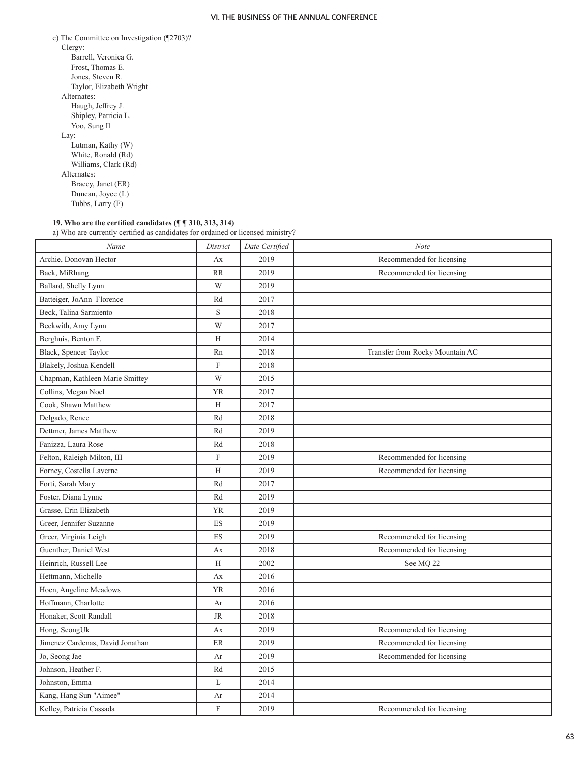c) The Committee on Investigation (¶2703)?

Clergy:

- Barrell, Veronica G.
- Frost, Thomas E.
- Jones, Steven R.
- Taylor, Elizabeth Wright

Alternates:

- Haugh, Jeffrey J.
- Shipley, Patricia L.
- Yoo, Sung Il

Lay:

- Lutman, Kathy (W)
- White, Ronald (Rd)
- Williams, Clark (Rd)

Alternates:

- Bracey, Janet (ER)
- Duncan, Joyce (L)
- Tubbs, Larry (F)

**19. Who are the certified candidates (¶ ¶ 310, 313, 314)**

a) Who are currently certified as candidates for ordained or licensed ministry?

| *Name* | *District* | *Date Certified* | *Note* |
|---|---|---|---|
| Archie, Donovan Hector | Ax | 2019 | Recommended for licensing |
| Baek, MiRhang | RR | 2019 | Recommended for licensing |
| Ballard, Shelly Lynn | W | 2019 | |
| Batteiger, JoAnn Florence | Rd | 2017 | |
| Beck, Talina Sarmiento | S | 2018 | |
| Beckwith, Amy Lynn | W | 2017 | |
| Berghuis, Benton F. | H | 2014 | |
| Black, Spencer Taylor | Rn | 2018 | Transfer from Rocky Mountain AC |
| Blakely, Joshua Kendell | F | 2018 | |
| Chapman, Kathleen Marie Smittey | W | 2015 | |
| Collins, Megan Noel | YR | 2017 | |
| Cook, Shawn Matthew | H | 2017 | |
| Delgado, Renee | Rd | 2018 | |
| Dettmer, James Matthew | Rd | 2019 | |
| Fanizza, Laura Rose | Rd | 2018 | |
| Felton, Raleigh Milton, III | F | 2019 | Recommended for licensing |
| Forney, Costella Laverne | H | 2019 | Recommended for licensing |
| Forti, Sarah Mary | Rd | 2017 | |
| Foster, Diana Lynne | Rd | 2019 | |
| Grasse, Erin Elizabeth | YR | 2019 | |
| Greer, Jennifer Suzanne | ES | 2019 | |
| Greer, Virginia Leigh | ES | 2019 | Recommended for licensing |
| Guenther, Daniel West | Ax | 2018 | Recommended for licensing |
| Heinrich, Russell Lee | H | 2002 | See MQ 22 |
| Hettmann, Michelle | Ax | 2016 | |
| Hoen, Angeline Meadows | YR | 2016 | |
| Hoffmann, Charlotte | Ar | 2016 | |
| Honaker, Scott Randall | JR | 2018 | |
| Hong, SeongUk | Ax | 2019 | Recommended for licensing |
| Jimenez Cardenas, David Jonathan | ER | 2019 | Recommended for licensing |
| Jo, Seong Jae | Ar | 2019 | Recommended for licensing |
| Johnson, Heather F. | Rd | 2015 | |
| Johnston, Emma | L | 2014 | |
| Kang, Hang Sun "Aimee" | Ar | 2014 | |
| Kelley, Patricia Cassada | F | 2019 | Recommended for licensing |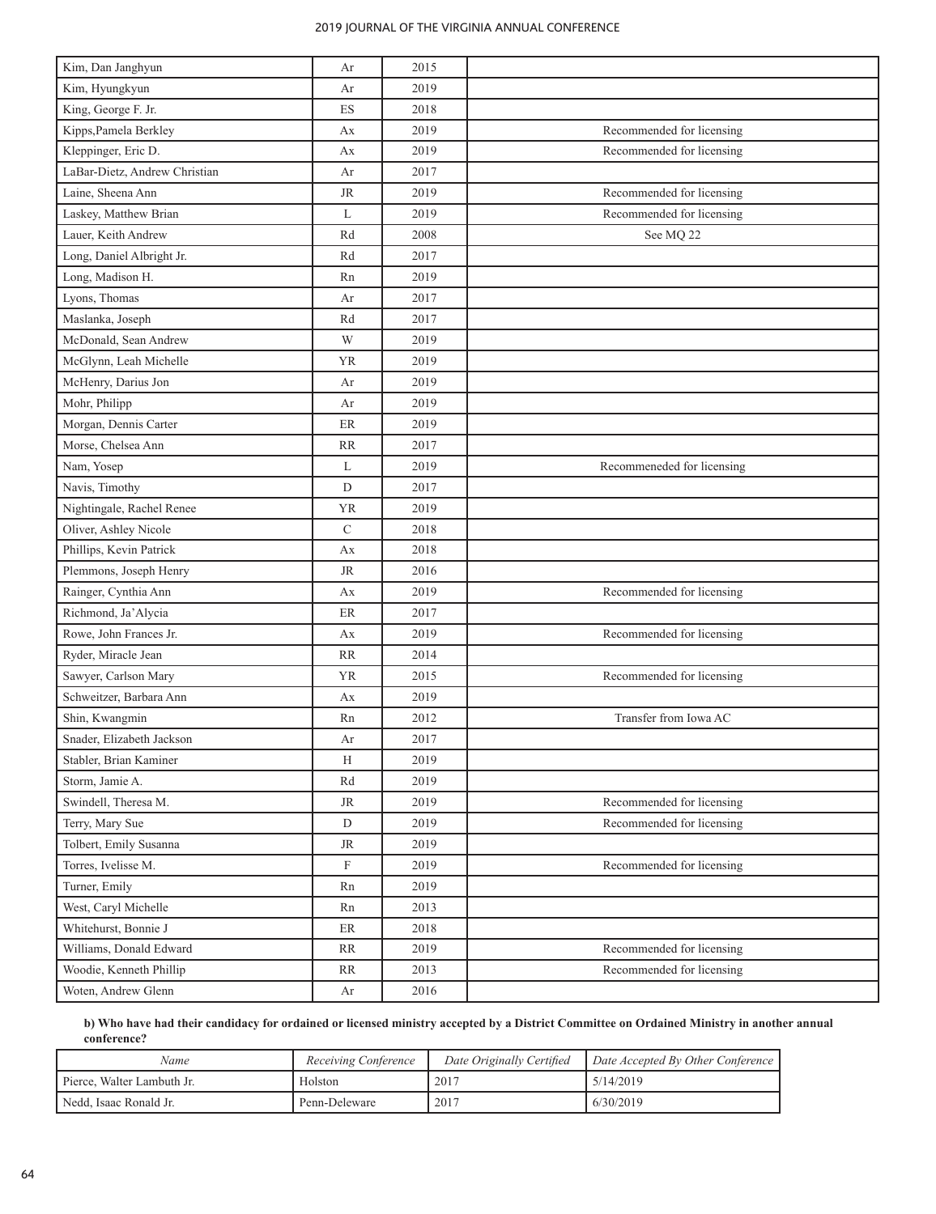| | | | |
|---|---|---|---|
| Kim, Dan Janghyun | Ar | 2015 | |
| Kim, Hyungkyun | Ar | 2019 | |
| King, George F. Jr. | ES | 2018 | |
| Kipps,Pamela Berkley | Ax | 2019 | Recommended for licensing |
| Kleppinger, Eric D. | Ax | 2019 | Recommended for licensing |
| LaBar-Dietz, Andrew Christian | Ar | 2017 | |
| Laine, Sheena Ann | JR | 2019 | Recommended for licensing |
| Laskey, Matthew Brian | L | 2019 | Recommended for licensing |
| Lauer, Keith Andrew | Rd | 2008 | See MQ 22 |
| Long, Daniel Albright Jr. | Rd | 2017 | |
| Long, Madison H. | Rn | 2019 | |
| Lyons, Thomas | Ar | 2017 | |
| Maslanka, Joseph | Rd | 2017 | |
| McDonald, Sean Andrew | W | 2019 | |
| McGlynn, Leah Michelle | YR | 2019 | |
| McHenry, Darius Jon | Ar | 2019 | |
| Mohr, Philipp | Ar | 2019 | |
| Morgan, Dennis Carter | ER | 2019 | |
| Morse, Chelsea Ann | RR | 2017 | |
| Nam, Yosep | L | 2019 | Recommeneded for licensing |
| Navis, Timothy | D | 2017 | |
| Nightingale, Rachel Renee | YR | 2019 | |
| Oliver, Ashley Nicole | C | 2018 | |
| Phillips, Kevin Patrick | Ax | 2018 | |
| Plemmons, Joseph Henry | JR | 2016 | |
| Rainger, Cynthia Ann | Ax | 2019 | Recommended for licensing |
| Richmond, Ja'Alycia | ER | 2017 | |
| Rowe, John Frances Jr. | Ax | 2019 | Recommended for licensing |
| Ryder, Miracle Jean | RR | 2014 | |
| Sawyer, Carlson Mary | YR | 2015 | Recommended for licensing |
| Schweitzer, Barbara Ann | Ax | 2019 | |
| Shin, Kwangmin | Rn | 2012 | Transfer from Iowa AC |
| Snader, Elizabeth Jackson | Ar | 2017 | |
| Stabler, Brian Kaminer | H | 2019 | |
| Storm, Jamie A. | Rd | 2019 | |
| Swindell, Theresa M. | JR | 2019 | Recommended for licensing |
| Terry, Mary Sue | D | 2019 | Recommended for licensing |
| Tolbert, Emily Susanna | JR | 2019 | |
| Torres, Ivelisse M. | F | 2019 | Recommended for licensing |
| Turner, Emily | Rn | 2019 | |
| West, Caryl Michelle | Rn | 2013 | |
| Whitehurst, Bonnie J | ER | 2018 | |
| Williams, Donald Edward | RR | 2019 | Recommended for licensing |
| Woodie, Kenneth Phillip | RR | 2013 | Recommended for licensing |
| Woten, Andrew Glenn | Ar | 2016 | |

**b) Who have had their candidacy for ordained or licensed ministry accepted by a District Committee on Ordained Ministry in another annual conference?**

| *Name* | *Receiving Conference* | *Date Originally Certified* | *Date Accepted By Other Conference* |
|---|---|---|---|
| Pierce, Walter Lambuth Jr. | Holston | 2017 | 5/14/2019 |
| Nedd, Isaac Ronald Jr. | Penn-Deleware | 2017 | 6/30/2019 |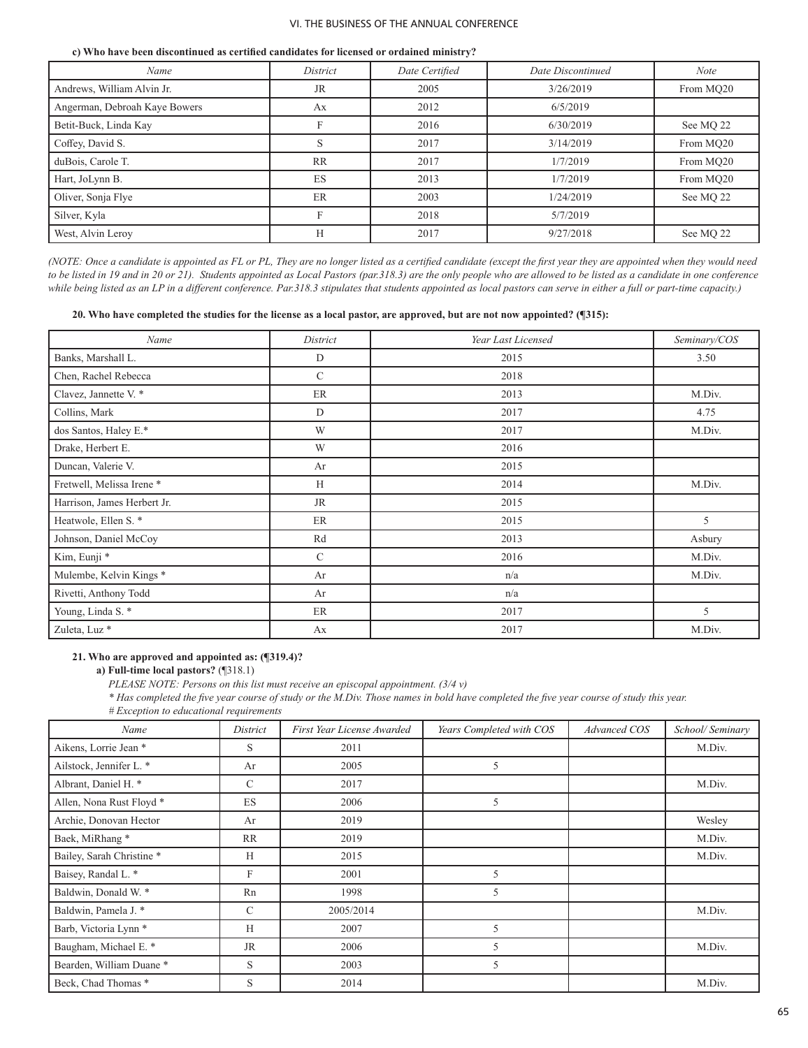**c) Who have been discontinued as certified candidates for licensed or ordained ministry?**

| Name | District | Date Certified | Date Discontinued | Note |
|---|---|---|---|---|
| Andrews, William Alvin Jr. | JR | 2005 | 3/26/2019 | From MQ20 |
| Angerman, Debroah Kaye Bowers | Ax | 2012 | 6/5/2019 | |
| Betit-Buck, Linda Kay | F | 2016 | 6/30/2019 | See MQ 22 |
| Coffey, David S. | S | 2017 | 3/14/2019 | From MQ20 |
| duBois, Carole T. | RR | 2017 | 1/7/2019 | From MQ20 |
| Hart, JoLynn B. | ES | 2013 | 1/7/2019 | From MQ20 |
| Oliver, Sonja Flye | ER | 2003 | 1/24/2019 | See MQ 22 |
| Silver, Kyla | F | 2018 | 5/7/2019 | |
| West, Alvin Leroy | H | 2017 | 9/27/2018 | See MQ 22 |

*(NOTE: Once a candidate is appointed as FL or PL, They are no longer listed as a certified candidate (except the first year they are appointed when they would need to be listed in 19 and in 20 or 21). Students appointed as Local Pastors (par.318.3) are the only people who are allowed to be listed as a candidate in one conference while being listed as an LP in a different conference. Par.318.3 stipulates that students appointed as local pastors can serve in either a full or part-time capacity.)*

**20. Who have completed the studies for the license as a local pastor, are approved, but are not now appointed? (¶315):**

| Name | District | Year Last Licensed | Seminary/COS |
|---|---|---|---|
| Banks, Marshall L. | D | 2015 | 3.50 |
| Chen, Rachel Rebecca | C | 2018 | |
| Clavez, Jannette V. * | ER | 2013 | M.Div. |
| Collins, Mark | D | 2017 | 4.75 |
| dos Santos, Haley E.* | W | 2017 | M.Div. |
| Drake, Herbert E. | W | 2016 | |
| Duncan, Valerie V. | Ar | 2015 | |
| Fretwell, Melissa Irene * | H | 2014 | M.Div. |
| Harrison, James Herbert Jr. | JR | 2015 | |
| Heatwole, Ellen S. * | ER | 2015 | 5 |
| Johnson, Daniel McCoy | Rd | 2013 | Asbury |
| Kim, Eunji * | C | 2016 | M.Div. |
| Mulembe, Kelvin Kings * | Ar | n/a | M.Div. |
| Rivetti, Anthony Todd | Ar | n/a | |
| Young, Linda S. * | ER | 2017 | 5 |
| Zuleta, Luz * | Ax | 2017 | M.Div. |

**21. Who are approved and appointed as: (¶319.4)?**

**a) Full-time local pastors?** (¶318.1)

*PLEASE NOTE: Persons on this list must receive an episcopal appointment. (3/4 v)*

*\* Has completed the five year course of study or the M.Div. Those names in bold have completed the five year course of study this year.*

*# Exception to educational requirements*

| Name | District | First Year License Awarded | Years Completed with COS | Advanced COS | School/ Seminary |
|---|---|---|---|---|---|
| Aikens, Lorrie Jean * | S | 2011 | | | M.Div. |
| Ailstock, Jennifer L. * | Ar | 2005 | 5 | | |
| Albrant, Daniel H. * | C | 2017 | | | M.Div. |
| Allen, Nona Rust Floyd * | ES | 2006 | 5 | | |
| Archie, Donovan Hector | Ar | 2019 | | | Wesley |
| Baek, MiRhang * | RR | 2019 | | | M.Div. |
| Bailey, Sarah Christine * | H | 2015 | | | M.Div. |
| Baisey, Randal L. * | F | 2001 | 5 | | |
| Baldwin, Donald W. * | Rn | 1998 | 5 | | |
| Baldwin, Pamela J. * | C | 2005/2014 | | | M.Div. |
| Barb, Victoria Lynn * | H | 2007 | 5 | | |
| Baugham, Michael E. * | JR | 2006 | 5 | | M.Div. |
| Bearden, William Duane * | S | 2003 | 5 | | |
| Beck, Chad Thomas * | S | 2014 | | | M.Div. |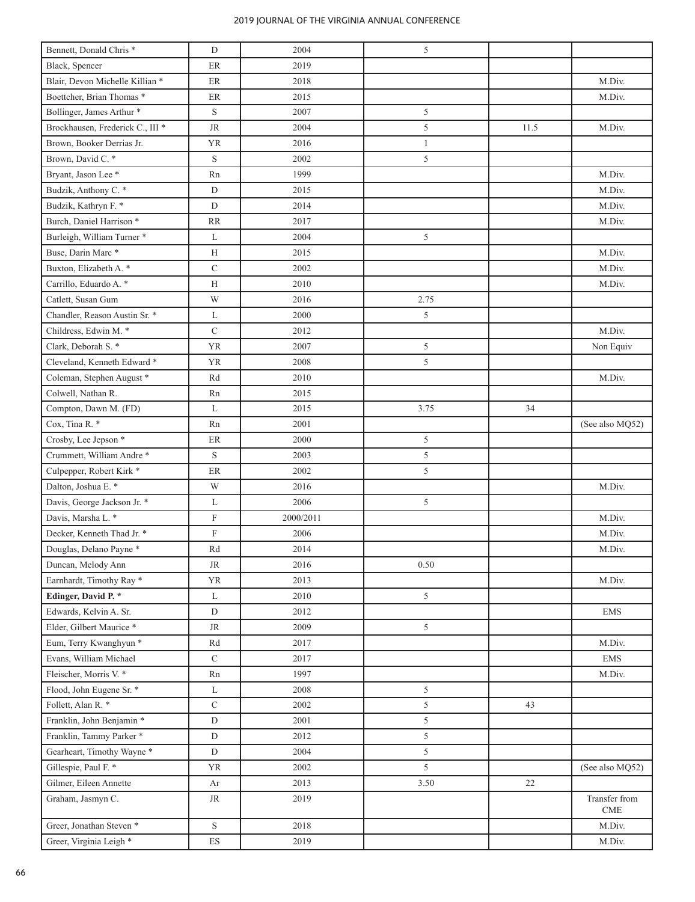| | | | | | |
|---|---|---|---|---|---|
| Bennett, Donald Chris * | D | 2004 | 5 | | |
| Black, Spencer | ER | 2019 | | | |
| Blair, Devon Michelle Killian * | ER | 2018 | | | M.Div. |
| Boettcher, Brian Thomas * | ER | 2015 | | | M.Div. |
| Bollinger, James Arthur * | S | 2007 | 5 | | |
| Brockhausen, Frederick C., III * | JR | 2004 | 5 | 11.5 | M.Div. |
| Brown, Booker Derrias Jr. | YR | 2016 | 1 | | |
| Brown, David C. * | S | 2002 | 5 | | |
| Bryant, Jason Lee * | Rn | 1999 | | | M.Div. |
| Budzik, Anthony C. * | D | 2015 | | | M.Div. |
| Budzik, Kathryn F. * | D | 2014 | | | M.Div. |
| Burch, Daniel Harrison * | RR | 2017 | | | M.Div. |
| Burleigh, William Turner * | L | 2004 | 5 | | |
| Buse, Darin Marc * | H | 2015 | | | M.Div. |
| Buxton, Elizabeth A. * | C | 2002 | | | M.Div. |
| Carrillo, Eduardo A. * | H | 2010 | | | M.Div. |
| Catlett, Susan Gum | W | 2016 | 2.75 | | |
| Chandler, Reason Austin Sr. * | L | 2000 | 5 | | |
| Childress, Edwin M. * | C | 2012 | | | M.Div. |
| Clark, Deborah S. * | YR | 2007 | 5 | | Non Equiv |
| Cleveland, Kenneth Edward * | YR | 2008 | 5 | | |
| Coleman, Stephen August * | Rd | 2010 | | | M.Div. |
| Colwell, Nathan R. | Rn | 2015 | | | |
| Compton, Dawn M. (FD) | L | 2015 | 3.75 | 34 | |
| Cox, Tina R. * | Rn | 2001 | | | (See also MQ52) |
| Crosby, Lee Jepson * | ER | 2000 | 5 | | |
| Crummett, William Andre * | S | 2003 | 5 | | |
| Culpepper, Robert Kirk * | ER | 2002 | 5 | | |
| Dalton, Joshua E. * | W | 2016 | | | M.Div. |
| Davis, George Jackson Jr. * | L | 2006 | 5 | | |
| Davis, Marsha L. * | F | 2000/2011 | | | M.Div. |
| Decker, Kenneth Thad Jr. * | F | 2006 | | | M.Div. |
| Douglas, Delano Payne * | Rd | 2014 | | | M.Div. |
| Duncan, Melody Ann | JR | 2016 | 0.50 | | |
| Earnhardt, Timothy Ray * | YR | 2013 | | | M.Div. |
| **Edinger, David P. *** | L | 2010 | 5 | | |
| Edwards, Kelvin A. Sr. | D | 2012 | | | EMS |
| Elder, Gilbert Maurice * | JR | 2009 | 5 | | |
| Eum, Terry Kwanghyun * | Rd | 2017 | | | M.Div. |
| Evans, William Michael | C | 2017 | | | EMS |
| Fleischer, Morris V. * | Rn | 1997 | | | M.Div. |
| Flood, John Eugene Sr. * | L | 2008 | 5 | | |
| Follett, Alan R. * | C | 2002 | 5 | 43 | |
| Franklin, John Benjamin * | D | 2001 | 5 | | |
| Franklin, Tammy Parker * | D | 2012 | 5 | | |
| Gearheart, Timothy Wayne * | D | 2004 | 5 | | |
| Gillespie, Paul F. * | YR | 2002 | 5 | | (See also MQ52) |
| Gilmer, Eileen Annette | Ar | 2013 | 3.50 | 22 | |
| Graham, Jasmyn C. | JR | 2019 | | | Transfer from CME |
| Greer, Jonathan Steven * | S | 2018 | | | M.Div. |
| Greer, Virginia Leigh * | ES | 2019 | | | M.Div. |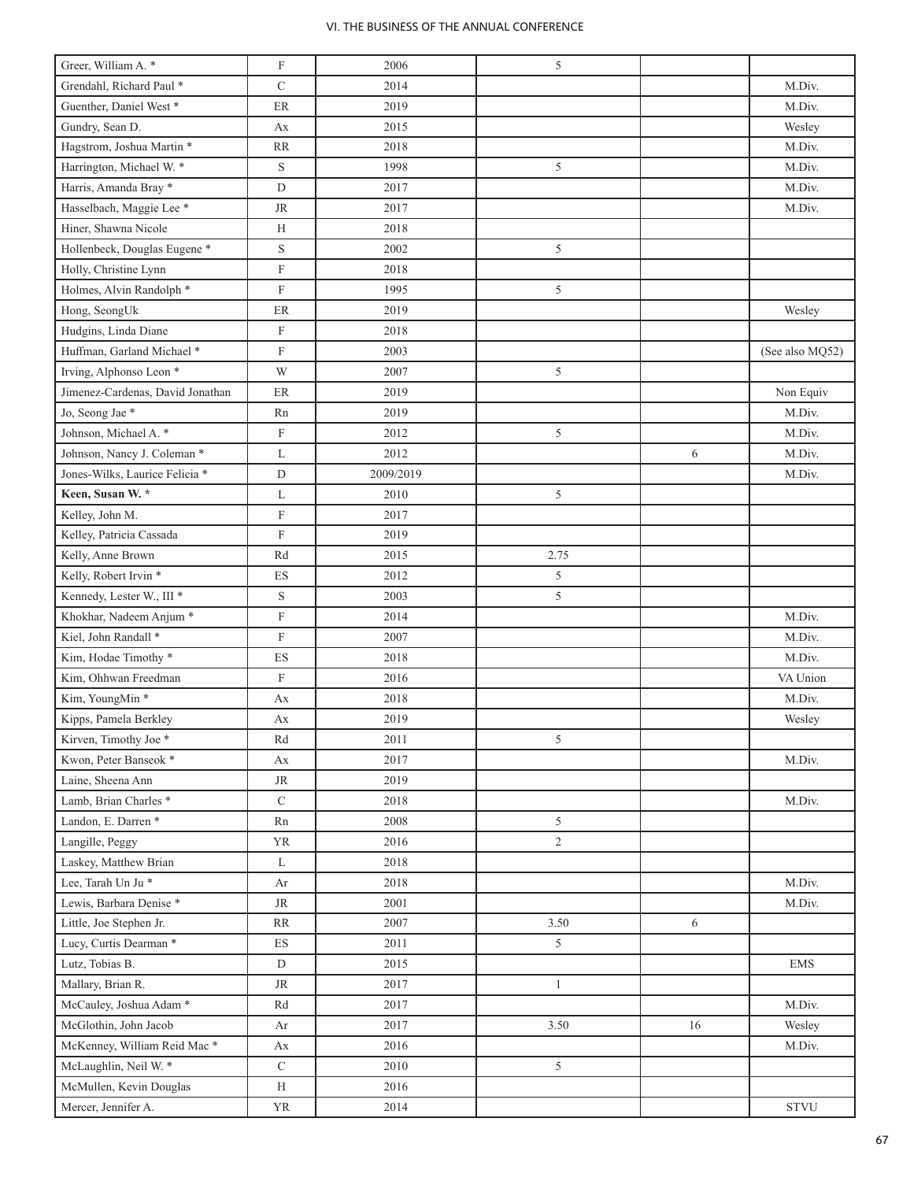| | | | | | |
|---|---|---|---|---|---|
| Greer, William A. * | F | 2006 | 5 | | |
| Grendahl, Richard Paul * | C | 2014 | | | M.Div. |
| Guenther, Daniel West * | ER | 2019 | | | M.Div. |
| Gundry, Sean D. | Ax | 2015 | | | Wesley |
| Hagstrom, Joshua Martin * | RR | 2018 | | | M.Div. |
| Harrington, Michael W. * | S | 1998 | 5 | | M.Div. |
| Harris, Amanda Bray * | D | 2017 | | | M.Div. |
| Hasselbach, Maggie Lee * | JR | 2017 | | | M.Div. |
| Hiner, Shawna Nicole | H | 2018 | | | |
| Hollenbeck, Douglas Eugene * | S | 2002 | 5 | | |
| Holly, Christine Lynn | F | 2018 | | | |
| Holmes, Alvin Randolph * | F | 1995 | 5 | | |
| Hong, SeongUk | ER | 2019 | | | Wesley |
| Hudgins, Linda Diane | F | 2018 | | | |
| Huffman, Garland Michael * | F | 2003 | | | (See also MQ52) |
| Irving, Alphonso Leon * | W | 2007 | 5 | | |
| Jimenez-Cardenas, David Jonathan | ER | 2019 | | | Non Equiv |
| Jo, Seong Jae * | Rn | 2019 | | | M.Div. |
| Johnson, Michael A. * | F | 2012 | 5 | | M.Div. |
| Johnson, Nancy J. Coleman * | L | 2012 | | 6 | M.Div. |
| Jones-Wilks, Laurice Felicia * | D | 2009/2019 | | | M.Div. |
| **Keen, Susan W. *** | L | 2010 | 5 | | |
| Kelley, John M. | F | 2017 | | | |
| Kelley, Patricia Cassada | F | 2019 | | | |
| Kelly, Anne Brown | Rd | 2015 | 2.75 | | |
| Kelly, Robert Irvin * | ES | 2012 | 5 | | |
| Kennedy, Lester W., III * | S | 2003 | 5 | | |
| Khokhar, Nadeem Anjum * | F | 2014 | | | M.Div. |
| Kiel, John Randall * | F | 2007 | | | M.Div. |
| Kim, Hodae Timothy * | ES | 2018 | | | M.Div. |
| Kim, Ohhwan Freedman | F | 2016 | | | VA Union |
| Kim, YoungMin * | Ax | 2018 | | | M.Div. |
| Kipps, Pamela Berkley | Ax | 2019 | | | Wesley |
| Kirven, Timothy Joe * | Rd | 2011 | 5 | | |
| Kwon, Peter Banseok * | Ax | 2017 | | | M.Div. |
| Laine, Sheena Ann | JR | 2019 | | | |
| Lamb, Brian Charles * | C | 2018 | | | M.Div. |
| Landon, E. Darren * | Rn | 2008 | 5 | | |
| Langille, Peggy | YR | 2016 | 2 | | |
| Laskey, Matthew Brian | L | 2018 | | | |
| Lee, Tarah Un Ju * | Ar | 2018 | | | M.Div. |
| Lewis, Barbara Denise * | JR | 2001 | | | M.Div. |
| Little, Joe Stephen Jr. | RR | 2007 | 3.50 | 6 | |
| Lucy, Curtis Dearman * | ES | 2011 | 5 | | |
| Lutz, Tobias B. | D | 2015 | | | EMS |
| Mallary, Brian R. | JR | 2017 | 1 | | |
| McCauley, Joshua Adam * | Rd | 2017 | | | M.Div. |
| McGlothin, John Jacob | Ar | 2017 | 3.50 | 16 | Wesley |
| McKenney, William Reid Mac * | Ax | 2016 | | | M.Div. |
| McLaughlin, Neil W. * | C | 2010 | 5 | | |
| McMullen, Kevin Douglas | H | 2016 | | | |
| Mercer, Jennifer A. | YR | 2014 | | | STVU |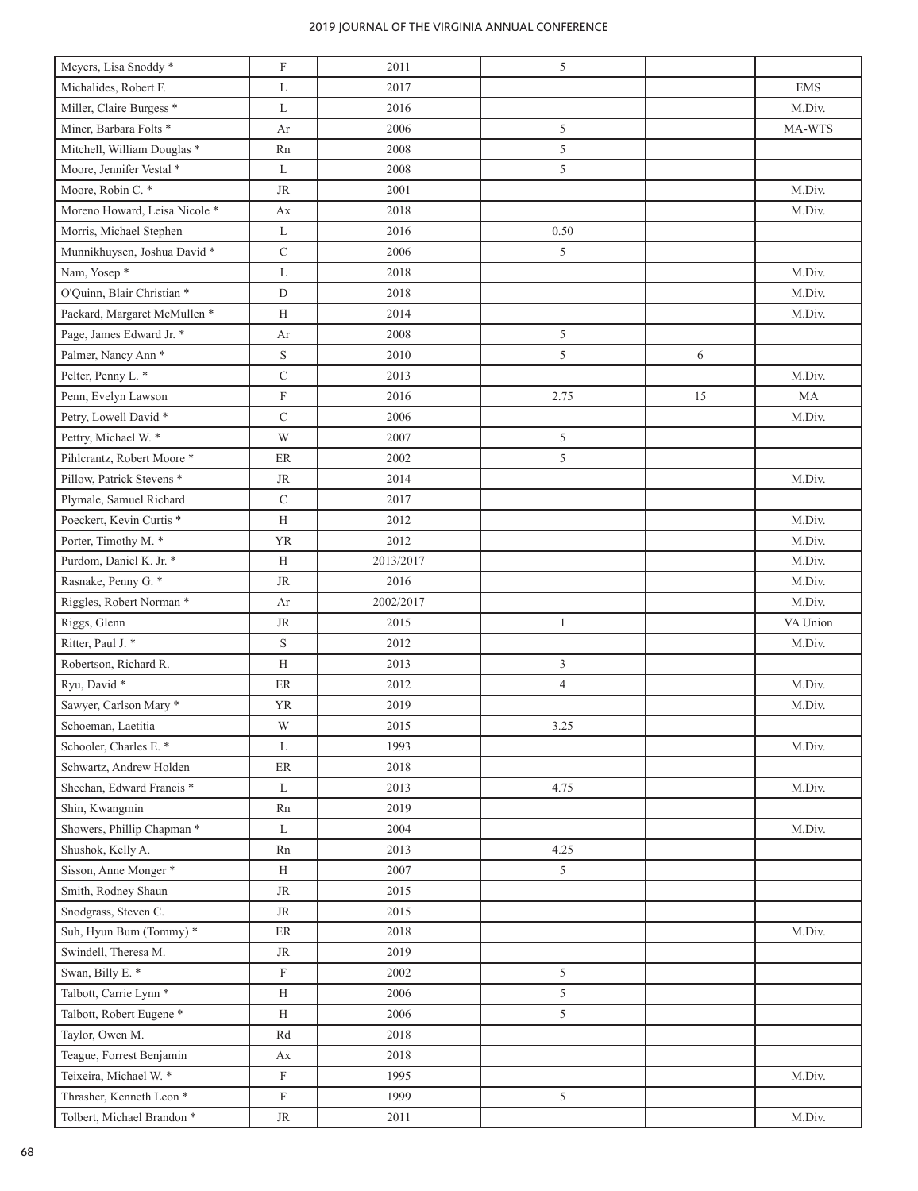| | | | | | |
|---|---|---|---|---|---|
| Meyers, Lisa Snoddy * | F | 2011 | 5 | | |
| Michalides, Robert F. | L | 2017 | | | EMS |
| Miller, Claire Burgess * | L | 2016 | | | M.Div. |
| Miner, Barbara Folts * | Ar | 2006 | 5 | | MA-WTS |
| Mitchell, William Douglas * | Rn | 2008 | 5 | | |
| Moore, Jennifer Vestal * | L | 2008 | 5 | | |
| Moore, Robin C. * | JR | 2001 | | | M.Div. |
| Moreno Howard, Leisa Nicole * | Ax | 2018 | | | M.Div. |
| Morris, Michael Stephen | L | 2016 | 0.50 | | |
| Munnikhuysen, Joshua David * | C | 2006 | 5 | | |
| Nam, Yosep * | L | 2018 | | | M.Div. |
| O'Quinn, Blair Christian * | D | 2018 | | | M.Div. |
| Packard, Margaret McMullen * | H | 2014 | | | M.Div. |
| Page, James Edward Jr. * | Ar | 2008 | 5 | | |
| Palmer, Nancy Ann * | S | 2010 | 5 | 6 | |
| Pelter, Penny L. * | C | 2013 | | | M.Div. |
| Penn, Evelyn Lawson | F | 2016 | 2.75 | 15 | MA |
| Petry, Lowell David * | C | 2006 | | | M.Div. |
| Pettry, Michael W. * | W | 2007 | 5 | | |
| Pihlcrantz, Robert Moore * | ER | 2002 | 5 | | |
| Pillow, Patrick Stevens * | JR | 2014 | | | M.Div. |
| Plymale, Samuel Richard | C | 2017 | | | |
| Poeckert, Kevin Curtis * | H | 2012 | | | M.Div. |
| Porter, Timothy M. * | YR | 2012 | | | M.Div. |
| Purdom, Daniel K. Jr. * | H | 2013/2017 | | | M.Div. |
| Rasnake, Penny G. * | JR | 2016 | | | M.Div. |
| Riggles, Robert Norman * | Ar | 2002/2017 | | | M.Div. |
| Riggs, Glenn | JR | 2015 | 1 | | VA Union |
| Ritter, Paul J. * | S | 2012 | | | M.Div. |
| Robertson, Richard R. | H | 2013 | 3 | | |
| Ryu, David * | ER | 2012 | 4 | | M.Div. |
| Sawyer, Carlson Mary * | YR | 2019 | | | M.Div. |
| Schoeman, Laetitia | W | 2015 | 3.25 | | |
| Schooler, Charles E. * | L | 1993 | | | M.Div. |
| Schwartz, Andrew Holden | ER | 2018 | | | |
| Sheehan, Edward Francis * | L | 2013 | 4.75 | | M.Div. |
| Shin, Kwangmin | Rn | 2019 | | | |
| Showers, Phillip Chapman * | L | 2004 | | | M.Div. |
| Shushok, Kelly A. | Rn | 2013 | 4.25 | | |
| Sisson, Anne Monger * | H | 2007 | 5 | | |
| Smith, Rodney Shaun | JR | 2015 | | | |
| Snodgrass, Steven C. | JR | 2015 | | | |
| Suh, Hyun Bum (Tommy) * | ER | 2018 | | | M.Div. |
| Swindell, Theresa M. | JR | 2019 | | | |
| Swan, Billy E. * | F | 2002 | 5 | | |
| Talbott, Carrie Lynn * | H | 2006 | 5 | | |
| Talbott, Robert Eugene * | H | 2006 | 5 | | |
| Taylor, Owen M. | Rd | 2018 | | | |
| Teague, Forrest Benjamin | Ax | 2018 | | | |
| Teixeira, Michael W. * | F | 1995 | | | M.Div. |
| Thrasher, Kenneth Leon * | F | 1999 | 5 | | |
| Tolbert, Michael Brandon * | JR | 2011 | | | M.Div. |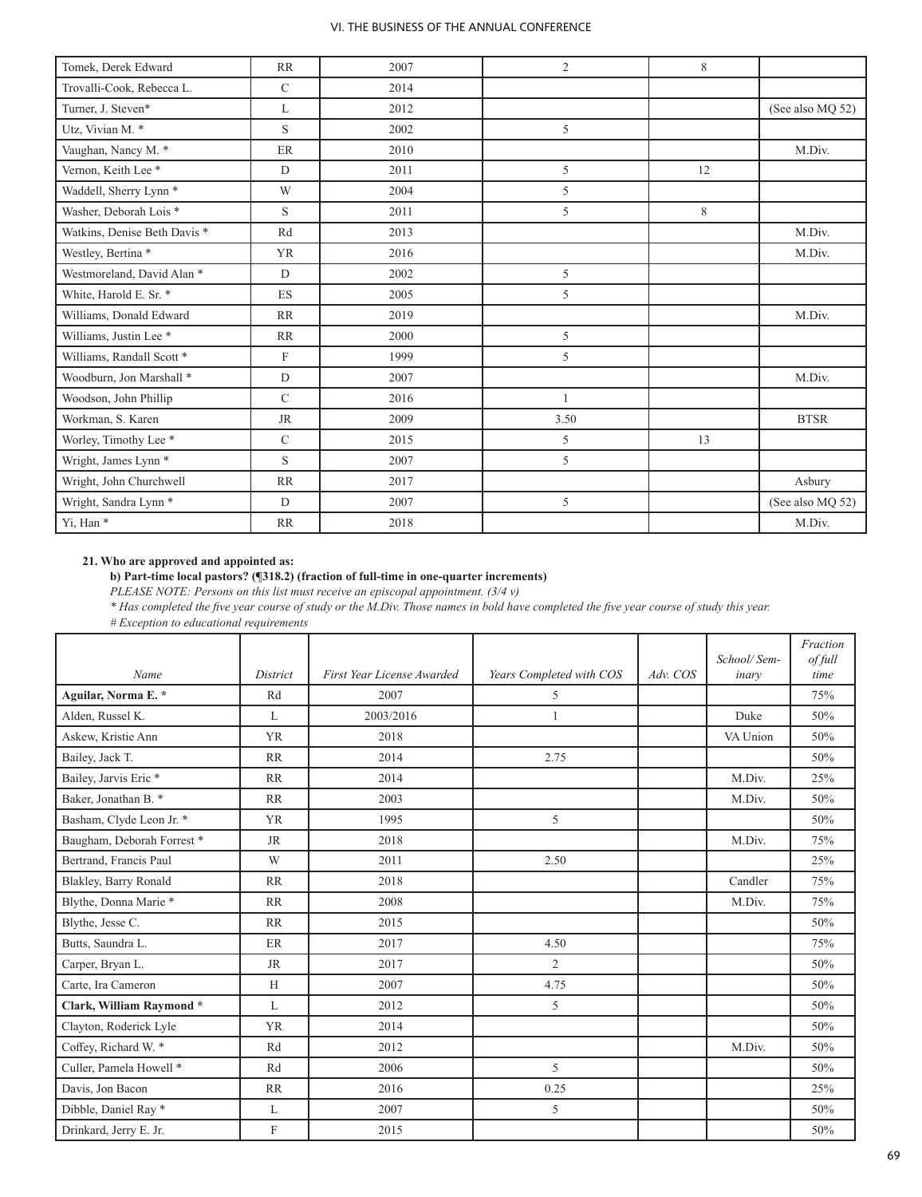| Tomek, Derek Edward | RR | 2007 | 2 | 8 | |
|---|---|---|---|---|---|
| Trovalli-Cook, Rebecca L. | C | 2014 | | | |
| Turner, J. Steven* | L | 2012 | | | (See also MQ 52) |
| Utz, Vivian M. * | S | 2002 | 5 | | |
| Vaughan, Nancy M. * | ER | 2010 | | | M.Div. |
| Vernon, Keith Lee * | D | 2011 | 5 | 12 | |
| Waddell, Sherry Lynn * | W | 2004 | 5 | | |
| Washer, Deborah Lois * | S | 2011 | 5 | 8 | |
| Watkins, Denise Beth Davis * | Rd | 2013 | | | M.Div. |
| Westley, Bertina * | YR | 2016 | | | M.Div. |
| Westmoreland, David Alan * | D | 2002 | 5 | | |
| White, Harold E. Sr. * | ES | 2005 | 5 | | |
| Williams, Donald Edward | RR | 2019 | | | M.Div. |
| Williams, Justin Lee * | RR | 2000 | 5 | | |
| Williams, Randall Scott * | F | 1999 | 5 | | |
| Woodburn, Jon Marshall * | D | 2007 | | | M.Div. |
| Woodson, John Phillip | C | 2016 | 1 | | |
| Workman, S. Karen | JR | 2009 | 3.50 | | BTSR |
| Worley, Timothy Lee * | C | 2015 | 5 | 13 | |
| Wright, James Lynn * | S | 2007 | 5 | | |
| Wright, John Churchwell | RR | 2017 | | | Asbury |
| Wright, Sandra Lynn * | D | 2007 | 5 | | (See also MQ 52) |
| Yi, Han * | RR | 2018 | | | M.Div. |

**21. Who are approved and appointed as:**

**b) Part-time local pastors? (¶318.2) (fraction of full-time in one-quarter increments)**

*PLEASE NOTE: Persons on this list must receive an episcopal appointment. (3/4 v)*

*\* Has completed the five year course of study or the M.Div. Those names in bold have completed the five year course of study this year.*

*# Exception to educational requirements*

| *Name* | *District* | *First Year License Awarded* | *Years Completed with COS* | *Adv. COS* | *School/ Seminary* | *Fraction of full time* |
|---|---|---|---|---|---|---|
| **Aguilar, Norma E. \*** | Rd | 2007 | 5 | | | 75% |
| Alden, Russel K. | L | 2003/2016 | 1 | | Duke | 50% |
| Askew, Kristie Ann | YR | 2018 | | | VA Union | 50% |
| Bailey, Jack T. | RR | 2014 | 2.75 | | | 50% |
| Bailey, Jarvis Eric * | RR | 2014 | | | M.Div. | 25% |
| Baker, Jonathan B. * | RR | 2003 | | | M.Div. | 50% |
| Basham, Clyde Leon Jr. * | YR | 1995 | 5 | | | 50% |
| Baugham, Deborah Forrest * | JR | 2018 | | | M.Div. | 75% |
| Bertrand, Francis Paul | W | 2011 | 2.50 | | | 25% |
| Blakley, Barry Ronald | RR | 2018 | | | Candler | 75% |
| Blythe, Donna Marie * | RR | 2008 | | | M.Div. | 75% |
| Blythe, Jesse C. | RR | 2015 | | | | 50% |
| Butts, Saundra L. | ER | 2017 | 4.50 | | | 75% |
| Carper, Bryan L. | JR | 2017 | 2 | | | 50% |
| Carte, Ira Cameron | H | 2007 | 4.75 | | | 50% |
| **Clark, William Raymond \*** | L | 2012 | 5 | | | 50% |
| Clayton, Roderick Lyle | YR | 2014 | | | | 50% |
| Coffey, Richard W. * | Rd | 2012 | | | M.Div. | 50% |
| Culler, Pamela Howell * | Rd | 2006 | 5 | | | 50% |
| Davis, Jon Bacon | RR | 2016 | 0.25 | | | 25% |
| Dibble, Daniel Ray * | L | 2007 | 5 | | | 50% |
| Drinkard, Jerry E. Jr. | F | 2015 | | | | 50% |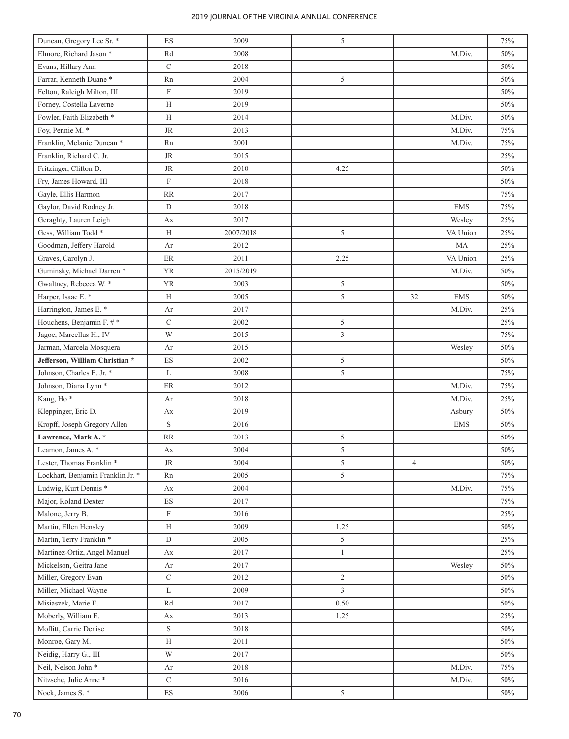| | | | | | | |
|---|---|---|---|---|---|---|
| Duncan, Gregory Lee Sr. * | ES | 2009 | 5 | | | 75% |
| Elmore, Richard Jason * | Rd | 2008 | | | M.Div. | 50% |
| Evans, Hillary Ann | C | 2018 | | | | 50% |
| Farrar, Kenneth Duane * | Rn | 2004 | 5 | | | 50% |
| Felton, Raleigh Milton, III | F | 2019 | | | | 50% |
| Forney, Costella Laverne | H | 2019 | | | | 50% |
| Fowler, Faith Elizabeth * | H | 2014 | | | M.Div. | 50% |
| Foy, Pennie M. * | JR | 2013 | | | M.Div. | 75% |
| Franklin, Melanie Duncan * | Rn | 2001 | | | M.Div. | 75% |
| Franklin, Richard C. Jr. | JR | 2015 | | | | 25% |
| Fritzinger, Clifton D. | JR | 2010 | 4.25 | | | 50% |
| Fry, James Howard, III | F | 2018 | | | | 50% |
| Gayle, Ellis Harmon | RR | 2017 | | | | 75% |
| Gaylor, David Rodney Jr. | D | 2018 | | | EMS | 75% |
| Geraghty, Lauren Leigh | Ax | 2017 | | | Wesley | 25% |
| Gess, William Todd * | H | 2007/2018 | 5 | | VA Union | 25% |
| Goodman, Jeffery Harold | Ar | 2012 | | | MA | 25% |
| Graves, Carolyn J. | ER | 2011 | 2.25 | | VA Union | 25% |
| Guminsky, Michael Darren * | YR | 2015/2019 | | | M.Div. | 50% |
| Gwaltney, Rebecca W. * | YR | 2003 | 5 | | | 50% |
| Harper, Isaac E. * | H | 2005 | 5 | 32 | EMS | 50% |
| Harrington, James E. * | Ar | 2017 | | | M.Div. | 25% |
| Houchens, Benjamin F. # * | C | 2002 | 5 | | | 25% |
| Jagoe, Marcellus H., IV | W | 2015 | 3 | | | 75% |
| Jarman, Marcela Mosquera | Ar | 2015 | | | Wesley | 50% |
| **Jefferson, William Christian *** | ES | 2002 | 5 | | | 50% |
| Johnson, Charles E. Jr. * | L | 2008 | 5 | | | 75% |
| Johnson, Diana Lynn * | ER | 2012 | | | M.Div. | 75% |
| Kang, Ho * | Ar | 2018 | | | M.Div. | 25% |
| Kleppinger, Eric D. | Ax | 2019 | | | Asbury | 50% |
| Kropff, Joseph Gregory Allen | S | 2016 | | | EMS | 50% |
| **Lawrence, Mark A. *** | RR | 2013 | 5 | | | 50% |
| Leamon, James A. * | Ax | 2004 | 5 | | | 50% |
| Lester, Thomas Franklin * | JR | 2004 | 5 | 4 | | 50% |
| Lockhart, Benjamin Franklin Jr. * | Rn | 2005 | 5 | | | 75% |
| Ludwig, Kurt Dennis * | Ax | 2004 | | | M.Div. | 75% |
| Major, Roland Dexter | ES | 2017 | | | | 75% |
| Malone, Jerry B. | F | 2016 | | | | 25% |
| Martin, Ellen Hensley | H | 2009 | 1.25 | | | 50% |
| Martin, Terry Franklin * | D | 2005 | 5 | | | 25% |
| Martinez-Ortiz, Angel Manuel | Ax | 2017 | 1 | | | 25% |
| Mickelson, Geitra Jane | Ar | 2017 | | | Wesley | 50% |
| Miller, Gregory Evan | C | 2012 | 2 | | | 50% |
| Miller, Michael Wayne | L | 2009 | 3 | | | 50% |
| Misiaszek, Marie E. | Rd | 2017 | 0.50 | | | 50% |
| Moberly, William E. | Ax | 2013 | 1.25 | | | 25% |
| Moffitt, Carrie Denise | S | 2018 | | | | 50% |
| Monroe, Gary M. | H | 2011 | | | | 50% |
| Neidig, Harry G., III | W | 2017 | | | | 50% |
| Neil, Nelson John * | Ar | 2018 | | | M.Div. | 75% |
| Nitzsche, Julie Anne * | C | 2016 | | | M.Div. | 50% |
| Nock, James S. * | ES | 2006 | 5 | | | 50% |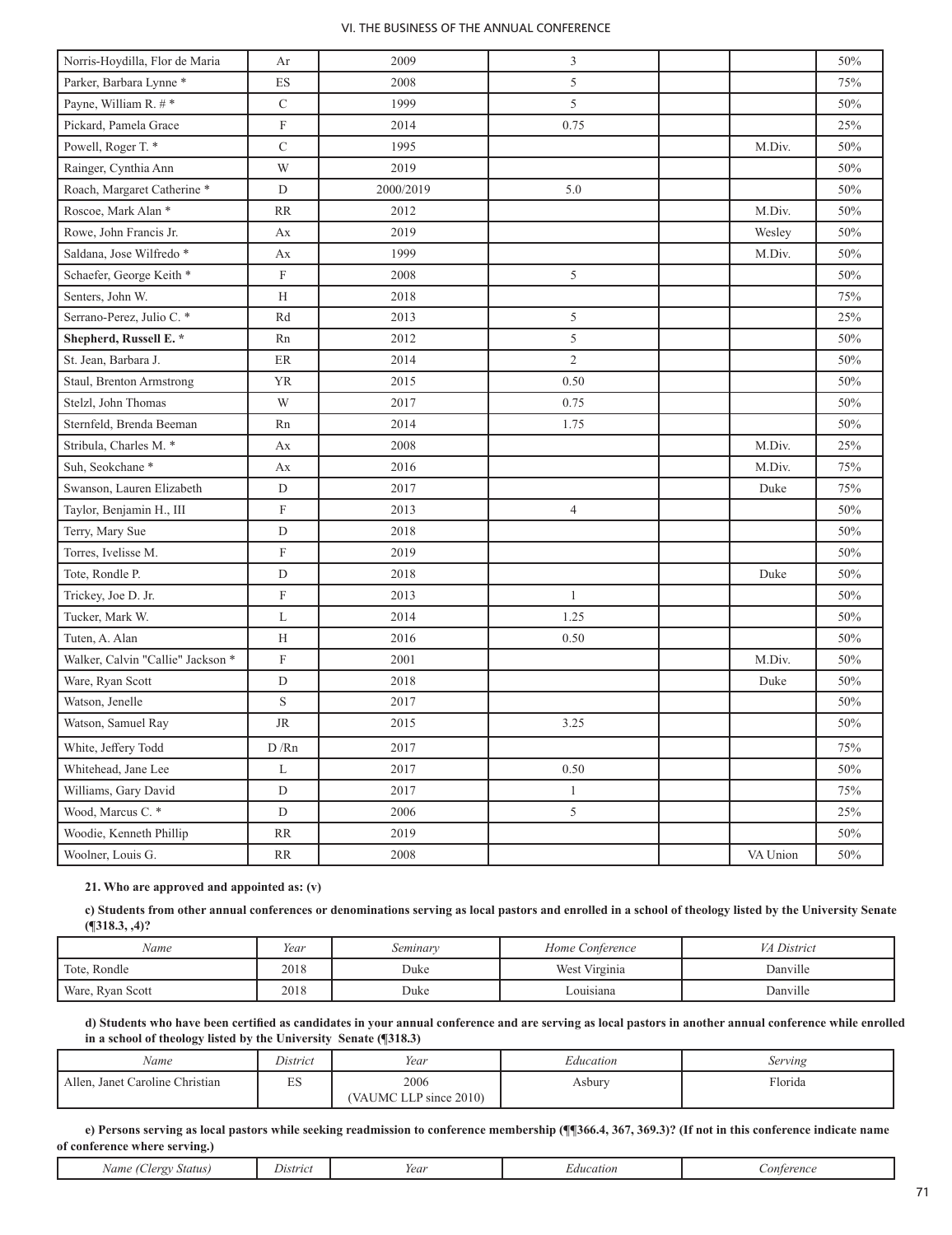| | | | | | | |
|---|---|---|---|---|---|---|
| Norris-Hoydilla, Flor de Maria | Ar | 2009 | 3 | | | 50% |
| Parker, Barbara Lynne * | ES | 2008 | 5 | | | 75% |
| Payne, William R. # * | C | 1999 | 5 | | | 50% |
| Pickard, Pamela Grace | F | 2014 | 0.75 | | | 25% |
| Powell, Roger T. * | C | 1995 | | | M.Div. | 50% |
| Rainger, Cynthia Ann | W | 2019 | | | | 50% |
| Roach, Margaret Catherine * | D | 2000/2019 | 5.0 | | | 50% |
| Roscoe, Mark Alan * | RR | 2012 | | | M.Div. | 50% |
| Rowe, John Francis Jr. | Ax | 2019 | | | Wesley | 50% |
| Saldana, Jose Wilfredo * | Ax | 1999 | | | M.Div. | 50% |
| Schaefer, George Keith * | F | 2008 | 5 | | | 50% |
| Senters, John W. | H | 2018 | | | | 75% |
| Serrano-Perez, Julio C. * | Rd | 2013 | 5 | | | 25% |
| **Shepherd, Russell E. *** | Rn | 2012 | 5 | | | 50% |
| St. Jean, Barbara J. | ER | 2014 | 2 | | | 50% |
| Staul, Brenton Armstrong | YR | 2015 | 0.50 | | | 50% |
| Stelzl, John Thomas | W | 2017 | 0.75 | | | 50% |
| Sternfeld, Brenda Beeman | Rn | 2014 | 1.75 | | | 50% |
| Stribula, Charles M. * | Ax | 2008 | | | M.Div. | 25% |
| Suh, Seokchane * | Ax | 2016 | | | M.Div. | 75% |
| Swanson, Lauren Elizabeth | D | 2017 | | | Duke | 75% |
| Taylor, Benjamin H., III | F | 2013 | 4 | | | 50% |
| Terry, Mary Sue | D | 2018 | | | | 50% |
| Torres, Ivelisse M. | F | 2019 | | | | 50% |
| Tote, Rondle P. | D | 2018 | | | Duke | 50% |
| Trickey, Joe D. Jr. | F | 2013 | 1 | | | 50% |
| Tucker, Mark W. | L | 2014 | 1.25 | | | 50% |
| Tuten, A. Alan | H | 2016 | 0.50 | | | 50% |
| Walker, Calvin "Callie" Jackson * | F | 2001 | | | M.Div. | 50% |
| Ware, Ryan Scott | D | 2018 | | | Duke | 50% |
| Watson, Jenelle | S | 2017 | | | | 50% |
| Watson, Samuel Ray | JR | 2015 | 3.25 | | | 50% |
| White, Jeffery Todd | D /Rn | 2017 | | | | 75% |
| Whitehead, Jane Lee | L | 2017 | 0.50 | | | 50% |
| Williams, Gary David | D | 2017 | 1 | | | 75% |
| Wood, Marcus C. * | D | 2006 | 5 | | | 25% |
| Woodie, Kenneth Phillip | RR | 2019 | | | | 50% |
| Woolner, Louis G. | RR | 2008 | | | VA Union | 50% |

**21. Who are approved and appointed as: (v)**

**c) Students from other annual conferences or denominations serving as local pastors and enrolled in a school of theology listed by the University Senate (¶318.3, ,4)?**

| *Name* | *Year* | *Seminary* | *Home Conference* | *VA District* |
|---|---|---|---|---|
| Tote, Rondle | 2018 | Duke | West Virginia | Danville |
| Ware, Ryan Scott | 2018 | Duke | Louisiana | Danville |

**d) Students who have been certified as candidates in your annual conference and are serving as local pastors in another annual conference while enrolled in a school of theology listed by the University Senate (¶318.3)**

| *Name* | *District* | *Year* | *Education* | *Serving* |
|---|---|---|---|---|
| Allen, Janet Caroline Christian | ES | 2006 (VAUMC LLP since 2010) | Asbury | Florida |

**e) Persons serving as local pastors while seeking readmission to conference membership (¶¶366.4, 367, 369.3)? (If not in this conference indicate name of conference where serving.)**

| *Name (Clergy Status)* | *District* | *Year* | *Education* | *Conference* |
|---|---|---|---|---|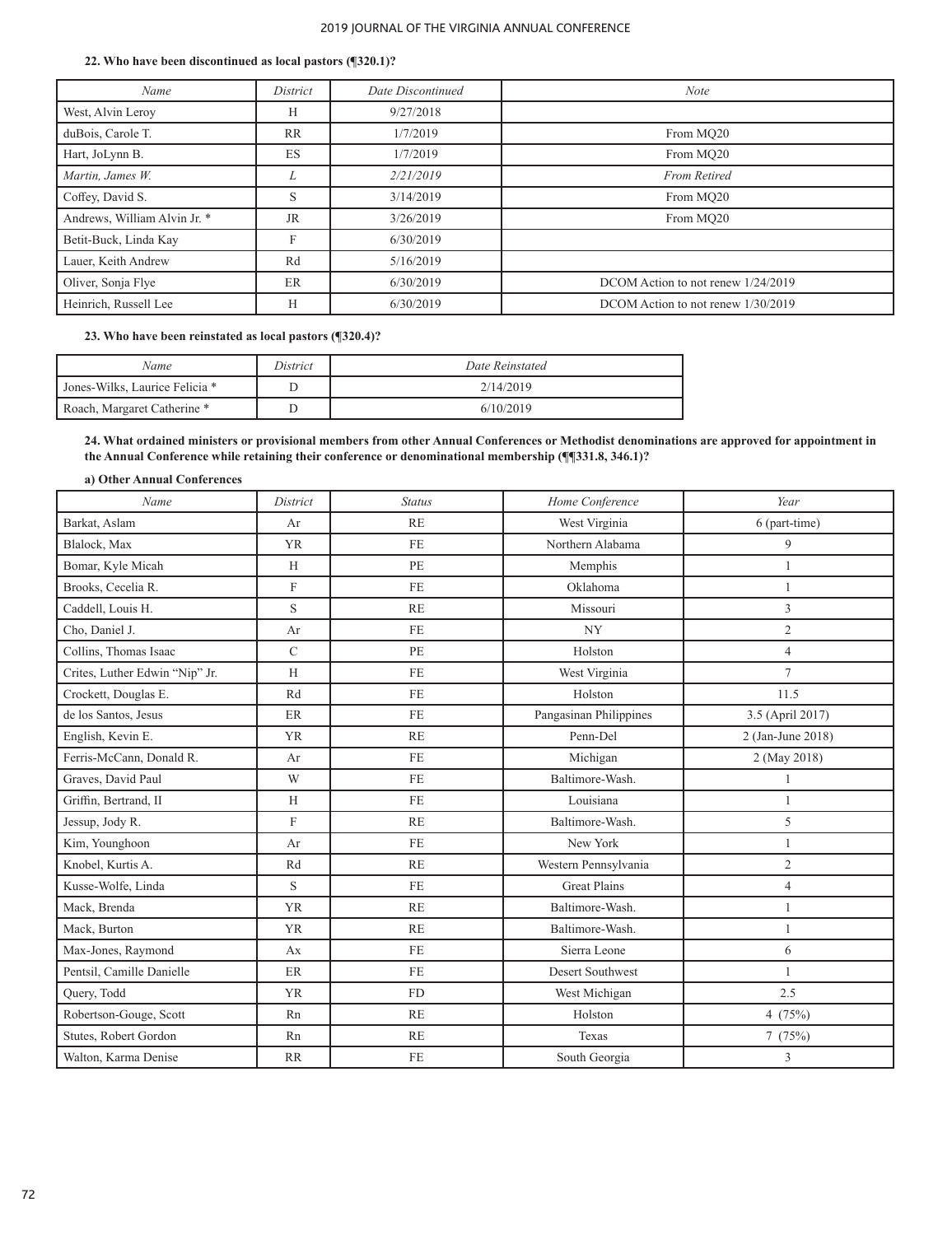**22. Who have been discontinued as local pastors (¶320.1)?**

| *Name* | *District* | *Date Discontinued* | *Note* |
|---|---|---|---|
| West, Alvin Leroy | H | 9/27/2018 | |
| duBois, Carole T. | RR | 1/7/2019 | From MQ20 |
| Hart, JoLynn B. | ES | 1/7/2019 | From MQ20 |
| *Martin, James W.* | *L* | *2/21/2019* | *From Retired* |
| Coffey, David S. | S | 3/14/2019 | From MQ20 |
| Andrews, William Alvin Jr. * | JR | 3/26/2019 | From MQ20 |
| Betit-Buck, Linda Kay | F | 6/30/2019 | |
| Lauer, Keith Andrew | Rd | 5/16/2019 | |
| Oliver, Sonja Flye | ER | 6/30/2019 | DCOM Action to not renew 1/24/2019 |
| Heinrich, Russell Lee | H | 6/30/2019 | DCOM Action to not renew 1/30/2019 |

**23. Who have been reinstated as local pastors (¶320.4)?**

| *Name* | *District* | *Date Reinstated* |
|---|---|---|
| Jones-Wilks, Laurice Felicia * | D | 2/14/2019 |
| Roach, Margaret Catherine * | D | 6/10/2019 |

**24. What ordained ministers or provisional members from other Annual Conferences or Methodist denominations are approved for appointment in the Annual Conference while retaining their conference or denominational membership (¶¶331.8, 346.1)?**

**a) Other Annual Conferences**

| *Name* | *District* | *Status* | *Home Conference* | *Year* |
|---|---|---|---|---|
| Barkat, Aslam | Ar | RE | West Virginia | 6 (part-time) |
| Blalock, Max | YR | FE | Northern Alabama | 9 |
| Bomar, Kyle Micah | H | PE | Memphis | 1 |
| Brooks, Cecelia R. | F | FE | Oklahoma | 1 |
| Caddell, Louis H. | S | RE | Missouri | 3 |
| Cho, Daniel J. | Ar | FE | NY | 2 |
| Collins, Thomas Isaac | C | PE | Holston | 4 |
| Crites, Luther Edwin "Nip" Jr. | H | FE | West Virginia | 7 |
| Crockett, Douglas E. | Rd | FE | Holston | 11.5 |
| de los Santos, Jesus | ER | FE | Pangasinan Philippines | 3.5 (April 2017) |
| English, Kevin E. | YR | RE | Penn-Del | 2 (Jan-June 2018) |
| Ferris-McCann, Donald R. | Ar | FE | Michigan | 2 (May 2018) |
| Graves, David Paul | W | FE | Baltimore-Wash. | 1 |
| Griffin, Bertrand, II | H | FE | Louisiana | 1 |
| Jessup, Jody R. | F | RE | Baltimore-Wash. | 5 |
| Kim, Younghoon | Ar | FE | New York | 1 |
| Knobel, Kurtis A. | Rd | RE | Western Pennsylvania | 2 |
| Kusse-Wolfe, Linda | S | FE | Great Plains | 4 |
| Mack, Brenda | YR | RE | Baltimore-Wash. | 1 |
| Mack, Burton | YR | RE | Baltimore-Wash. | 1 |
| Max-Jones, Raymond | Ax | FE | Sierra Leone | 6 |
| Pentsil, Camille Danielle | ER | FE | Desert Southwest | 1 |
| Query, Todd | YR | FD | West Michigan | 2.5 |
| Robertson-Gouge, Scott | Rn | RE | Holston | 4 (75%) |
| Stutes, Robert Gordon | Rn | RE | Texas | 7 (75%) |
| Walton, Karma Denise | RR | FE | South Georgia | 3 |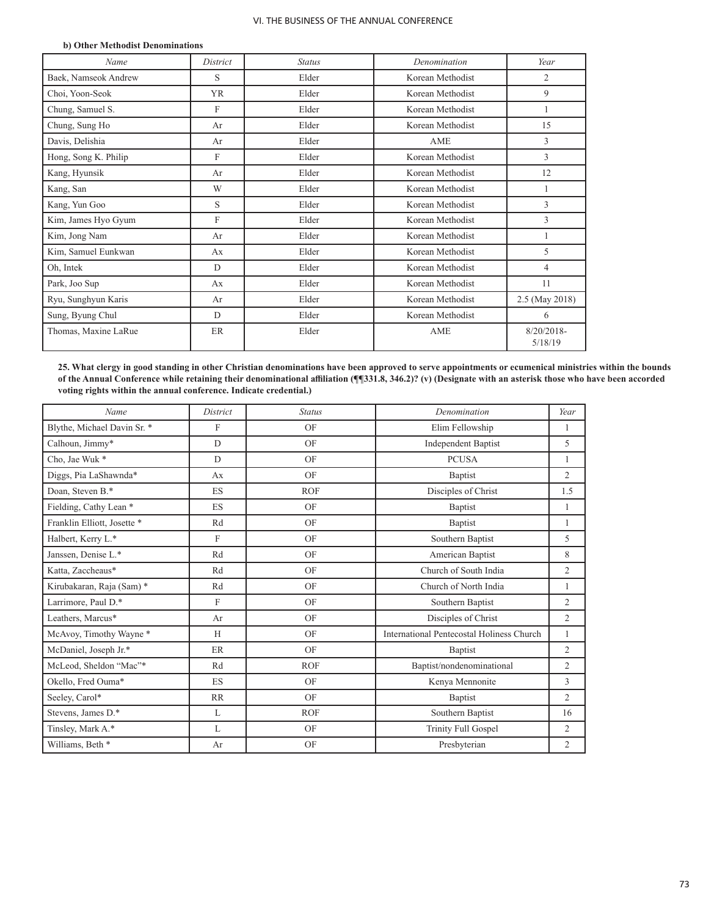**b) Other Methodist Denominations**

| Name | District | Status | Denomination | Year |
|---|---|---|---|---|
| Baek, Namseok Andrew | S | Elder | Korean Methodist | 2 |
| Choi, Yoon-Seok | YR | Elder | Korean Methodist | 9 |
| Chung, Samuel S. | F | Elder | Korean Methodist | 1 |
| Chung, Sung Ho | Ar | Elder | Korean Methodist | 15 |
| Davis, Delishia | Ar | Elder | AME | 3 |
| Hong, Song K. Philip | F | Elder | Korean Methodist | 3 |
| Kang, Hyunsik | Ar | Elder | Korean Methodist | 12 |
| Kang, San | W | Elder | Korean Methodist | 1 |
| Kang, Yun Goo | S | Elder | Korean Methodist | 3 |
| Kim, James Hyo Gyum | F | Elder | Korean Methodist | 3 |
| Kim, Jong Nam | Ar | Elder | Korean Methodist | 1 |
| Kim, Samuel Eunkwan | Ax | Elder | Korean Methodist | 5 |
| Oh, Intek | D | Elder | Korean Methodist | 4 |
| Park, Joo Sup | Ax | Elder | Korean Methodist | 11 |
| Ryu, Sunghyun Karis | Ar | Elder | Korean Methodist | 2.5 (May 2018) |
| Sung, Byung Chul | D | Elder | Korean Methodist | 6 |
| Thomas, Maxine LaRue | ER | Elder | AME | 8/20/2018-5/18/19 |

**25. What clergy in good standing in other Christian denominations have been approved to serve appointments or ecumenical ministries within the bounds of the Annual Conference while retaining their denominational affiliation (¶¶331.8, 346.2)? (v) (Designate with an asterisk those who have been accorded voting rights within the annual conference. Indicate credential.)**

| Name | District | Status | Denomination | Year |
|---|---|---|---|---|
| Blythe, Michael Davin Sr. * | F | OF | Elim Fellowship | 1 |
| Calhoun, Jimmy* | D | OF | Independent Baptist | 5 |
| Cho, Jae Wuk * | D | OF | PCUSA | 1 |
| Diggs, Pia LaShawnda* | Ax | OF | Baptist | 2 |
| Doan, Steven B.* | ES | ROF | Disciples of Christ | 1.5 |
| Fielding, Cathy Lean * | ES | OF | Baptist | 1 |
| Franklin Elliott, Josette * | Rd | OF | Baptist | 1 |
| Halbert, Kerry L.* | F | OF | Southern Baptist | 5 |
| Janssen, Denise L.* | Rd | OF | American Baptist | 8 |
| Katta, Zaccheaus* | Rd | OF | Church of South India | 2 |
| Kirubakaran, Raja (Sam) * | Rd | OF | Church of North India | 1 |
| Larrimore, Paul D.* | F | OF | Southern Baptist | 2 |
| Leathers, Marcus* | Ar | OF | Disciples of Christ | 2 |
| McAvoy, Timothy Wayne * | H | OF | International Pentecostal Holiness Church | 1 |
| McDaniel, Joseph Jr.* | ER | OF | Baptist | 2 |
| McLeod, Sheldon "Mac"* | Rd | ROF | Baptist/nondenominational | 2 |
| Okello, Fred Ouma* | ES | OF | Kenya Mennonite | 3 |
| Seeley, Carol* | RR | OF | Baptist | 2 |
| Stevens, James D.* | L | ROF | Southern Baptist | 16 |
| Tinsley, Mark A.* | L | OF | Trinity Full Gospel | 2 |
| Williams, Beth * | Ar | OF | Presbyterian | 2 |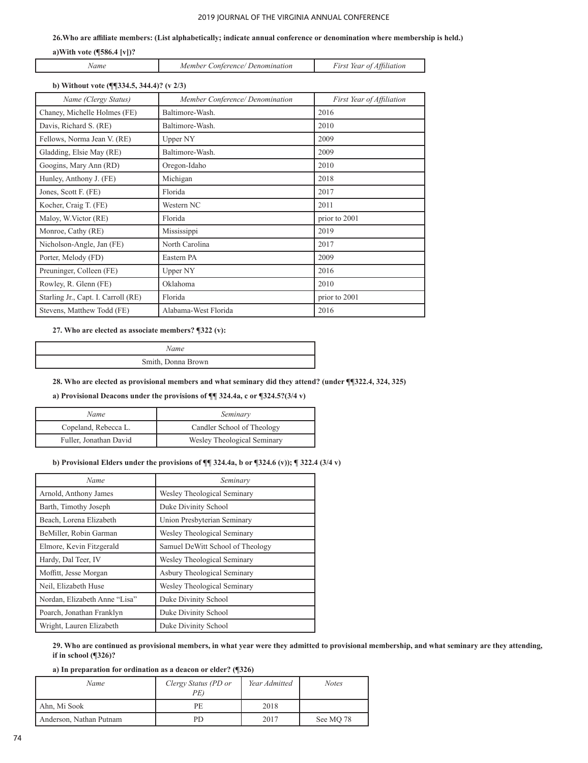**26.Who are affiliate members: (List alphabetically; indicate annual conference or denomination where membership is held.)**

**a)With vote (¶586.4 [v])?**

| *Name* | *Member Conference/ Denomination* | *First Year of Affiliation* |
|---|---|---|

**b) Without vote (¶¶334.5, 344.4)? (v 2/3)**

| *Name (Clergy Status)* | *Member Conference/ Denomination* | *First Year of Affiliation* |
|---|---|---|
| Chaney, Michelle Holmes (FE) | Baltimore-Wash. | 2016 |
| Davis, Richard S. (RE) | Baltimore-Wash. | 2010 |
| Fellows, Norma Jean V. (RE) | Upper NY | 2009 |
| Gladding, Elsie May (RE) | Baltimore-Wash. | 2009 |
| Googins, Mary Ann (RD) | Oregon-Idaho | 2010 |
| Hunley, Anthony J. (FE) | Michigan | 2018 |
| Jones, Scott F. (FE) | Florida | 2017 |
| Kocher, Craig T. (FE) | Western NC | 2011 |
| Maloy, W.Victor (RE) | Florida | prior to 2001 |
| Monroe, Cathy (RE) | Mississippi | 2019 |
| Nicholson-Angle, Jan (FE) | North Carolina | 2017 |
| Porter, Melody (FD) | Eastern PA | 2009 |
| Preuninger, Colleen (FE) | Upper NY | 2016 |
| Rowley, R. Glenn (FE) | Oklahoma | 2010 |
| Starling Jr., Capt. I. Carroll (RE) | Florida | prior to 2001 |
| Stevens, Matthew Todd (FE) | Alabama-West Florida | 2016 |

**27. Who are elected as associate members? ¶322 (v):**

| *Name* |
|---|
| Smith, Donna Brown |

**28. Who are elected as provisional members and what seminary did they attend? (under ¶¶322.4, 324, 325)**

**a) Provisional Deacons under the provisions of ¶¶ 324.4a, c or ¶324.5?(3/4 v)**

| *Name* | *Seminary* |
|---|---|
| Copeland, Rebecca L. | Candler School of Theology |
| Fuller, Jonathan David | Wesley Theological Seminary |

**b) Provisional Elders under the provisions of ¶¶ 324.4a, b or ¶324.6 (v)); ¶ 322.4 (3/4 v)**

| *Name* | *Seminary* |
|---|---|
| Arnold, Anthony James | Wesley Theological Seminary |
| Barth, Timothy Joseph | Duke Divinity School |
| Beach, Lorena Elizabeth | Union Presbyterian Seminary |
| BeMiller, Robin Garman | Wesley Theological Seminary |
| Elmore, Kevin Fitzgerald | Samuel DeWitt School of Theology |
| Hardy, Dal Teer, IV | Wesley Theological Seminary |
| Moffitt, Jesse Morgan | Asbury Theological Seminary |
| Neil, Elizabeth Huse | Wesley Theological Seminary |
| Nordan, Elizabeth Anne "Lisa" | Duke Divinity School |
| Poarch, Jonathan Franklyn | Duke Divinity School |
| Wright, Lauren Elizabeth | Duke Divinity School |

**29. Who are continued as provisional members, in what year were they admitted to provisional membership, and what seminary are they attending, if in school (¶326)?**

**a) In preparation for ordination as a deacon or elder? (¶326)**

| *Name* | *Clergy Status (PD or PE)* | *Year Admitted* | *Notes* |
|---|---|---|---|
| Ahn, Mi Sook | PE | 2018 | |
| Anderson, Nathan Putnam | PD | 2017 | See MQ 78 |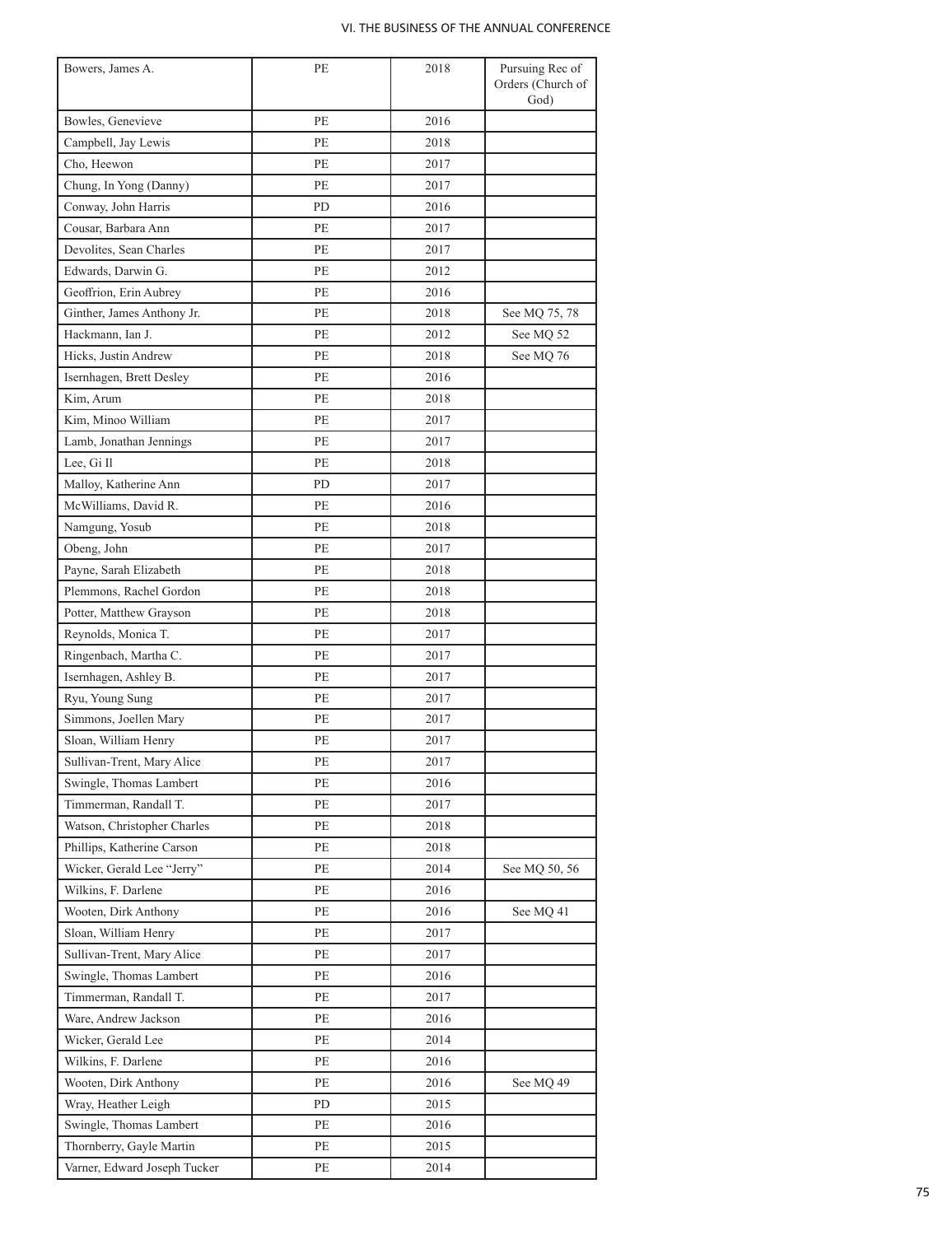| Bowers, James A. | PE | 2018 | Pursuing Rec of Orders (Church of God) |
|---|---|---|---|
| Bowles, Genevieve | PE | 2016 | |
| Campbell, Jay Lewis | PE | 2018 | |
| Cho, Heewon | PE | 2017 | |
| Chung, In Yong (Danny) | PE | 2017 | |
| Conway, John Harris | PD | 2016 | |
| Cousar, Barbara Ann | PE | 2017 | |
| Devolites, Sean Charles | PE | 2017 | |
| Edwards, Darwin G. | PE | 2012 | |
| Geoffrion, Erin Aubrey | PE | 2016 | |
| Ginther, James Anthony Jr. | PE | 2018 | See MQ 75, 78 |
| Hackmann, Ian J. | PE | 2012 | See MQ 52 |
| Hicks, Justin Andrew | PE | 2018 | See MQ 76 |
| Isernhagen, Brett Desley | PE | 2016 | |
| Kim, Arum | PE | 2018 | |
| Kim, Minoo William | PE | 2017 | |
| Lamb, Jonathan Jennings | PE | 2017 | |
| Lee, Gi Il | PE | 2018 | |
| Malloy, Katherine Ann | PD | 2017 | |
| McWilliams, David R. | PE | 2016 | |
| Namgung, Yosub | PE | 2018 | |
| Obeng, John | PE | 2017 | |
| Payne, Sarah Elizabeth | PE | 2018 | |
| Plemmons, Rachel Gordon | PE | 2018 | |
| Potter, Matthew Grayson | PE | 2018 | |
| Reynolds, Monica T. | PE | 2017 | |
| Ringenbach, Martha C. | PE | 2017 | |
| Isernhagen, Ashley B. | PE | 2017 | |
| Ryu, Young Sung | PE | 2017 | |
| Simmons, Joellen Mary | PE | 2017 | |
| Sloan, William Henry | PE | 2017 | |
| Sullivan-Trent, Mary Alice | PE | 2017 | |
| Swingle, Thomas Lambert | PE | 2016 | |
| Timmerman, Randall T. | PE | 2017 | |
| Watson, Christopher Charles | PE | 2018 | |
| Phillips, Katherine Carson | PE | 2018 | |
| Wicker, Gerald Lee "Jerry" | PE | 2014 | See MQ 50, 56 |
| Wilkins, F. Darlene | PE | 2016 | |
| Wooten, Dirk Anthony | PE | 2016 | See MQ 41 |
| Sloan, William Henry | PE | 2017 | |
| Sullivan-Trent, Mary Alice | PE | 2017 | |
| Swingle, Thomas Lambert | PE | 2016 | |
| Timmerman, Randall T. | PE | 2017 | |
| Ware, Andrew Jackson | PE | 2016 | |
| Wicker, Gerald Lee | PE | 2014 | |
| Wilkins, F. Darlene | PE | 2016 | |
| Wooten, Dirk Anthony | PE | 2016 | See MQ 49 |
| Wray, Heather Leigh | PD | 2015 | |
| Swingle, Thomas Lambert | PE | 2016 | |
| Thornberry, Gayle Martin | PE | 2015 | |
| Varner, Edward Joseph Tucker | PE | 2014 | |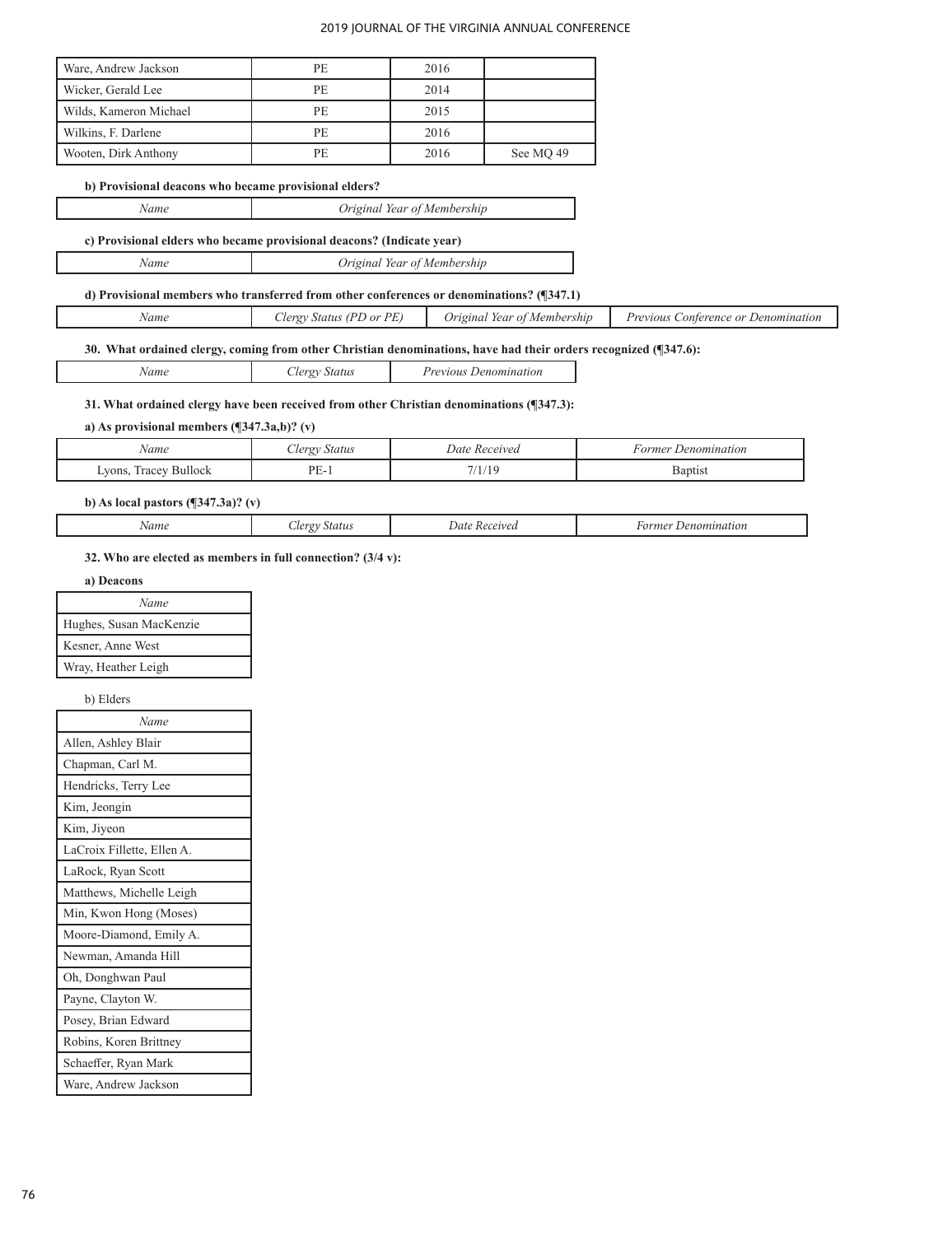| | | | |
|---|---|---|---|
| Ware, Andrew Jackson | PE | 2016 | |
| Wicker, Gerald Lee | PE | 2014 | |
| Wilds, Kameron Michael | PE | 2015 | |
| Wilkins, F. Darlene | PE | 2016 | |
| Wooten, Dirk Anthony | PE | 2016 | See MQ 49 |

**b) Provisional deacons who became provisional elders?**

| *Name* | *Original Year of Membership* |
|---|---|

**c) Provisional elders who became provisional deacons? (Indicate year)**

| *Name* | *Original Year of Membership* |
|---|---|

**d) Provisional members who transferred from other conferences or denominations? (¶347.1)**

| *Name* | *Clergy Status (PD or PE)* | *Original Year of Membership* | *Previous Conference or Denomination* |
|---|---|---|---|

**30. What ordained clergy, coming from other Christian denominations, have had their orders recognized (¶347.6):**

| *Name* | *Clergy Status* | *Previous Denomination* |
|---|---|---|

**31. What ordained clergy have been received from other Christian denominations (¶347.3):**

**a) As provisional members (¶347.3a,b)? (v)**

| *Name* | *Clergy Status* | *Date Received* | *Former Denomination* |
|---|---|---|---|
| Lyons, Tracey Bullock | PE-1 | 7/1/19 | Baptist |

**b) As local pastors (¶347.3a)? (v)**

| *Name* | *Clergy Status* | *Date Received* | *Former Denomination* |
|---|---|---|---|

**32. Who are elected as members in full connection? (3/4 v):**

**a) Deacons**

| *Name* |
|---|
| Hughes, Susan MacKenzie |
| Kesner, Anne West |
| Wray, Heather Leigh |

b) Elders

| *Name* |
|---|
| Allen, Ashley Blair |
| Chapman, Carl M. |
| Hendricks, Terry Lee |
| Kim, Jeongin |
| Kim, Jiyeon |
| LaCroix Fillette, Ellen A. |
| LaRock, Ryan Scott |
| Matthews, Michelle Leigh |
| Min, Kwon Hong (Moses) |
| Moore-Diamond, Emily A. |
| Newman, Amanda Hill |
| Oh, Donghwan Paul |
| Payne, Clayton W. |
| Posey, Brian Edward |
| Robins, Koren Brittney |
| Schaeffer, Ryan Mark |
| Ware, Andrew Jackson |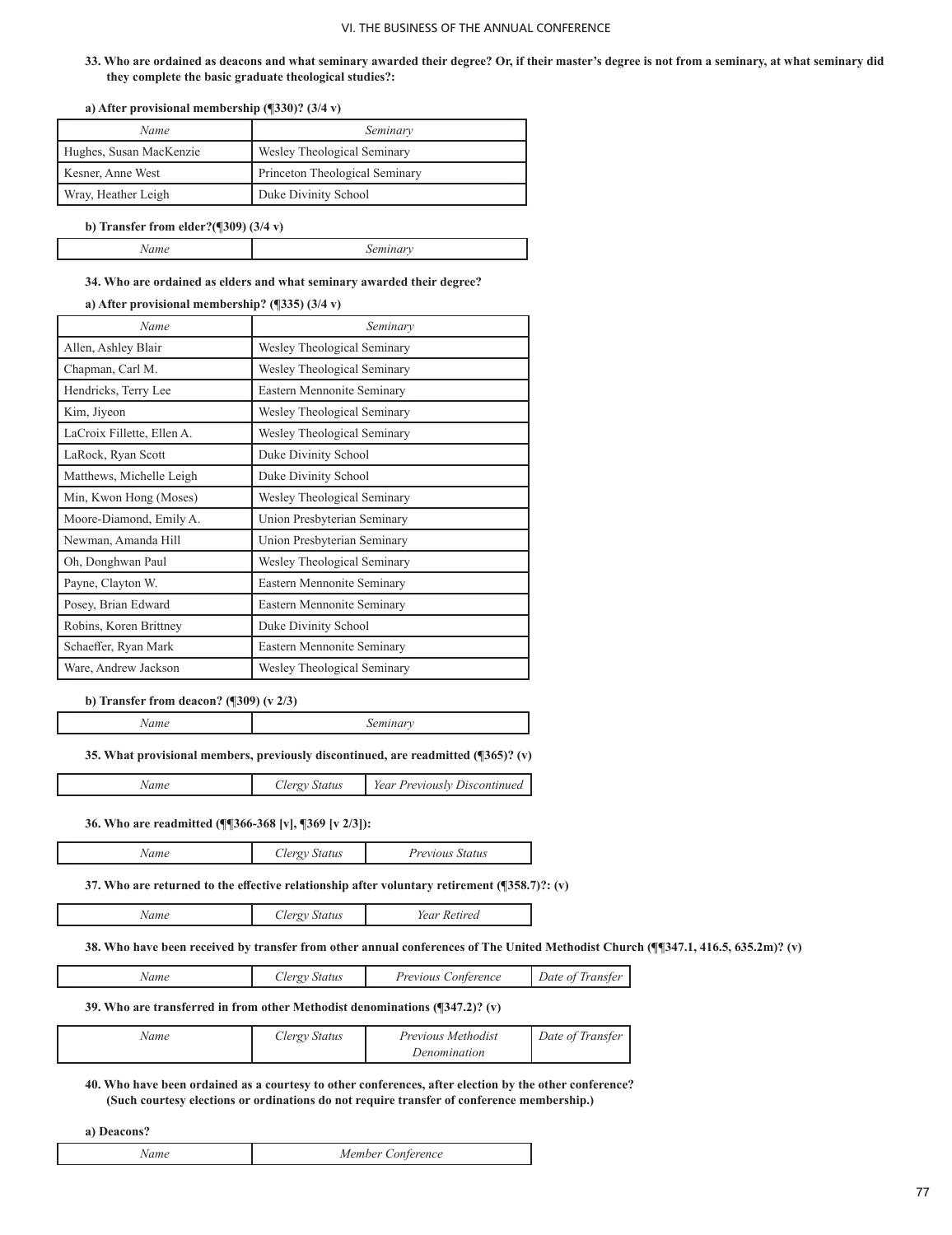**33. Who are ordained as deacons and what seminary awarded their degree? Or, if their master's degree is not from a seminary, at what seminary did they complete the basic graduate theological studies?:**

**a) After provisional membership (¶330)? (3/4 v)**

| *Name* | *Seminary* |
|---|---|
| Hughes, Susan MacKenzie | Wesley Theological Seminary |
| Kesner, Anne West | Princeton Theological Seminary |
| Wray, Heather Leigh | Duke Divinity School |

**b) Transfer from elder?(¶309) (3/4 v)**

| *Name* | *Seminary* |
|---|---|

**34. Who are ordained as elders and what seminary awarded their degree?**

**a) After provisional membership? (¶335) (3/4 v)**

| *Name* | *Seminary* |
|---|---|
| Allen, Ashley Blair | Wesley Theological Seminary |
| Chapman, Carl M. | Wesley Theological Seminary |
| Hendricks, Terry Lee | Eastern Mennonite Seminary |
| Kim, Jiyeon | Wesley Theological Seminary |
| LaCroix Fillette, Ellen A. | Wesley Theological Seminary |
| LaRock, Ryan Scott | Duke Divinity School |
| Matthews, Michelle Leigh | Duke Divinity School |
| Min, Kwon Hong (Moses) | Wesley Theological Seminary |
| Moore-Diamond, Emily A. | Union Presbyterian Seminary |
| Newman, Amanda Hill | Union Presbyterian Seminary |
| Oh, Donghwan Paul | Wesley Theological Seminary |
| Payne, Clayton W. | Eastern Mennonite Seminary |
| Posey, Brian Edward | Eastern Mennonite Seminary |
| Robins, Koren Brittney | Duke Divinity School |
| Schaeffer, Ryan Mark | Eastern Mennonite Seminary |
| Ware, Andrew Jackson | Wesley Theological Seminary |

**b) Transfer from deacon? (¶309) (v 2/3)**

| *Name* | *Seminary* |
|---|---|

**35. What provisional members, previously discontinued, are readmitted (¶365)? (v)**

| *Name* | *Clergy Status* | *Year Previously Discontinued* |
|---|---|---|

**36. Who are readmitted (¶¶366-368 [v], ¶369 [v 2/3]):**

| *Name* | *Clergy Status* | *Previous Status* |
|---|---|---|

**37. Who are returned to the effective relationship after voluntary retirement (¶358.7)?: (v)**

| *Name* | *Clergy Status* | *Year Retired* |
|---|---|---|

**38. Who have been received by transfer from other annual conferences of The United Methodist Church (¶¶347.1, 416.5, 635.2m)? (v)**

| *Name* | *Clergy Status* | *Previous Conference* | *Date of Transfer* |
|---|---|---|---|

**39. Who are transferred in from other Methodist denominations (¶347.2)? (v)**

| *Name* | *Clergy Status* | *Previous Methodist Denomination* | *Date of Transfer* |
|---|---|---|---|

**40. Who have been ordained as a courtesy to other conferences, after election by the other conference? (Such courtesy elections or ordinations do not require transfer of conference membership.)**

**a) Deacons?**

| *Name* | *Member Conference* |
|---|---|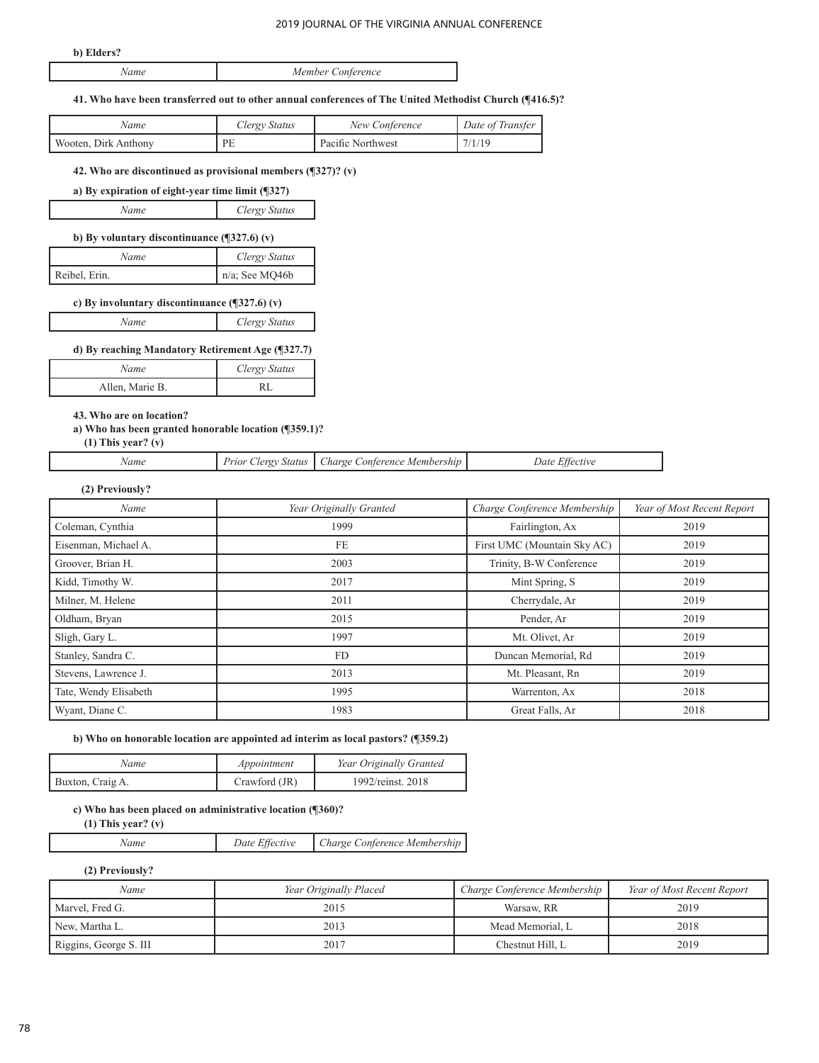**b) Elders?**

| Name | Member Conference |
|---|---|

**41. Who have been transferred out to other annual conferences of The United Methodist Church (¶416.5)?**

| Name | Clergy Status | New Conference | Date of Transfer |
|---|---|---|---|
| Wooten, Dirk Anthony | PE | Pacific Northwest | 7/1/19 |

**42. Who are discontinued as provisional members (¶327)? (v)**

**a) By expiration of eight-year time limit (¶327)**

| Name | Clergy Status |
|---|---|

**b) By voluntary discontinuance (¶327.6) (v)**

| Name | Clergy Status |
|---|---|
| Reibel, Erin. | n/a; See MQ46b |

**c) By involuntary discontinuance (¶327.6) (v)**

| Name | Clergy Status |
|---|---|

**d) By reaching Mandatory Retirement Age (¶327.7)**

| Name | Clergy Status |
|---|---|
| Allen, Marie B. | RL |

**43. Who are on location?**

**a) Who has been granted honorable location (¶359.1)?**

**(1) This year? (v)**

| Name | Prior Clergy Status | Charge Conference Membership | Date Effective |
|---|---|---|---|

**(2) Previously?**

| Name | Year Originally Granted | Charge Conference Membership | Year of Most Recent Report |
|---|---|---|---|
| Coleman, Cynthia | 1999 | Fairlington, Ax | 2019 |
| Eisenman, Michael A. | FE | First UMC (Mountain Sky AC) | 2019 |
| Groover, Brian H. | 2003 | Trinity, B-W Conference | 2019 |
| Kidd, Timothy W. | 2017 | Mint Spring, S | 2019 |
| Milner, M. Helene | 2011 | Cherrydale, Ar | 2019 |
| Oldham, Bryan | 2015 | Pender, Ar | 2019 |
| Sligh, Gary L. | 1997 | Mt. Olivet, Ar | 2019 |
| Stanley, Sandra C. | FD | Duncan Memorial, Rd | 2019 |
| Stevens, Lawrence J. | 2013 | Mt. Pleasant, Rn | 2019 |
| Tate, Wendy Elisabeth | 1995 | Warrenton, Ax | 2018 |
| Wyant, Diane C. | 1983 | Great Falls, Ar | 2018 |

**b) Who on honorable location are appointed ad interim as local pastors? (¶359.2)**

| Name | Appointment | Year Originally Granted |
|---|---|---|
| Buxton, Craig A. | Crawford (JR) | 1992/reinst. 2018 |

**c) Who has been placed on administrative location (¶360)?**

**(1) This year? (v)**

| Name | Date Effective | Charge Conference Membership |
|---|---|---|

**(2) Previously?**

| Name | Year Originally Placed | Charge Conference Membership | Year of Most Recent Report |
|---|---|---|---|
| Marvel, Fred G. | 2015 | Warsaw, RR | 2019 |
| New, Martha L. | 2013 | Mead Memorial, L | 2018 |
| Riggins, George S. III | 2017 | Chestnut Hill, L | 2019 |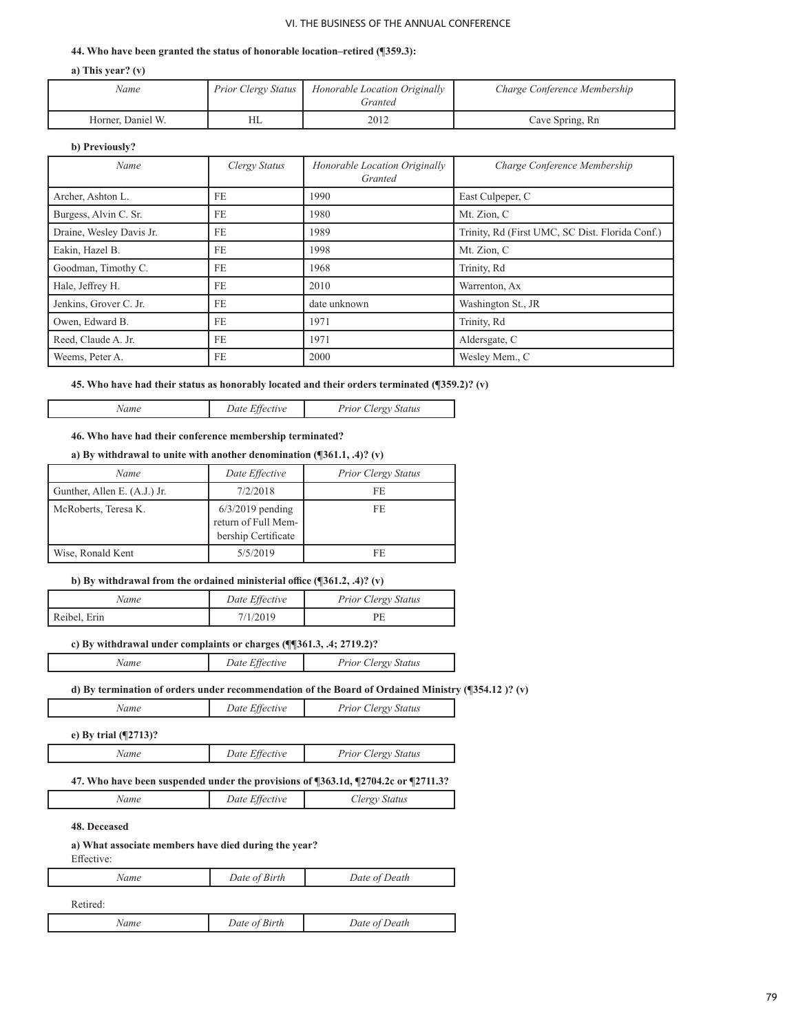**44. Who have been granted the status of honorable location–retired (¶359.3):**

**a) This year? (v)**

| *Name* | *Prior Clergy Status* | *Honorable Location Originally Granted* | *Charge Conference Membership* |
|---|---|---|---|
| Horner, Daniel W. | HL | 2012 | Cave Spring, Rn |

**b) Previously?**

| *Name* | *Clergy Status* | *Honorable Location Originally Granted* | *Charge Conference Membership* |
|---|---|---|---|
| Archer, Ashton L. | FE | 1990 | East Culpeper, C |
| Burgess, Alvin C. Sr. | FE | 1980 | Mt. Zion, C |
| Draine, Wesley Davis Jr. | FE | 1989 | Trinity, Rd (First UMC, SC Dist. Florida Conf.) |
| Eakin, Hazel B. | FE | 1998 | Mt. Zion, C |
| Goodman, Timothy C. | FE | 1968 | Trinity, Rd |
| Hale, Jeffrey H. | FE | 2010 | Warrenton, Ax |
| Jenkins, Grover C. Jr. | FE | date unknown | Washington St., JR |
| Owen, Edward B. | FE | 1971 | Trinity, Rd |
| Reed, Claude A. Jr. | FE | 1971 | Aldersgate, C |
| Weems, Peter A. | FE | 2000 | Wesley Mem., C |

**45. Who have had their status as honorably located and their orders terminated (¶359.2)? (v)**

| *Name* | *Date Effective* | *Prior Clergy Status* |
|---|---|---|

**46. Who have had their conference membership terminated?**

**a) By withdrawal to unite with another denomination (¶361.1, .4)? (v)**

| *Name* | *Date Effective* | *Prior Clergy Status* |
|---|---|---|
| Gunther, Allen E. (A.J.) Jr. | 7/2/2018 | FE |
| McRoberts, Teresa K. | 6/3/2019 pending return of Full Membership Certificate | FE |
| Wise, Ronald Kent | 5/5/2019 | FE |

**b) By withdrawal from the ordained ministerial office (¶361.2, .4)? (v)**

| *Name* | *Date Effective* | *Prior Clergy Status* |
|---|---|---|
| Reibel, Erin | 7/1/2019 | PE |

**c) By withdrawal under complaints or charges (¶¶361.3, .4; 2719.2)?**

| *Name* | *Date Effective* | *Prior Clergy Status* |
|---|---|---|

**d) By termination of orders under recommendation of the Board of Ordained Ministry (¶354.12 )? (v)**

| *Name* | *Date Effective* | *Prior Clergy Status* |
|---|---|---|

**e) By trial (¶2713)?**

| *Name* | *Date Effective* | *Prior Clergy Status* |
|---|---|---|

**47. Who have been suspended under the provisions of ¶363.1d, ¶2704.2c or ¶2711.3?**

| *Name* | *Date Effective* | *Clergy Status* |
|---|---|---|

**48. Deceased**

**a) What associate members have died during the year?**

Effective:

| *Name* | *Date of Birth* | *Date of Death* |
|---|---|---|

Retired:

| *Name* | *Date of Birth* | *Date of Death* |
|---|---|---|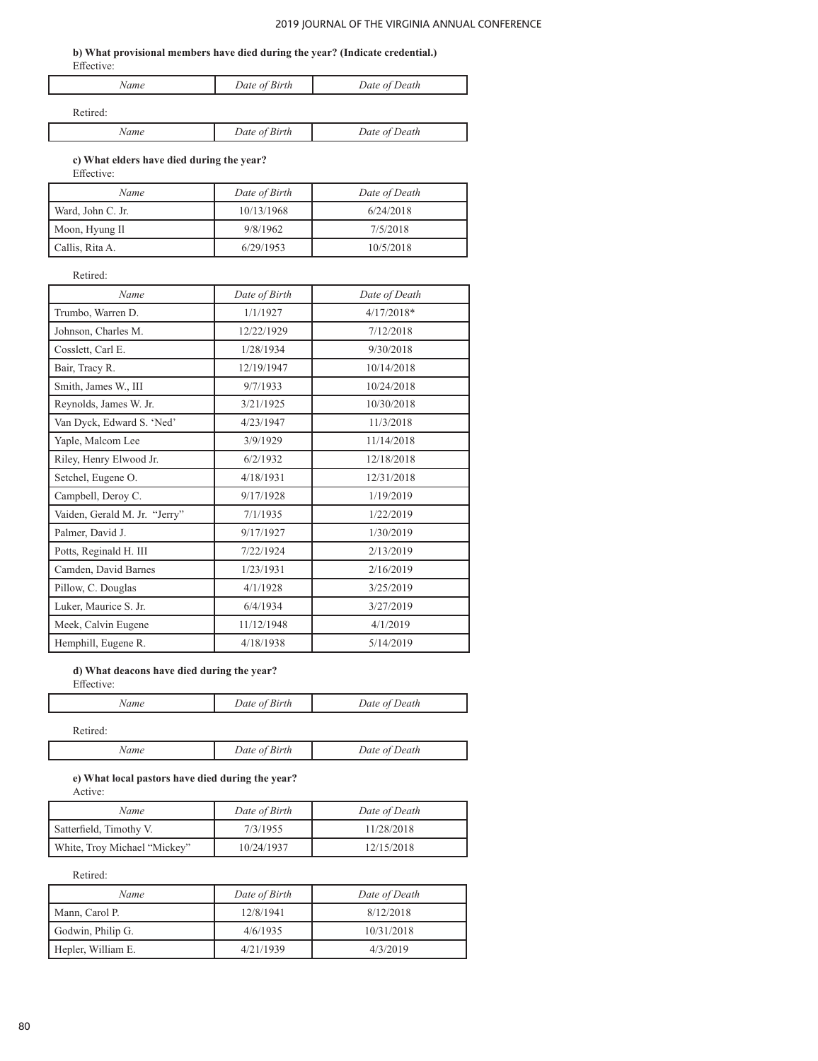**b) What provisional members have died during the year? (Indicate credential.)**

Effective:

| *Name* | *Date of Birth* | *Date of Death* |
|---|---|---|

Retired:

| *Name* | *Date of Birth* | *Date of Death* |
|---|---|---|

**c) What elders have died during the year?**

Effective:

| *Name* | *Date of Birth* | *Date of Death* |
|---|---|---|
| Ward, John C. Jr. | 10/13/1968 | 6/24/2018 |
| Moon, Hyung Il | 9/8/1962 | 7/5/2018 |
| Callis, Rita A. | 6/29/1953 | 10/5/2018 |

Retired:

| *Name* | *Date of Birth* | *Date of Death* |
|---|---|---|
| Trumbo, Warren D. | 1/1/1927 | 4/17/2018* |
| Johnson, Charles M. | 12/22/1929 | 7/12/2018 |
| Cosslett, Carl E. | 1/28/1934 | 9/30/2018 |
| Bair, Tracy R. | 12/19/1947 | 10/14/2018 |
| Smith, James W., III | 9/7/1933 | 10/24/2018 |
| Reynolds, James W. Jr. | 3/21/1925 | 10/30/2018 |
| Van Dyck, Edward S. 'Ned' | 4/23/1947 | 11/3/2018 |
| Yaple, Malcom Lee | 3/9/1929 | 11/14/2018 |
| Riley, Henry Elwood Jr. | 6/2/1932 | 12/18/2018 |
| Setchel, Eugene O. | 4/18/1931 | 12/31/2018 |
| Campbell, Deroy C. | 9/17/1928 | 1/19/2019 |
| Vaiden, Gerald M. Jr. "Jerry" | 7/1/1935 | 1/22/2019 |
| Palmer, David J. | 9/17/1927 | 1/30/2019 |
| Potts, Reginald H. III | 7/22/1924 | 2/13/2019 |
| Camden, David Barnes | 1/23/1931 | 2/16/2019 |
| Pillow, C. Douglas | 4/1/1928 | 3/25/2019 |
| Luker, Maurice S. Jr. | 6/4/1934 | 3/27/2019 |
| Meek, Calvin Eugene | 11/12/1948 | 4/1/2019 |
| Hemphill, Eugene R. | 4/18/1938 | 5/14/2019 |

**d) What deacons have died during the year?**

Effective:

| *Name* | *Date of Birth* | *Date of Death* |
|---|---|---|

Retired:

| *Name* | *Date of Birth* | *Date of Death* |
|---|---|---|

**e) What local pastors have died during the year?**

Active:

| *Name* | *Date of Birth* | *Date of Death* |
|---|---|---|
| Satterfield, Timothy V. | 7/3/1955 | 11/28/2018 |
| White, Troy Michael "Mickey" | 10/24/1937 | 12/15/2018 |

Retired:

| *Name* | *Date of Birth* | *Date of Death* |
|---|---|---|
| Mann, Carol P. | 12/8/1941 | 8/12/2018 |
| Godwin, Philip G. | 4/6/1935 | 10/31/2018 |
| Hepler, William E. | 4/21/1939 | 4/3/2019 |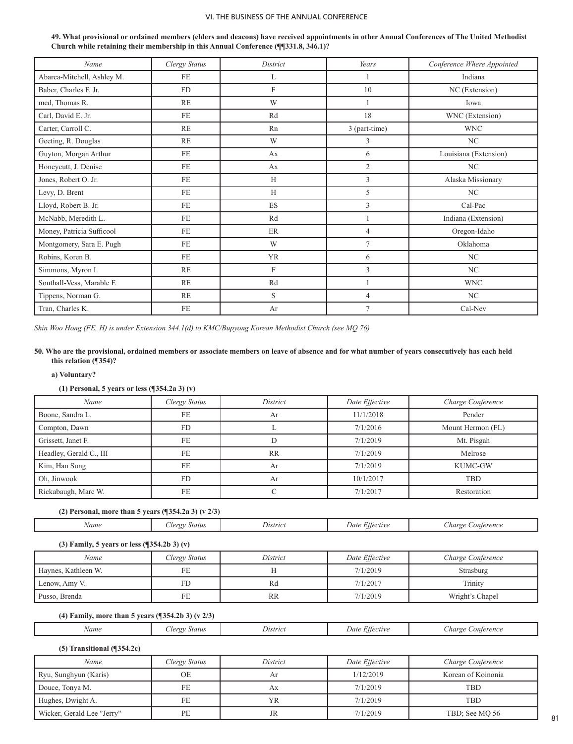**49. What provisional or ordained members (elders and deacons) have received appointments in other Annual Conferences of The United Methodist Church while retaining their membership in this Annual Conference (¶¶331.8, 346.1)?**

| *Name* | *Clergy Status* | *District* | *Years* | *Conference Where Appointed* |
|---|---|---|---|---|
| Abarca-Mitchell, Ashley M. | FE | L | 1 | Indiana |
| Baber, Charles F. Jr. | FD | F | 10 | NC (Extension) |
| mcd, Thomas R. | RE | W | 1 | Iowa |
| Carl, David E. Jr. | FE | Rd | 18 | WNC (Extension) |
| Carter, Carroll C. | RE | Rn | 3 (part-time) | WNC |
| Geeting, R. Douglas | RE | W | 3 | NC |
| Guyton, Morgan Arthur | FE | Ax | 6 | Louisiana (Extension) |
| Honeycutt, J. Denise | FE | Ax | 2 | NC |
| Jones, Robert O. Jr. | FE | H | 3 | Alaska Missionary |
| Levy, D. Brent | FE | H | 5 | NC |
| Lloyd, Robert B. Jr. | FE | ES | 3 | Cal-Pac |
| McNabb, Meredith L. | FE | Rd | 1 | Indiana (Extension) |
| Money, Patricia Sufficool | FE | ER | 4 | Oregon-Idaho |
| Montgomery, Sara E. Pugh | FE | W | 7 | Oklahoma |
| Robins, Koren B. | FE | YR | 6 | NC |
| Simmons, Myron I. | RE | F | 3 | NC |
| Southall-Vess, Marable F. | RE | Rd | 1 | WNC |
| Tippens, Norman G. | RE | S | 4 | NC |
| Tran, Charles K. | FE | Ar | 7 | Cal-Nev |

*Shin Woo Hong (FE, H) is under Extension 344.1(d) to KMC/Bupyong Korean Methodist Church (see MQ 76)*

**50. Who are the provisional, ordained members or associate members on leave of absence and for what number of years consecutively has each held this relation (¶354)?**

**a) Voluntary?**

**(1) Personal, 5 years or less (¶354.2a 3) (v)**

| *Name* | *Clergy Status* | *District* | *Date Effective* | *Charge Conference* |
|---|---|---|---|---|
| Boone, Sandra L. | FE | Ar | 11/1/2018 | Pender |
| Compton, Dawn | FD | L | 7/1/2016 | Mount Hermon (FL) |
| Grissett, Janet F. | FE | D | 7/1/2019 | Mt. Pisgah |
| Headley, Gerald C., III | FE | RR | 7/1/2019 | Melrose |
| Kim, Han Sung | FE | Ar | 7/1/2019 | KUMC-GW |
| Oh, Jinwook | FD | Ar | 10/1/2017 | TBD |
| Rickabaugh, Marc W. | FE | C | 7/1/2017 | Restoration |

**(2) Personal, more than 5 years (¶354.2a 3) (v 2/3)**

| *Name* | *Clergy Status* | *District* | *Date Effective* | *Charge Conference* |
|---|---|---|---|---|

**(3) Family, 5 years or less (¶354.2b 3) (v)**

| *Name* | *Clergy Status* | *District* | *Date Effective* | *Charge Conference* |
|---|---|---|---|---|
| Haynes, Kathleen W. | FE | H | 7/1/2019 | Strasburg |
| Lenow, Amy V. | FD | Rd | 7/1/2017 | Trinity |
| Pusso, Brenda | FE | RR | 7/1/2019 | Wright's Chapel |

**(4) Family, more than 5 years (¶354.2b 3) (v 2/3)**

| *Name* | *Clergy Status* | *District* | *Date Effective* | *Charge Conference* |
|---|---|---|---|---|

**(5) Transitional (¶354.2c)**

| *Name* | *Clergy Status* | *District* | *Date Effective* | *Charge Conference* |
|---|---|---|---|---|
| Ryu, Sunghyun (Karis) | OE | Ar | 1/12/2019 | Korean of Koinonia |
| Douce, Tonya M. | FE | Ax | 7/1/2019 | TBD |
| Hughes, Dwight A. | FE | YR | 7/1/2019 | TBD |
| Wicker, Gerald Lee "Jerry" | PE | JR | 7/1/2019 | TBD; See MQ 56 |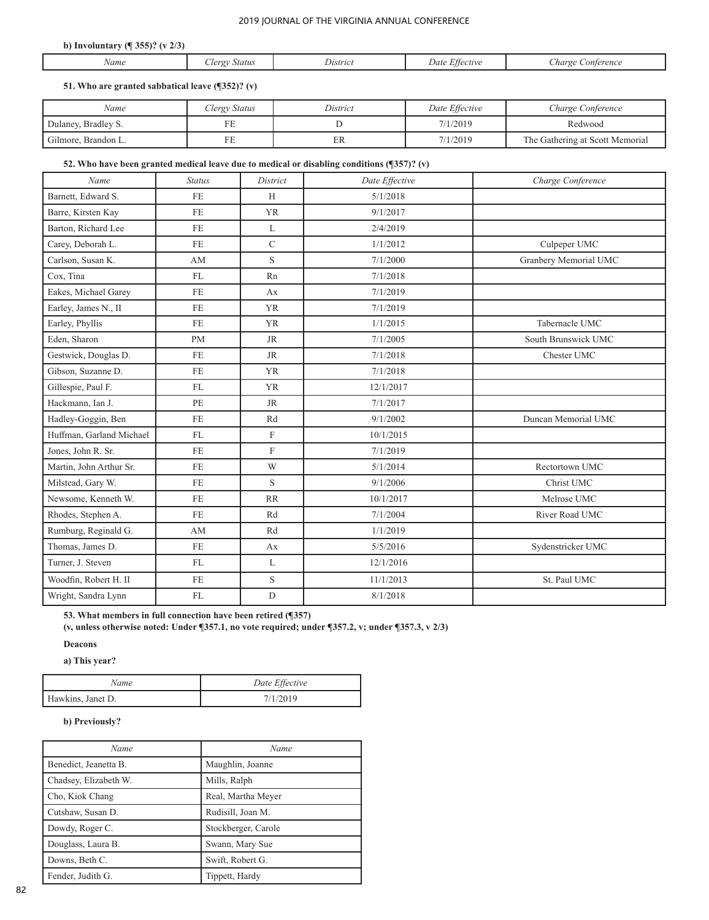**b) Involuntary (¶ 355)? (v 2/3)**

| *Name* | *Clergy Status* | *District* | *Date Effective* | *Charge Conference* |
|---|---|---|---|---|

**51. Who are granted sabbatical leave (¶352)? (v)**

| *Name* | *Clergy Status* | *District* | *Date Effective* | *Charge Conference* |
|---|---|---|---|---|
| Dulaney, Bradley S. | FE | D | 7/1/2019 | Redwood |
| Gilmore, Brandon L. | FE | ER | 7/1/2019 | The Gathering at Scott Memorial |

**52. Who have been granted medical leave due to medical or disabling conditions (¶357)? (v)**

| *Name* | *Status* | *District* | *Date Effective* | *Charge Conference* |
|---|---|---|---|---|
| Barnett, Edward S. | FE | H | 5/1/2018 | |
| Barre, Kirsten Kay | FE | YR | 9/1/2017 | |
| Barton, Richard Lee | FE | L | 2/4/2019 | |
| Carey, Deborah L. | FE | C | 1/1/2012 | Culpeper UMC |
| Carlson, Susan K. | AM | S | 7/1/2000 | Granbery Memorial UMC |
| Cox, Tina | FL | Rn | 7/1/2018 | |
| Eakes, Michael Garey | FE | Ax | 7/1/2019 | |
| Earley, James N., II | FE | YR | 7/1/2019 | |
| Earley, Phyllis | FE | YR | 1/1/2015 | Tabernacle UMC |
| Eden, Sharon | PM | JR | 7/1/2005 | South Brunswick UMC |
| Gestwick, Douglas D. | FE | JR | 7/1/2018 | Chester UMC |
| Gibson, Suzanne D. | FE | YR | 7/1/2018 | |
| Gillespie, Paul F. | FL | YR | 12/1/2017 | |
| Hackmann, Ian J. | PE | JR | 7/1/2017 | |
| Hadley-Goggin, Ben | FE | Rd | 9/1/2002 | Duncan Memorial UMC |
| Huffman, Garland Michael | FL | F | 10/1/2015 | |
| Jones, John R. Sr. | FE | F | 7/1/2019 | |
| Martin, John Arthur Sr. | FE | W | 5/1/2014 | Rectortown UMC |
| Milstead, Gary W. | FE | S | 9/1/2006 | Christ UMC |
| Newsome, Kenneth W. | FE | RR | 10/1/2017 | Melrose UMC |
| Rhodes, Stephen A. | FE | Rd | 7/1/2004 | River Road UMC |
| Rumburg, Reginald G. | AM | Rd | 1/1/2019 | |
| Thomas, James D. | FE | Ax | 5/5/2016 | Sydenstricker UMC |
| Turner, J. Steven | FL | L | 12/1/2016 | |
| Woodfin, Robert H. II | FE | S | 11/1/2013 | St. Paul UMC |
| Wright, Sandra Lynn | FL | D | 8/1/2018 | |

**53. What members in full connection have been retired (¶357)**
**(v, unless otherwise noted: Under ¶357.1, no vote required; under ¶357.2, v; under ¶357.3, v 2/3)**

**Deacons**

**a) This year?**

| *Name* | *Date Effective* |
|---|---|
| Hawkins, Janet D. | 7/1/2019 |

**b) Previously?**

| *Name* | *Name* |
|---|---|
| Benedict, Jeanetta B. | Maughlin, Joanne |
| Chadsey, Elizabeth W. | Mills, Ralph |
| Cho, Kiok Chang | Real, Martha Meyer |
| Cutshaw, Susan D. | Rudisill, Joan M. |
| Dowdy, Roger C. | Stockberger, Carole |
| Douglass, Laura B. | Swann, Mary Sue |
| Downs, Beth C. | Swift, Robert G. |
| Fender, Judith G. | Tippett, Hardy |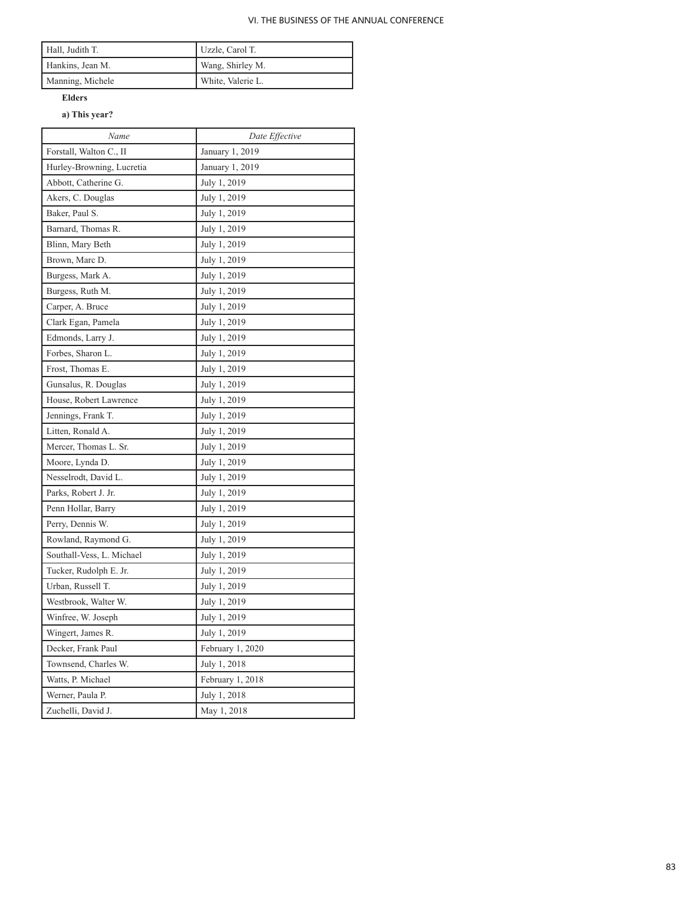| | |
|---|---|
| Hall, Judith T. | Uzzle, Carol T. |
| Hankins, Jean M. | Wang, Shirley M. |
| Manning, Michele | White, Valerie L. |

**Elders**

**a) This year?**

| *Name* | *Date Effective* |
|---|---|
| Forstall, Walton C., II | January 1, 2019 |
| Hurley-Browning, Lucretia | January 1, 2019 |
| Abbott, Catherine G. | July 1, 2019 |
| Akers, C. Douglas | July 1, 2019 |
| Baker, Paul S. | July 1, 2019 |
| Barnard, Thomas R. | July 1, 2019 |
| Blinn, Mary Beth | July 1, 2019 |
| Brown, Marc D. | July 1, 2019 |
| Burgess, Mark A. | July 1, 2019 |
| Burgess, Ruth M. | July 1, 2019 |
| Carper, A. Bruce | July 1, 2019 |
| Clark Egan, Pamela | July 1, 2019 |
| Edmonds, Larry J. | July 1, 2019 |
| Forbes, Sharon L. | July 1, 2019 |
| Frost, Thomas E. | July 1, 2019 |
| Gunsalus, R. Douglas | July 1, 2019 |
| House, Robert Lawrence | July 1, 2019 |
| Jennings, Frank T. | July 1, 2019 |
| Litten, Ronald A. | July 1, 2019 |
| Mercer, Thomas L. Sr. | July 1, 2019 |
| Moore, Lynda D. | July 1, 2019 |
| Nesselrodt, David L. | July 1, 2019 |
| Parks, Robert J. Jr. | July 1, 2019 |
| Penn Hollar, Barry | July 1, 2019 |
| Perry, Dennis W. | July 1, 2019 |
| Rowland, Raymond G. | July 1, 2019 |
| Southall-Vess, L. Michael | July 1, 2019 |
| Tucker, Rudolph E. Jr. | July 1, 2019 |
| Urban, Russell T. | July 1, 2019 |
| Westbrook, Walter W. | July 1, 2019 |
| Winfree, W. Joseph | July 1, 2019 |
| Wingert, James R. | July 1, 2019 |
| Decker, Frank Paul | February 1, 2020 |
| Townsend, Charles W. | July 1, 2018 |
| Watts, P. Michael | February 1, 2018 |
| Werner, Paula P. | July 1, 2018 |
| Zuchelli, David J. | May 1, 2018 |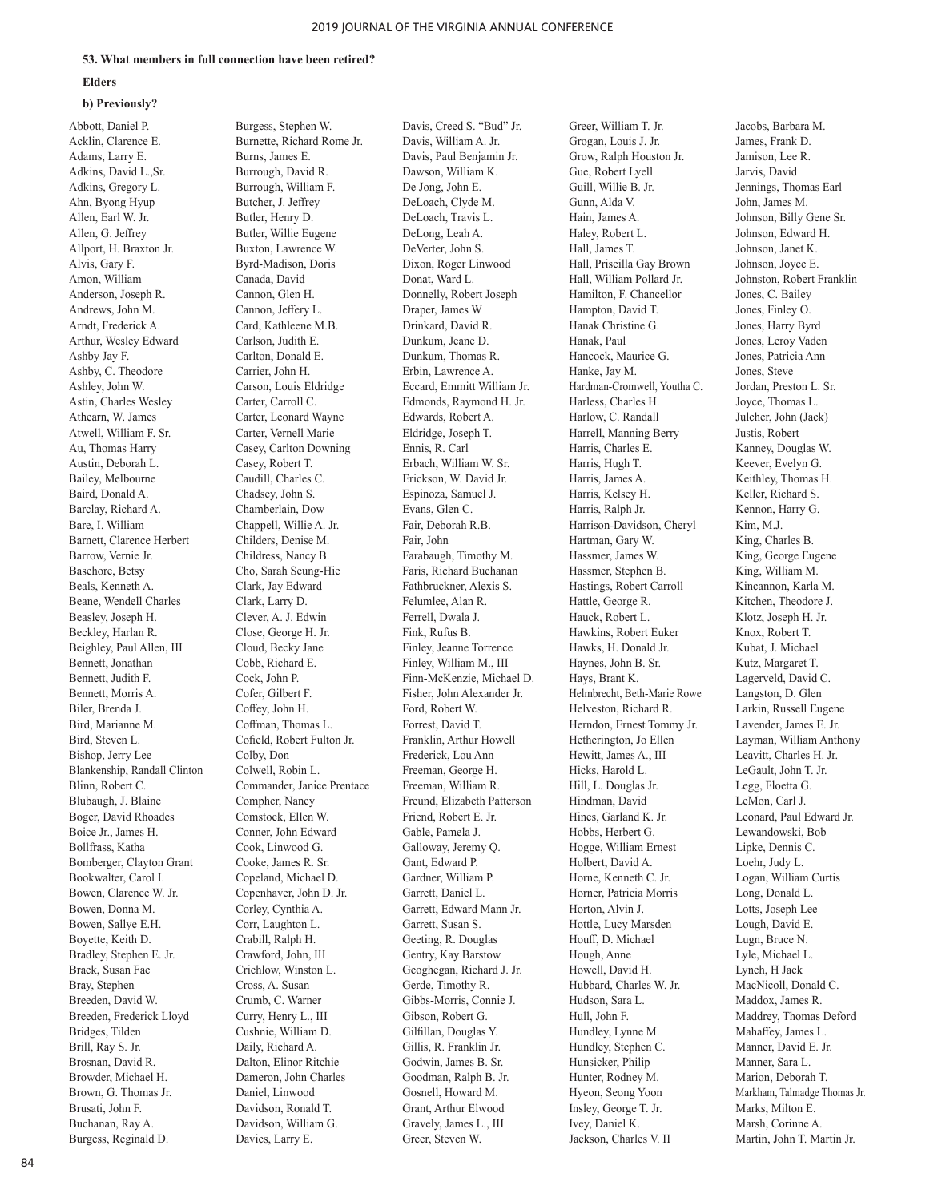**53. What members in full connection have been retired?**

**Elders**

**b) Previously?**

Abbott, Daniel P.
Acklin, Clarence E.
Adams, Larry E.
Adkins, David L.,Sr.
Adkins, Gregory L.
Ahn, Byong Hyup
Allen, Earl W. Jr.
Allen, G. Jeffrey
Allport, H. Braxton Jr.
Alvis, Gary F.
Amon, William
Anderson, Joseph R.
Andrews, John M.
Arndt, Frederick A.
Arthur, Wesley Edward
Ashby Jay F.
Ashby, C. Theodore
Ashley, John W.
Astin, Charles Wesley
Athearn, W. James
Atwell, William F. Sr.
Au, Thomas Harry
Austin, Deborah L.
Bailey, Melbourne
Baird, Donald A.
Barclay, Richard A.
Bare, I. William
Barnett, Clarence Herbert
Barrow, Vernie Jr.
Basehore, Betsy
Beals, Kenneth A.
Beane, Wendell Charles
Beasley, Joseph H.
Beckley, Harlan R.
Beighley, Paul Allen, III
Bennett, Jonathan
Bennett, Judith F.
Bennett, Morris A.
Biler, Brenda J.
Bird, Marianne M.
Bird, Steven L.
Bishop, Jerry Lee
Blankenship, Randall Clinton
Blinn, Robert C.
Blubaugh, J. Blaine
Boger, David Rhoades
Boice Jr., James H.
Bollfrass, Katha
Bomberger, Clayton Grant
Bookwalter, Carol I.
Bowen, Clarence W. Jr.
Bowen, Donna M.
Bowen, Sallye E.H.
Boyette, Keith D.
Bradley, Stephen E. Jr.
Brack, Susan Fae
Bray, Stephen
Breeden, David W.
Breeden, Frederick Lloyd
Bridges, Tilden
Brill, Ray S. Jr.
Brosnan, David R.
Browder, Michael H.
Brown, G. Thomas Jr.
Brusati, John F.
Buchanan, Ray A.
Burgess, Reginald D.
Burgess, Stephen W.
Burnette, Richard Rome Jr.
Burns, James E.
Burrough, David R.
Burrough, William F.
Butcher, J. Jeffrey
Butler, Henry D.
Butler, Willie Eugene
Buxton, Lawrence W.
Byrd-Madison, Doris
Canada, David
Cannon, Glen H.
Cannon, Jeffery L.
Card, Kathleene M.B.
Carlson, Judith E.
Carlton, Donald E.
Carrier, John H.
Carson, Louis Eldridge
Carter, Carroll C.
Carter, Leonard Wayne
Carter, Vernell Marie
Casey, Carlton Downing
Casey, Robert T.
Caudill, Charles C.
Chadsey, John S.
Chamberlain, Dow
Chappell, Willie A. Jr.
Childers, Denise M.
Childress, Nancy B.
Cho, Sarah Seung-Hie
Clark, Jay Edward
Clark, Larry D.
Clever, A. J. Edwin
Close, George H. Jr.
Cloud, Becky Jane
Cobb, Richard E.
Cock, John P.
Cofer, Gilbert F.
Coffey, John H.
Coffman, Thomas L.
Cofield, Robert Fulton Jr.
Colby, Don
Colwell, Robin L.
Commander, Janice Prentace
Compher, Nancy
Comstock, Ellen W.
Conner, John Edward
Cook, Linwood G.
Cooke, James R. Sr.
Copeland, Michael D.
Copenhaver, John D. Jr.
Corley, Cynthia A.
Corr, Laughton L.
Crabill, Ralph H.
Crawford, John, III
Crichlow, Winston L.
Cross, A. Susan
Crumb, C. Warner
Curry, Henry L., III
Cushnie, William D.
Daily, Richard A.
Dalton, Elinor Ritchie
Dameron, John Charles
Daniel, Linwood
Davidson, Ronald T.
Davidson, William G.
Davies, Larry E.
Davis, Creed S. "Bud" Jr.
Davis, William A. Jr.
Davis, Paul Benjamin Jr.
Dawson, William K.
De Jong, John E.
DeLoach, Clyde M.
DeLoach, Travis L.
DeLong, Leah A.
DeVerter, John S.
Dixon, Roger Linwood
Donat, Ward L.
Donnelly, Robert Joseph
Draper, James W
Drinkard, David R.
Dunkum, Jeane D.
Dunkum, Thomas R.
Erbin, Lawrence A.
Eccard, Emmitt William Jr.
Edmonds, Raymond H. Jr.
Edwards, Robert A.
Eldridge, Joseph T.
Ennis, R. Carl
Erbach, William W. Sr.
Erickson, W. David Jr.
Espinoza, Samuel J.
Evans, Glen C.
Fair, Deborah R.B.
Fair, John
Farabaugh, Timothy M.
Faris, Richard Buchanan
Fathbruckner, Alexis S.
Felumlee, Alan R.
Ferrell, Dwala J.
Fink, Rufus B.
Finley, Jeanne Torrence
Finley, William M., III
Finn-McKenzie, Michael D.
Fisher, John Alexander Jr.
Ford, Robert W.
Forrest, David T.
Franklin, Arthur Howell
Frederick, Lou Ann
Freeman, George H.
Freeman, William R.
Freund, Elizabeth Patterson
Friend, Robert E. Jr.
Gable, Pamela J.
Galloway, Jeremy Q.
Gant, Edward P.
Gardner, William P.
Garrett, Daniel L.
Garrett, Edward Mann Jr.
Garrett, Susan S.
Geeting, R. Douglas
Gentry, Kay Barstow
Geoghegan, Richard J. Jr.
Gerde, Timothy R.
Gibbs-Morris, Connie J.
Gibson, Robert G.
Gilfillan, Douglas Y.
Gillis, R. Franklin Jr.
Godwin, James B. Sr.
Goodman, Ralph B. Jr.
Gosnell, Howard M.
Grant, Arthur Elwood
Gravely, James L., III
Greer, Steven W.
Greer, William T. Jr.
Grogan, Louis J. Jr.
Grow, Ralph Houston Jr.
Gue, Robert Lyell
Guill, Willie B. Jr.
Gunn, Alda V.
Hain, James A.
Haley, Robert L.
Hall, James T.
Hall, Priscilla Gay Brown
Hall, William Pollard Jr.
Hamilton, F. Chancellor
Hampton, David T.
Hanak Christine G.
Hanak, Paul
Hancock, Maurice G.
Hanke, Jay M.
Hardman-Cromwell, Youtha C.
Harless, Charles H.
Harlow, C. Randall
Harrell, Manning Berry
Harris, Charles E.
Harris, Hugh T.
Harris, James A.
Harris, Kelsey H.
Harris, Ralph Jr.
Harrison-Davidson, Cheryl
Hartman, Gary W.
Hassmer, James W.
Hassmer, Stephen B.
Hastings, Robert Carroll
Hattle, George R.
Hauck, Robert L.
Hawkins, Robert Euker
Hawks, H. Donald Jr.
Haynes, John B. Sr.
Hays, Brant K.
Helmbrecht, Beth-Marie Rowe
Helveston, Richard R.
Herndon, Ernest Tommy Jr.
Hetherington, Jo Ellen
Hewitt, James A., III
Hicks, Harold L.
Hill, L. Douglas Jr.
Hindman, David
Hines, Garland K. Jr.
Hobbs, Herbert G.
Hogge, William Ernest
Holbert, David A.
Horne, Kenneth C. Jr.
Horner, Patricia Morris
Horton, Alvin J.
Hottle, Lucy Marsden
Houff, D. Michael
Hough, Anne
Howell, David H.
Hubbard, Charles W. Jr.
Hudson, Sara L.
Hull, John F.
Hundley, Lynne M.
Hundley, Stephen C.
Hunsicker, Philip
Hunter, Rodney M.
Hyeon, Seong Yoon
Insley, George T. Jr.
Ivey, Daniel K.
Jackson, Charles V. II
Jacobs, Barbara M.
James, Frank D.
Jamison, Lee R.
Jarvis, David
Jennings, Thomas Earl
John, James M.
Johnson, Billy Gene Sr.
Johnson, Edward H.
Johnson, Janet K.
Johnson, Joyce E.
Johnston, Robert Franklin
Jones, C. Bailey
Jones, Finley O.
Jones, Harry Byrd
Jones, Leroy Vaden
Jones, Patricia Ann
Jones, Steve
Jordan, Preston L. Sr.
Joyce, Thomas L.
Julcher, John (Jack)
Justis, Robert
Kanney, Douglas W.
Keever, Evelyn G.
Keithley, Thomas H.
Keller, Richard S.
Kennon, Harry G.
Kim, M.J.
King, Charles B.
King, George Eugene
King, William M.
Kincannon, Karla M.
Kitchen, Theodore J.
Klotz, Joseph H. Jr.
Knox, Robert T.
Kubat, J. Michael
Kutz, Margaret T.
Lagerveld, David C.
Langston, D. Glen
Larkin, Russell Eugene
Lavender, James E. Jr.
Layman, William Anthony
Leavitt, Charles H. Jr.
LeGault, John T. Jr.
Legg, Floetta G.
LeMon, Carl J.
Leonard, Paul Edward Jr.
Lewandowski, Bob
Lipke, Dennis C.
Loehr, Judy L.
Logan, William Curtis
Long, Donald L.
Lotts, Joseph Lee
Lough, David E.
Lugn, Bruce N.
Lyle, Michael L.
Lynch, H Jack
MacNicoll, Donald C.
Maddox, James R.
Maddrey, Thomas Deford
Mahaffey, James L.
Manner, David E. Jr.
Manner, Sara L.
Marion, Deborah T.
Markham, Talmadge Thomas Jr.
Marks, Milton E.
Marsh, Corinne A.
Martin, John T. Martin Jr.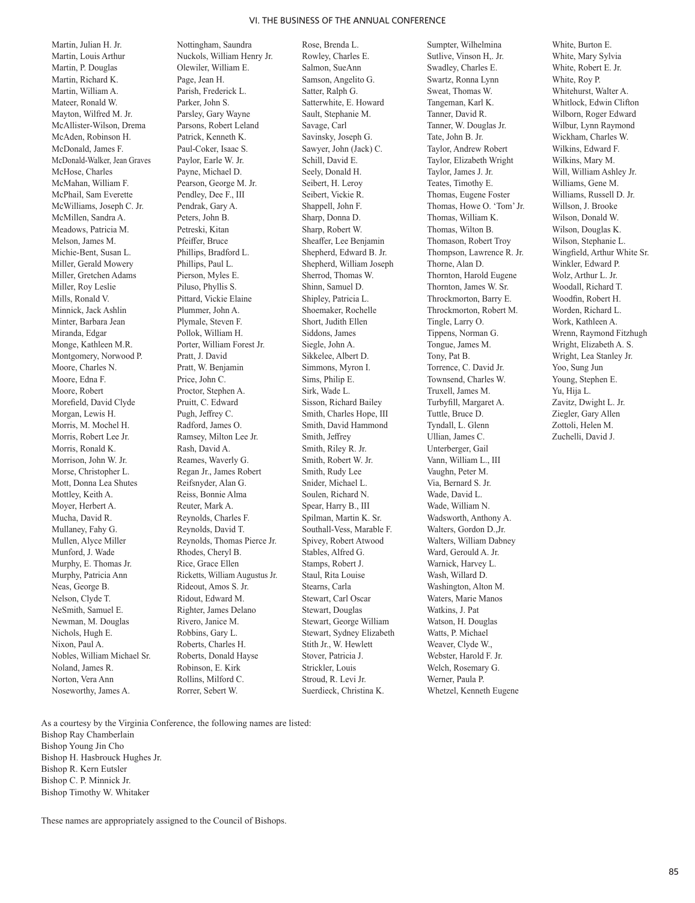Martin, Julian H. Jr.
Martin, Louis Arthur
Martin, P. Douglas
Martin, Richard K.
Martin, William A.
Mateer, Ronald W.
Mayton, Wilfred M. Jr.
McAllister-Wilson, Drema
McAden, Robinson H.
McDonald, James F.
McDonald-Walker, Jean Graves
McHose, Charles
McMahan, William F.
McPhail, Sam Everette
McWilliams, Joseph C. Jr.
McMillen, Sandra A.
Meadows, Patricia M.
Melson, James M.
Michie-Bent, Susan L.
Miller, Gerald Mowery
Miller, Gretchen Adams
Miller, Roy Leslie
Mills, Ronald V.
Minnick, Jack Ashlin
Minter, Barbara Jean
Miranda, Edgar
Monge, Kathleen M.R.
Montgomery, Norwood P.
Moore, Charles N.
Moore, Edna F.
Moore, Robert
Morefield, David Clyde
Morgan, Lewis H.
Morris, M. Mochel H.
Morris, Robert Lee Jr.
Morris, Ronald K.
Morrison, John W. Jr.
Morse, Christopher L.
Mott, Donna Lea Shutes
Mottley, Keith A.
Moyer, Herbert A.
Mucha, David R.
Mullaney, Fahy G.
Mullen, Alyce Miller
Munford, J. Wade
Murphy, E. Thomas Jr.
Murphy, Patricia Ann
Neas, George B.
Nelson, Clyde T.
NeSmith, Samuel E.
Newman, M. Douglas
Nichols, Hugh E.
Nixon, Paul A.
Nobles, William Michael Sr.
Noland, James R.
Norton, Vera Ann
Noseworthy, James A.
Nottingham, Saundra
Nuckols, William Henry Jr.
Olewiler, William E.
Page, Jean H.
Parish, Frederick L.
Parker, John S.
Parsley, Gary Wayne
Parsons, Robert Leland
Patrick, Kenneth K.
Paul-Coker, Isaac S.
Paylor, Earle W. Jr.
Payne, Michael D.
Pearson, George M. Jr.
Pendley, Dee F., III
Pendrak, Gary A.
Peters, John B.
Petreski, Kitan
Pfeiffer, Bruce
Phillips, Bradford L.
Phillips, Paul L.
Pierson, Myles E.
Piluso, Phyllis S.
Pittard, Vickie Elaine
Plummer, John A.
Plymale, Steven F.
Pollok, William H.
Porter, William Forest Jr.
Pratt, J. David
Pratt, W. Benjamin
Price, John C.
Proctor, Stephen A.
Pruitt, C. Edward
Pugh, Jeffrey C.
Radford, James O.
Ramsey, Milton Lee Jr.
Rash, David A.
Reames, Waverly G.
Regan Jr., James Robert
Reifsnyder, Alan G.
Reiss, Bonnie Alma
Reuter, Mark A.
Reynolds, Charles F.
Reynolds, David T.
Reynolds, Thomas Pierce Jr.
Rhodes, Cheryl B.
Rice, Grace Ellen
Ricketts, William Augustus Jr.
Rideout, Amos S. Jr.
Ridout, Edward M.
Righter, James Delano
Rivero, Janice M.
Robbins, Gary L.
Roberts, Charles H.
Roberts, Donald Hayse
Robinson, E. Kirk
Rollins, Milford C.
Rorrer, Sebert W.
Rose, Brenda L.
Rowley, Charles E.
Salmon, SueAnn
Samson, Angelito G.
Satter, Ralph G.
Satterwhite, E. Howard
Sault, Stephanie M.
Savage, Carl
Savinsky, Joseph G.
Sawyer, John (Jack) C.
Schill, David E.
Seely, Donald H.
Seibert, H. Leroy
Seibert, Vickie R.
Shappell, John F.
Sharp, Donna D.
Sharp, Robert W.
Sheaffer, Lee Benjamin
Shepherd, Edward B. Jr.
Shepherd, William Joseph
Sherrod, Thomas W.
Shinn, Samuel D.
Shipley, Patricia L.
Shoemaker, Rochelle
Short, Judith Ellen
Siddons, James
Siegle, John A.
Sikkelee, Albert D.
Simmons, Myron I.
Sims, Philip E.
Sirk, Wade L.
Sisson, Richard Bailey
Smith, Charles Hope, III
Smith, David Hammond
Smith, Jeffrey
Smith, Riley R. Jr.
Smith, Robert W. Jr.
Smith, Rudy Lee
Snider, Michael L.
Soulen, Richard N.
Spear, Harry B., III
Spilman, Martin K. Sr.
Southall-Vess, Marable F.
Spivey, Robert Atwood
Stables, Alfred G.
Stamps, Robert J.
Staul, Rita Louise
Stearns, Carla
Stewart, Carl Oscar
Stewart, Douglas
Stewart, George William
Stewart, Sydney Elizabeth
Stith Jr., W. Hewlett
Stover, Patricia J.
Strickler, Louis
Stroud, R. Levi Jr.
Suerdieck, Christina K.
Sumpter, Wilhelmina
Sutlive, Vinson H,. Jr.
Swadley, Charles E.
Swartz, Ronna Lynn
Sweat, Thomas W.
Tangeman, Karl K.
Tanner, David R.
Tanner, W. Douglas Jr.
Tate, John B. Jr.
Taylor, Andrew Robert
Taylor, Elizabeth Wright
Taylor, James J. Jr.
Teates, Timothy E.
Thomas, Eugene Foster
Thomas, Howe O. 'Tom' Jr.
Thomas, William K.
Thomas, Wilton B.
Thomason, Robert Troy
Thompson, Lawrence R. Jr.
Thorne, Alan D.
Thornton, Harold Eugene
Thornton, James W. Sr.
Throckmorton, Barry E.
Throckmorton, Robert M.
Tingle, Larry O.
Tippens, Norman G.
Tongue, James M.
Tony, Pat B.
Torrence, C. David Jr.
Townsend, Charles W.
Truxell, James M.
Turbyfill, Margaret A.
Tuttle, Bruce D.
Tyndall, L. Glenn
Ullian, James C.
Unterberger, Gail
Vann, William L., III
Vaughn, Peter M.
Via, Bernard S. Jr.
Wade, David L.
Wade, William N.
Wadsworth, Anthony A.
Walters, Gordon D.,Jr.
Walters, William Dabney
Ward, Gerould A. Jr.
Warnick, Harvey L.
Wash, Willard D.
Washington, Alton M.
Waters, Marie Manos
Watkins, J. Pat
Watson, H. Douglas
Watts, P. Michael
Weaver, Clyde W.,
Webster, Harold F. Jr.
Welch, Rosemary G.
Werner, Paula P.
Whetzel, Kenneth Eugene
White, Burton E.
White, Mary Sylvia
White, Robert E. Jr.
White, Roy P.
Whitehurst, Walter A.
Whitlock, Edwin Clifton
Wilborn, Roger Edward
Wilbur, Lynn Raymond
Wickham, Charles W.
Wilkins, Edward F.
Wilkins, Mary M.
Will, William Ashley Jr.
Williams, Gene M.
Williams, Russell D. Jr.
Willson, J. Brooke
Wilson, Donald W.
Wilson, Douglas K.
Wilson, Stephanie L.
Wingfield, Arthur White Sr.
Winkler, Edward P.
Wolz, Arthur L. Jr.
Woodall, Richard T.
Woodfin, Robert H.
Worden, Richard L.
Work, Kathleen A.
Wrenn, Raymond Fitzhugh
Wright, Elizabeth A. S.
Wright, Lea Stanley Jr.
Yoo, Sung Jun
Young, Stephen E.
Yu, Hija L.
Zavitz, Dwight L. Jr.
Ziegler, Gary Allen
Zottoli, Helen M.
Zuchelli, David J.

As a courtesy by the Virginia Conference, the following names are listed:
Bishop Ray Chamberlain
Bishop Young Jin Cho
Bishop H. Hasbrouck Hughes Jr.
Bishop R. Kern Eutsler
Bishop C. P. Minnick Jr.
Bishop Timothy W. Whitaker

These names are appropriately assigned to the Council of Bishops.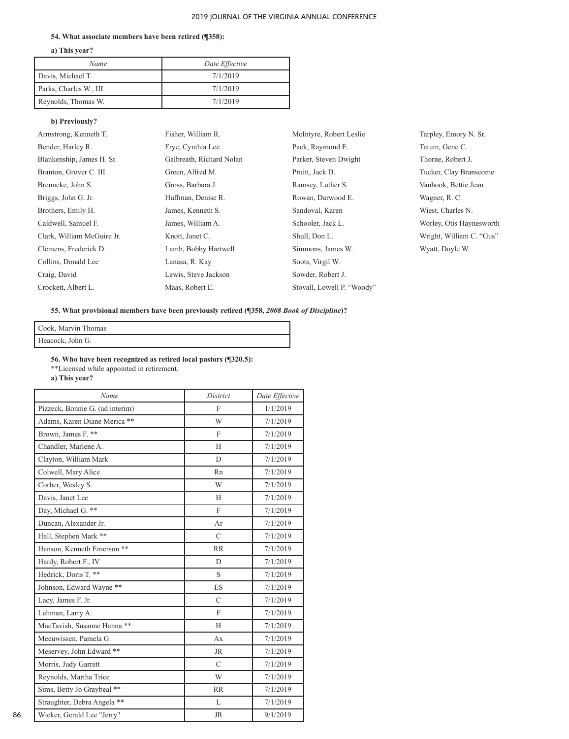**54. What associate members have been retired (¶358):**

**a) This year?**

| Name | Date Effective |
|---|---|
| Davis, Michael T. | 7/1/2019 |
| Parks, Charles W., III | 7/1/2019 |
| Reynolds, Thomas W. | 7/1/2019 |

**b) Previously?**

Armstrong, Kenneth T.
Bender, Harley R.
Blankenship, James H. Sr.
Branton, Grover C. III
Brenneke, John S.
Briggs, John G. Jr.
Brothers, Emily H.
Caldwell, Samuel F.
Clark, William McGuire Jr.
Clemens, Frederick D.
Collins, Donald Lee
Craig, David
Crockett, Albert L.
Fisher, William R.
Frye, Cynthia Lee
Galbreath, Richard Nolan
Green, Alfred M.
Gross, Barbara J.
Huffman, Denise R.
James, Kenneth S.
James, William A.
Knott, Janet C.
Lamb, Bobby Hartwell
Lanasa, R. Kay
Lewis, Steve Jackson
Maas, Robert E.
McIntyre, Robert Leslie
Pack, Raymond E.
Parker, Steven Dwight
Pruitt, Jack D.
Ramsey, Luther S.
Rowan, Darwood E.
Sandoval, Karen
Schooler, Jack L.
Shull, Don L.
Simmons, James W.
Soots, Virgil W.
Sowder, Robert J.
Stovall, Lowell P. "Woody"
Tarpley, Emory N. Sr.
Tatum, Gene C.
Thorne, Robert J.
Tucker, Clay Branscome
Vanhook, Bettie Jean
Wagner, R. C.
Wiest, Charles N.
Worley, Otis Haynesworth
Wright, William C. "Gus"
Wyatt, Doyle W.

**55. What provisional members have been previously retired (¶358, *2008 Book of Discipline*)?**

| Name |
|---|
| Cook, Marvin Thomas |
| Heacock, John G. |

**56. Who have been recognized as retired local pastors (¶320.5):**

**Licensed while appointed in retirement.

**a) This year?**

| Name | District | Date Effective |
|---|---|---|
| Pizzeck, Bonnie G. (ad interim) | F | 1/1/2019 |
| Adams, Karen Diane Merica ** | W | 7/1/2019 |
| Brown, James F. ** | F | 7/1/2019 |
| Chandler, Marlene A. | H | 7/1/2019 |
| Clayton, William Mark | D | 7/1/2019 |
| Colwell, Mary Alice | Rn | 7/1/2019 |
| Corber, Wesley S. | W | 7/1/2019 |
| Davis, Janet Lee | H | 7/1/2019 |
| Day, Michael G. ** | F | 7/1/2019 |
| Duncan, Alexander Jr. | Ar | 7/1/2019 |
| Hall, Stephen Mark ** | C | 7/1/2019 |
| Hanson, Kenneth Emerson ** | RR | 7/1/2019 |
| Hardy, Robert F., IV | D | 7/1/2019 |
| Hedrick, Doris T. ** | S | 7/1/2019 |
| Johnson, Edward Wayne ** | ES | 7/1/2019 |
| Lacy, James F. Jr. | C | 7/1/2019 |
| Lehman, Larry A. | F | 7/1/2019 |
| MacTavish, Susanne Hanna ** | H | 7/1/2019 |
| Meeuwissen, Pamela G. | Ax | 7/1/2019 |
| Meservey, John Edward ** | JR | 7/1/2019 |
| Morris, Judy Garrett | C | 7/1/2019 |
| Reynolds, Martha Trice | W | 7/1/2019 |
| Sims, Betty Jo Graybeal ** | RR | 7/1/2019 |
| Straughter, Debra Angela ** | L | 7/1/2019 |
| Wicker, Gerald Lee "Jerry" | JR | 9/1/2019 |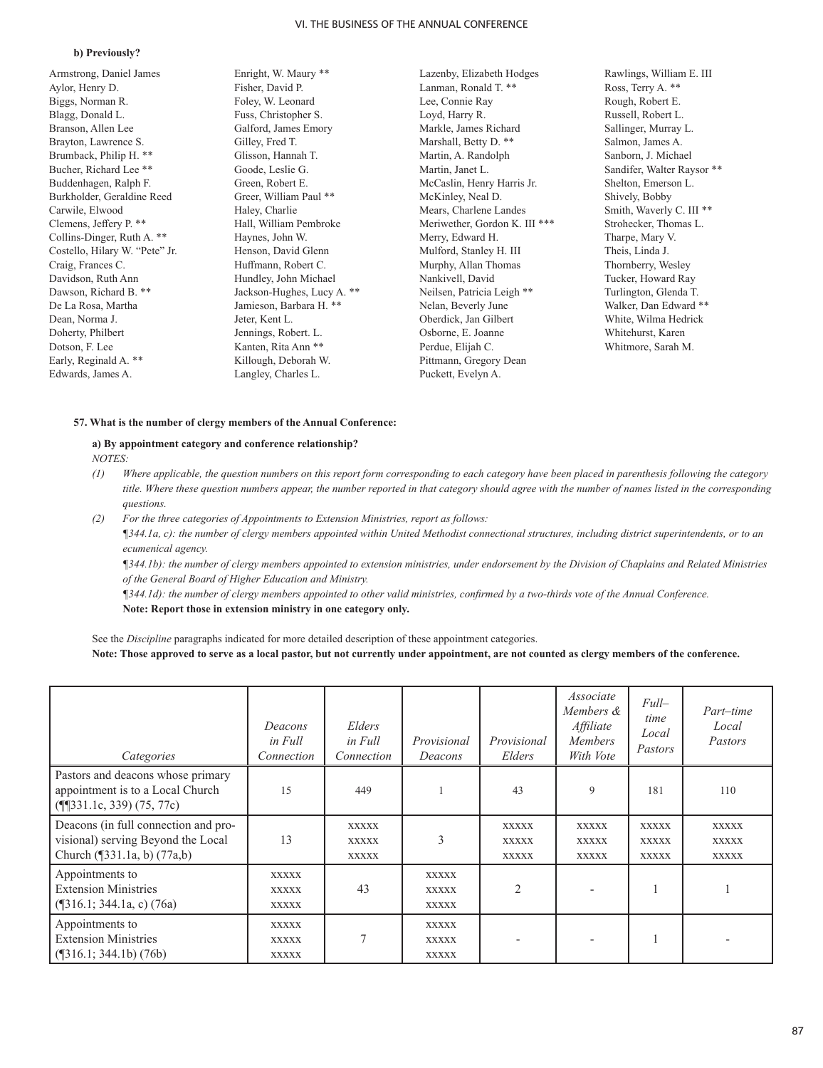**b) Previously?**

Armstrong, Daniel James
Aylor, Henry D.
Biggs, Norman R.
Blagg, Donald L.
Branson, Allen Lee
Brayton, Lawrence S.
Brumback, Philip H. **
Bucher, Richard Lee **
Buddenhagen, Ralph F.
Burkholder, Geraldine Reed
Carwile, Elwood
Clemens, Jeffery P. **
Collins-Dinger, Ruth A. **
Costello, Hilary W. "Pete" Jr.
Craig, Frances C.
Davidson, Ruth Ann
Dawson, Richard B. **
De La Rosa, Martha
Dean, Norma J.
Doherty, Philbert
Dotson, F. Lee
Early, Reginald A. **
Edwards, James A.
Enright, W. Maury **
Fisher, David P.
Foley, W. Leonard
Fuss, Christopher S.
Galford, James Emory
Gilley, Fred T.
Glisson, Hannah T.
Goode, Leslie G.
Green, Robert E.
Greer, William Paul **
Haley, Charlie
Hall, William Pembroke
Haynes, John W.
Henson, David Glenn
Huffmann, Robert C.
Hundley, John Michael
Jackson-Hughes, Lucy A. **
Jamieson, Barbara H. **
Jeter, Kent L.
Jennings, Robert. L.
Kanten, Rita Ann **
Killough, Deborah W.
Langley, Charles L.
Lazenby, Elizabeth Hodges
Lanman, Ronald T. **
Lee, Connie Ray
Loyd, Harry R.
Markle, James Richard
Marshall, Betty D. **
Martin, A. Randolph
Martin, Janet L.
McCaslin, Henry Harris Jr.
McKinley, Neal D.
Mears, Charlene Landes
Meriwether, Gordon K. III ***
Merry, Edward H.
Mulford, Stanley H. III
Murphy, Allan Thomas
Nankivell, David
Neilsen, Patricia Leigh **
Nelan, Beverly June
Oberdick, Jan Gilbert
Osborne, E. Joanne
Perdue, Elijah C.
Pittmann, Gregory Dean
Puckett, Evelyn A.
Rawlings, William E. III
Ross, Terry A. **
Rough, Robert E.
Russell, Robert L.
Sallinger, Murray L.
Salmon, James A.
Sanborn, J. Michael
Sandifer, Walter Raysor **
Shelton, Emerson L.
Shively, Bobby
Smith, Waverly C. III **
Strohecker, Thomas L.
Tharpe, Mary V.
Theis, Linda J.
Thornberry, Wesley
Tucker, Howard Ray
Turlington, Glenda T.
Walker, Dan Edward **
White, Wilma Hedrick
Whitehurst, Karen
Whitmore, Sarah M.

**57. What is the number of clergy members of the Annual Conference:**

**a) By appointment category and conference relationship?**

*NOTES:*

*(1) Where applicable, the question numbers on this report form corresponding to each category have been placed in parenthesis following the category title. Where these question numbers appear, the number reported in that category should agree with the number of names listed in the corresponding questions.*

*(2) For the three categories of Appointments to Extension Ministries, report as follows:*

*¶344.1a, c): the number of clergy members appointed within United Methodist connectional structures, including district superintendents, or to an ecumenical agency.*

*¶344.1b): the number of clergy members appointed to extension ministries, under endorsement by the Division of Chaplains and Related Ministries of the General Board of Higher Education and Ministry.*

*¶344.1d): the number of clergy members appointed to other valid ministries, confirmed by a two-thirds vote of the Annual Conference.*

**Note: Report those in extension ministry in one category only.**

See the *Discipline* paragraphs indicated for more detailed description of these appointment categories.

**Note: Those approved to serve as a local pastor, but not currently under appointment, are not counted as clergy members of the conference.**

| *Categories* | *Deacons in Full Connection* | *Elders in Full Connection* | *Provisional Deacons* | *Provisional Elders* | *Associate Members & Affiliate Members With Vote* | *Full–time Local Pastors* | *Part–time Local Pastors* |
|---|---|---|---|---|---|---|---|
| Pastors and deacons whose primary appointment is to a Local Church (¶¶331.1c, 339) (75, 77c) | 15 | 449 | 1 | 43 | 9 | 181 | 110 |
| Deacons (in full connection and provisional) serving Beyond the Local Church (¶331.1a, b) (77a,b) | 13 | XXXXX XXXXX XXXXX | 3 | XXXXX XXXXX XXXXX | XXXXX XXXXX XXXXX | XXXXX XXXXX XXXXX | XXXXX XXXXX XXXXX |
| Appointments to Extension Ministries (¶316.1; 344.1a, c) (76a) | XXXXX XXXXX XXXXX | 43 | XXXXX XXXXX XXXXX | 2 | - | 1 | 1 |
| Appointments to Extension Ministries (¶316.1; 344.1b) (76b) | XXXXX XXXXX XXXXX | 7 | XXXXX XXXXX XXXXX | - | - | 1 | - |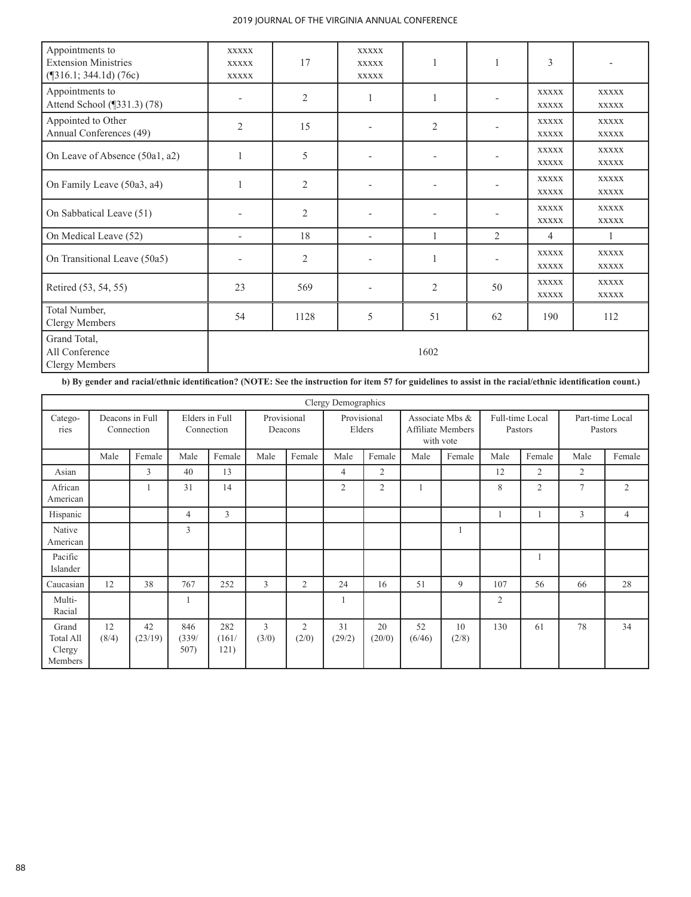| Appointments to Extension Ministries (¶316.1; 344.1d) (76c) | XXXXX XXXXX XXXXX | 17 | XXXXX XXXXX XXXXX | 1 | 1 | 3 | - |
|---|---|---|---|---|---|---|---|
| Appointments to Attend School (¶331.3) (78) | - | 2 | 1 | 1 | - | XXXXX XXXXX | XXXXX XXXXX |
| Appointed to Other Annual Conferences (49) | 2 | 15 | - | 2 | - | XXXXX XXXXX | XXXXX XXXXX |
| On Leave of Absence (50a1, a2) | 1 | 5 | - | - | - | XXXXX XXXXX | XXXXX XXXXX |
| On Family Leave (50a3, a4) | 1 | 2 | - | - | - | XXXXX XXXXX | XXXXX XXXXX |
| On Sabbatical Leave (51) | - | 2 | - | - | - | XXXXX XXXXX | XXXXX XXXXX |
| On Medical Leave (52) | - | 18 | - | 1 | 2 | 4 | 1 |
| On Transitional Leave (50a5) | - | 2 | - | 1 | - | XXXXX XXXXX | XXXXX XXXXX |
| Retired (53, 54, 55) | 23 | 569 | - | 2 | 50 | XXXXX XXXXX | XXXXX XXXXX |
| Total Number, Clergy Members | 54 | 1128 | 5 | 51 | 62 | 190 | 112 |
| Grand Total, All Conference Clergy Members | 1602 | | | | | | |

**b) By gender and racial/ethnic identification? (NOTE: See the instruction for item 57 for guidelines to assist in the racial/ethnic identification count.)**

| Clergy Demographics | | | | | | | | | | | | | | |
|---|---|---|---|---|---|---|---|---|---|---|---|---|---|---|
| Categories | Deacons in Full Connection | | Elders in Full Connection | | Provisional Deacons | | Provisional Elders | | Associate Mbs & Affiliate Members with vote | | Full-time Local Pastors | | Part-time Local Pastors | |
| | Male | Female | Male | Female | Male | Female | Male | Female | Male | Female | Male | Female | Male | Female |
| Asian | | 3 | 40 | 13 | | | 4 | 2 | | | 12 | 2 | 2 | |
| African American | | 1 | 31 | 14 | | | 2 | 2 | 1 | | 8 | 2 | 7 | 2 |
| Hispanic | | | 4 | 3 | | | | | | | 1 | 1 | 3 | 4 |
| Native American | | | 3 | | | | | | | 1 | | | | |
| Pacific Islander | | | | | | | | | | | | 1 | | |
| Caucasian | 12 | 38 | 767 | 252 | 3 | 2 | 24 | 16 | 51 | 9 | 107 | 56 | 66 | 28 |
| Multi-Racial | | | 1 | | | | 1 | | | | 2 | | | |
| Grand Total All Clergy Members | 12 (8/4) | 42 (23/19) | 846 (339/ 507) | 282 (161/ 121) | 3 (3/0) | 2 (2/0) | 31 (29/2) | 20 (20/0) | 52 (6/46) | 10 (2/8) | 130 | 61 | 78 | 34 |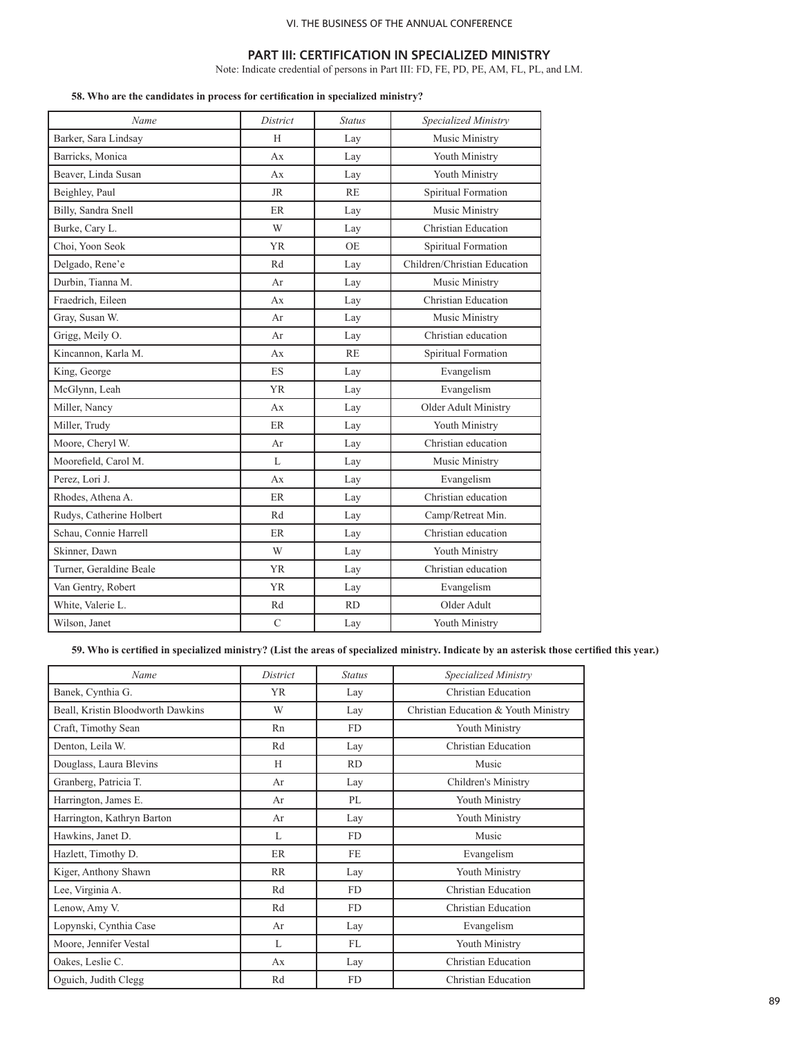## PART III: CERTIFICATION IN SPECIALIZED MINISTRY

Note: Indicate credential of persons in Part III: FD, FE, PD, PE, AM, FL, PL, and LM.

**58. Who are the candidates in process for certification in specialized ministry?**

| *Name* | *District* | *Status* | *Specialized Ministry* |
|---|---|---|---|
| Barker, Sara Lindsay | H | Lay | Music Ministry |
| Barricks, Monica | Ax | Lay | Youth Ministry |
| Beaver, Linda Susan | Ax | Lay | Youth Ministry |
| Beighley, Paul | JR | RE | Spiritual Formation |
| Billy, Sandra Snell | ER | Lay | Music Ministry |
| Burke, Cary L. | W | Lay | Christian Education |
| Choi, Yoon Seok | YR | OE | Spiritual Formation |
| Delgado, Rene'e | Rd | Lay | Children/Christian Education |
| Durbin, Tianna M. | Ar | Lay | Music Ministry |
| Fraedrich, Eileen | Ax | Lay | Christian Education |
| Gray, Susan W. | Ar | Lay | Music Ministry |
| Grigg, Meily O. | Ar | Lay | Christian education |
| Kincannon, Karla M. | Ax | RE | Spiritual Formation |
| King, George | ES | Lay | Evangelism |
| McGlynn, Leah | YR | Lay | Evangelism |
| Miller, Nancy | Ax | Lay | Older Adult Ministry |
| Miller, Trudy | ER | Lay | Youth Ministry |
| Moore, Cheryl W. | Ar | Lay | Christian education |
| Moorefield, Carol M. | L | Lay | Music Ministry |
| Perez, Lori J. | Ax | Lay | Evangelism |
| Rhodes, Athena A. | ER | Lay | Christian education |
| Rudys, Catherine Holbert | Rd | Lay | Camp/Retreat Min. |
| Schau, Connie Harrell | ER | Lay | Christian education |
| Skinner, Dawn | W | Lay | Youth Ministry |
| Turner, Geraldine Beale | YR | Lay | Christian education |
| Van Gentry, Robert | YR | Lay | Evangelism |
| White, Valerie L. | Rd | RD | Older Adult |
| Wilson, Janet | C | Lay | Youth Ministry |

**59. Who is certified in specialized ministry? (List the areas of specialized ministry. Indicate by an asterisk those certified this year.)**

| *Name* | *District* | *Status* | *Specialized Ministry* |
|---|---|---|---|
| Banek, Cynthia G. | YR | Lay | Christian Education |
| Beall, Kristin Bloodworth Dawkins | W | Lay | Christian Education & Youth Ministry |
| Craft, Timothy Sean | Rn | FD | Youth Ministry |
| Denton, Leila W. | Rd | Lay | Christian Education |
| Douglass, Laura Blevins | H | RD | Music |
| Granberg, Patricia T. | Ar | Lay | Children's Ministry |
| Harrington, James E. | Ar | PL | Youth Ministry |
| Harrington, Kathryn Barton | Ar | Lay | Youth Ministry |
| Hawkins, Janet D. | L | FD | Music |
| Hazlett, Timothy D. | ER | FE | Evangelism |
| Kiger, Anthony Shawn | RR | Lay | Youth Ministry |
| Lee, Virginia A. | Rd | FD | Christian Education |
| Lenow, Amy V. | Rd | FD | Christian Education |
| Lopynski, Cynthia Case | Ar | Lay | Evangelism |
| Moore, Jennifer Vestal | L | FL | Youth Ministry |
| Oakes, Leslie C. | Ax | Lay | Christian Education |
| Oguich, Judith Clegg | Rd | FD | Christian Education |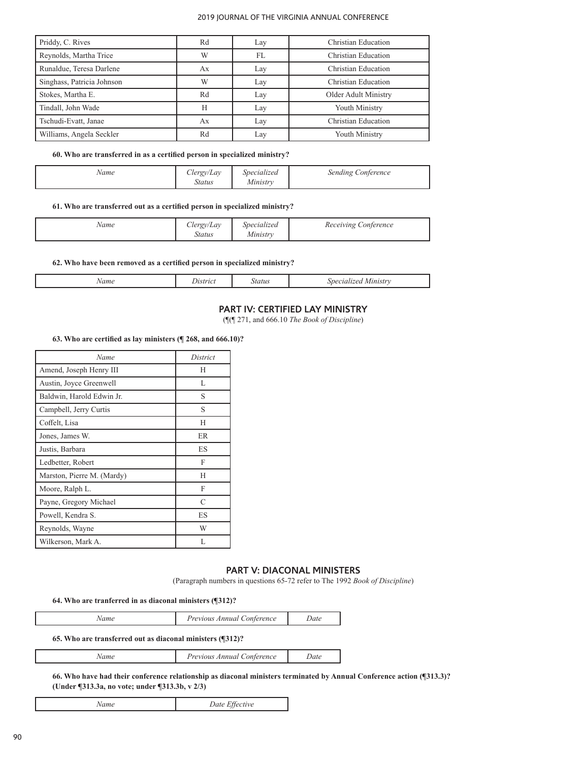| Priddy, C. Rives | Rd | Lay | Christian Education |
|---|---|---|---|
| Reynolds, Martha Trice | W | FL | Christian Education |
| Runaldue, Teresa Darlene | Ax | Lay | Christian Education |
| Singhass, Patricia Johnson | W | Lay | Christian Education |
| Stokes, Martha E. | Rd | Lay | Older Adult Ministry |
| Tindall, John Wade | H | Lay | Youth Ministry |
| Tschudi-Evatt, Janae | Ax | Lay | Christian Education |
| Williams, Angela Seckler | Rd | Lay | Youth Ministry |

**60. Who are transferred in as a certified person in specialized ministry?**

| *Name* | *Clergy/Lay Status* | *Specialized Ministry* | *Sending Conference* |
|---|---|---|---|

**61. Who are transferred out as a certified person in specialized ministry?**

| *Name* | *Clergy/Lay Status* | *Specialized Ministry* | *Receiving Conference* |
|---|---|---|---|

**62. Who have been removed as a certified person in specialized ministry?**

| *Name* | *District* | *Status* | *Specialized Ministry* |
|---|---|---|---|

## PART IV: CERTIFIED LAY MINISTRY

(¶¶ 271, and 666.10 *The Book of Discipline*)

**63. Who are certified as lay ministers (¶ 268, and 666.10)?**

| *Name* | *District* |
|---|---|
| Amend, Joseph Henry III | H |
| Austin, Joyce Greenwell | L |
| Baldwin, Harold Edwin Jr. | S |
| Campbell, Jerry Curtis | S |
| Coffelt, Lisa | H |
| Jones, James W. | ER |
| Justis, Barbara | ES |
| Ledbetter, Robert | F |
| Marston, Pierre M. (Mardy) | H |
| Moore, Ralph L. | F |
| Payne, Gregory Michael | C |
| Powell, Kendra S. | ES |
| Reynolds, Wayne | W |
| Wilkerson, Mark A. | L |

## PART V: DIACONAL MINISTERS

(Paragraph numbers in questions 65-72 refer to The 1992 *Book of Discipline*)

**64. Who are tranferred in as diaconal ministers (¶312)?**

| *Name* | *Previous Annual Conference* | *Date* |
|---|---|---|

**65. Who are transferred out as diaconal ministers (¶312)?**

| *Name* | *Previous Annual Conference* | *Date* |
|---|---|---|

**66. Who have had their conference relationship as diaconal ministers terminated by Annual Conference action (¶313.3)? (Under ¶313.3a, no vote; under ¶313.3b, v 2/3)**

| *Name* | *Date Effective* |
|---|---|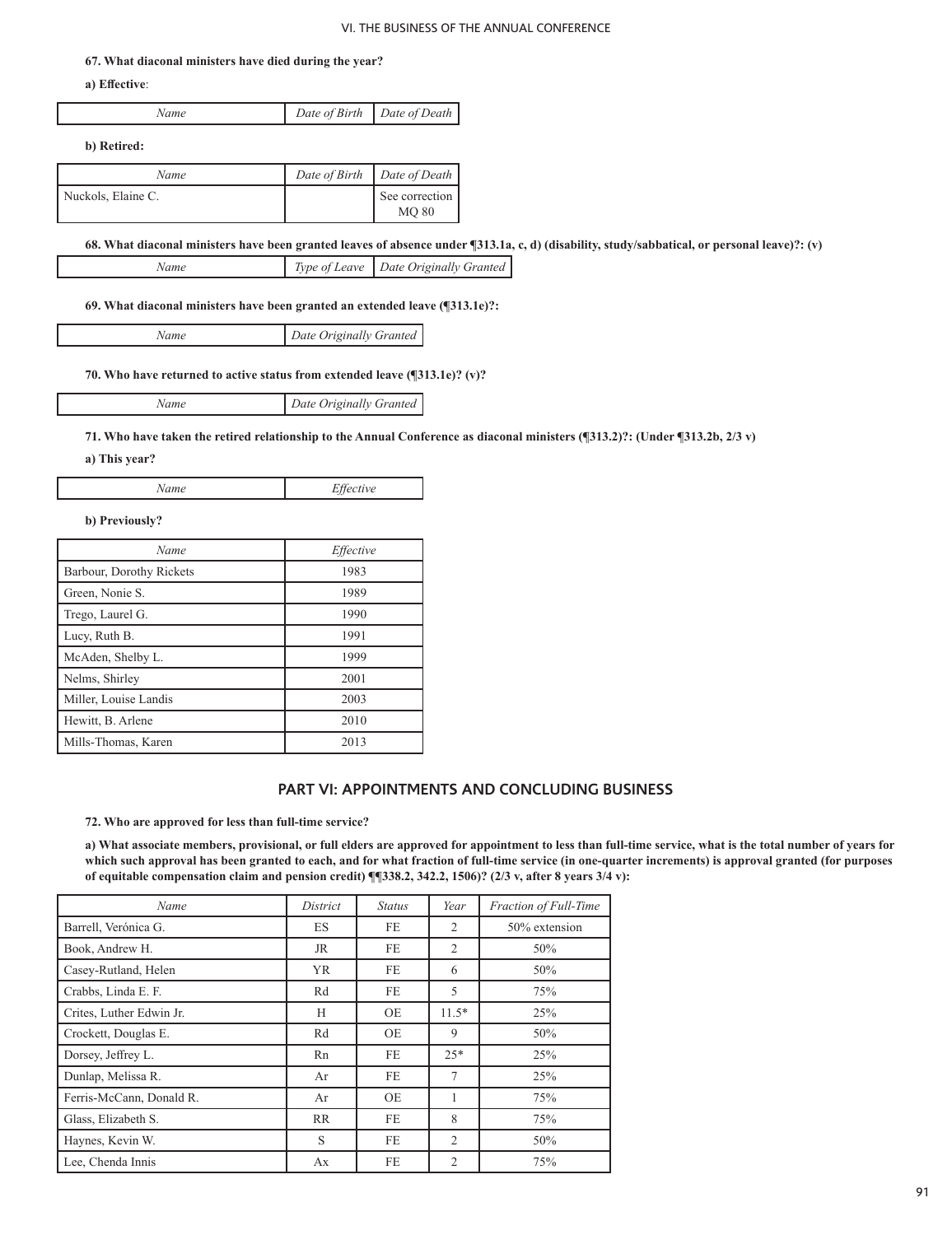**67. What diaconal ministers have died during the year?**

**a) Effective**:

| *Name* | *Date of Birth* | *Date of Death* |
| --- | --- | --- |

**b) Retired:**

| *Name* | *Date of Birth* | *Date of Death* |
| --- | --- | --- |
| Nuckols, Elaine C. | | See correction MQ 80 |

**68. What diaconal ministers have been granted leaves of absence under ¶313.1a, c, d) (disability, study/sabbatical, or personal leave)?: (v)**

| *Name* | *Type of Leave* | *Date Originally Granted* |
| --- | --- | --- |

**69. What diaconal ministers have been granted an extended leave (¶313.1e)?:**

| *Name* | *Date Originally Granted* |
| --- | --- |

**70. Who have returned to active status from extended leave (¶313.1e)? (v)?**

| *Name* | *Date Originally Granted* |
| --- | --- |

**71. Who have taken the retired relationship to the Annual Conference as diaconal ministers (¶313.2)?: (Under ¶313.2b, 2/3 v)**

**a) This year?**

| *Name* | *Effective* |
| --- | --- |

**b) Previously?**

| *Name* | *Effective* |
| --- | --- |
| Barbour, Dorothy Rickets | 1983 |
| Green, Nonie S. | 1989 |
| Trego, Laurel G. | 1990 |
| Lucy, Ruth B. | 1991 |
| McAden, Shelby L. | 1999 |
| Nelms, Shirley | 2001 |
| Miller, Louise Landis | 2003 |
| Hewitt, B. Arlene | 2010 |
| Mills-Thomas, Karen | 2013 |

## PART VI: APPOINTMENTS AND CONCLUDING BUSINESS

**72. Who are approved for less than full-time service?**

**a) What associate members, provisional, or full elders are approved for appointment to less than full-time service, what is the total number of years for which such approval has been granted to each, and for what fraction of full-time service (in one-quarter increments) is approval granted (for purposes of equitable compensation claim and pension credit) ¶¶338.2, 342.2, 1506)? (2/3 v, after 8 years 3/4 v):**

| *Name* | *District* | *Status* | *Year* | *Fraction of Full-Time* |
| --- | --- | --- | --- | --- |
| Barrell, Verónica G. | ES | FE | 2 | 50% extension |
| Book, Andrew H. | JR | FE | 2 | 50% |
| Casey-Rutland, Helen | YR | FE | 6 | 50% |
| Crabbs, Linda E. F. | Rd | FE | 5 | 75% |
| Crites, Luther Edwin Jr. | H | OE | 11.5* | 25% |
| Crockett, Douglas E. | Rd | OE | 9 | 50% |
| Dorsey, Jeffrey L. | Rn | FE | 25* | 25% |
| Dunlap, Melissa R. | Ar | FE | 7 | 25% |
| Ferris-McCann, Donald R. | Ar | OE | 1 | 75% |
| Glass, Elizabeth S. | RR | FE | 8 | 75% |
| Haynes, Kevin W. | S | FE | 2 | 50% |
| Lee, Chenda Innis | Ax | FE | 2 | 75% |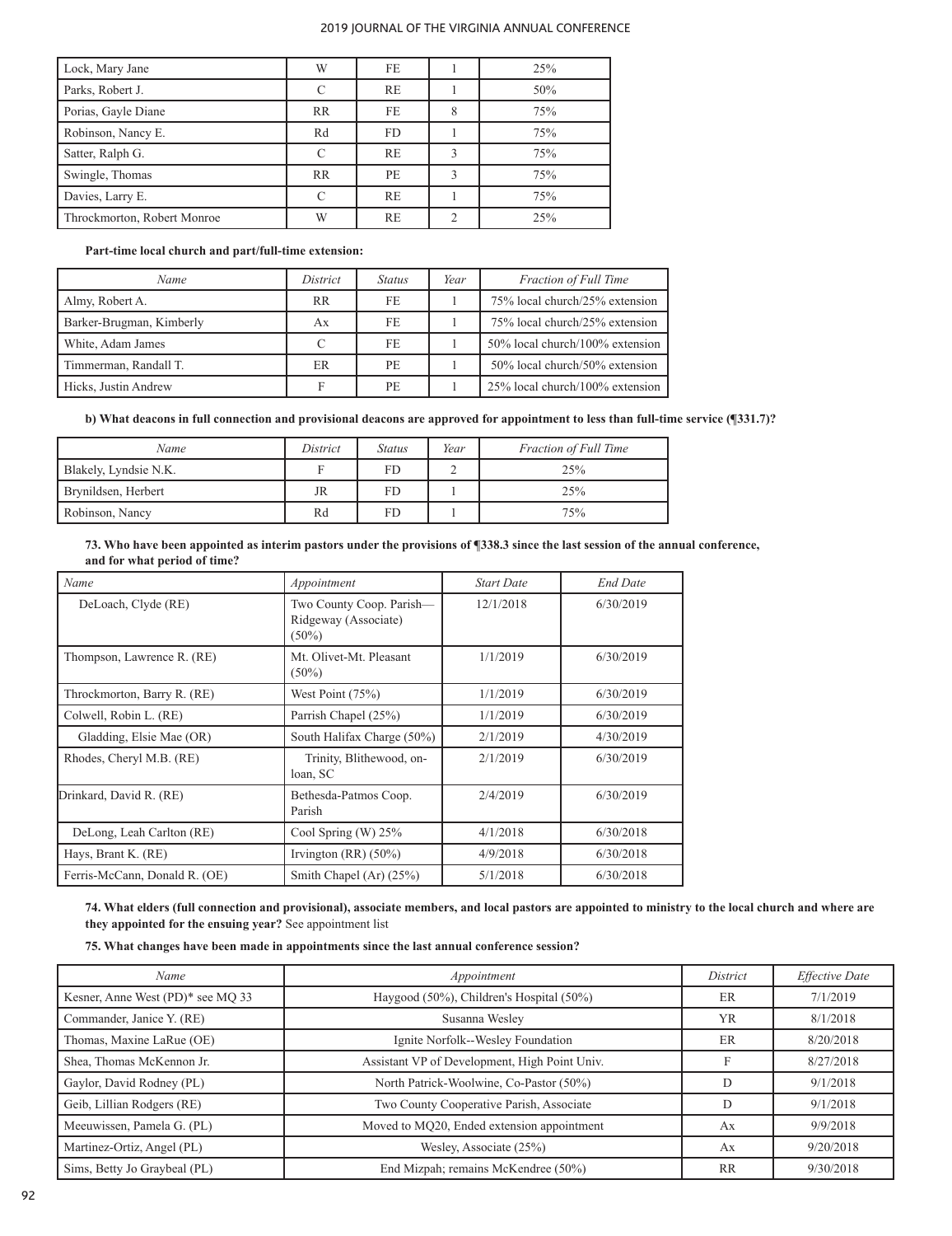| Lock, Mary Jane | W | FE | 1 | 25% |
|---|---|---|---|---|
| Parks, Robert J. | C | RE | 1 | 50% |
| Porias, Gayle Diane | RR | FE | 8 | 75% |
| Robinson, Nancy E. | Rd | FD | 1 | 75% |
| Satter, Ralph G. | C | RE | 3 | 75% |
| Swingle, Thomas | RR | PE | 3 | 75% |
| Davies, Larry E. | C | RE | 1 | 75% |
| Throckmorton, Robert Monroe | W | RE | 2 | 25% |

**Part-time local church and part/full-time extension:**

| *Name* | *District* | *Status* | *Year* | *Fraction of Full Time* |
|---|---|---|---|---|
| Almy, Robert A. | RR | FE | 1 | 75% local church/25% extension |
| Barker-Brugman, Kimberly | Ax | FE | 1 | 75% local church/25% extension |
| White, Adam James | C | FE | 1 | 50% local church/100% extension |
| Timmerman, Randall T. | ER | PE | 1 | 50% local church/50% extension |
| Hicks, Justin Andrew | F | PE | 1 | 25% local church/100% extension |

**b) What deacons in full connection and provisional deacons are approved for appointment to less than full-time service (¶331.7)?**

| *Name* | *District* | *Status* | *Year* | *Fraction of Full Time* |
|---|---|---|---|---|
| Blakely, Lyndsie N.K. | F | FD | 2 | 25% |
| Brynildsen, Herbert | JR | FD | 1 | 25% |
| Robinson, Nancy | Rd | FD | 1 | 75% |

**73. Who have been appointed as interim pastors under the provisions of ¶338.3 since the last session of the annual conference, and for what period of time?**

| *Name* | *Appointment* | *Start Date* | *End Date* |
|---|---|---|---|
| DeLoach, Clyde (RE) | Two County Coop. Parish—Ridgeway (Associate) (50%) | 12/1/2018 | 6/30/2019 |
| Thompson, Lawrence R. (RE) | Mt. Olivet-Mt. Pleasant (50%) | 1/1/2019 | 6/30/2019 |
| Throckmorton, Barry R. (RE) | West Point (75%) | 1/1/2019 | 6/30/2019 |
| Colwell, Robin L. (RE) | Parrish Chapel (25%) | 1/1/2019 | 6/30/2019 |
| Gladding, Elsie Mae (OR) | South Halifax Charge (50%) | 2/1/2019 | 4/30/2019 |
| Rhodes, Cheryl M.B. (RE) | Trinity, Blithewood, on-loan, SC | 2/1/2019 | 6/30/2019 |
| Drinkard, David R. (RE) | Bethesda-Patmos Coop. Parish | 2/4/2019 | 6/30/2019 |
| DeLong, Leah Carlton (RE) | Cool Spring (W) 25% | 4/1/2018 | 6/30/2018 |
| Hays, Brant K. (RE) | Irvington (RR) (50%) | 4/9/2018 | 6/30/2018 |
| Ferris-McCann, Donald R. (OE) | Smith Chapel (Ar) (25%) | 5/1/2018 | 6/30/2018 |

**74. What elders (full connection and provisional), associate members, and local pastors are appointed to ministry to the local church and where are they appointed for the ensuing year?** See appointment list

**75. What changes have been made in appointments since the last annual conference session?**

| *Name* | *Appointment* | *District* | *Effective Date* |
|---|---|---|---|
| Kesner, Anne West (PD)* see MQ 33 | Haygood (50%), Children's Hospital (50%) | ER | 7/1/2019 |
| Commander, Janice Y. (RE) | Susanna Wesley | YR | 8/1/2018 |
| Thomas, Maxine LaRue (OE) | Ignite Norfolk--Wesley Foundation | ER | 8/20/2018 |
| Shea, Thomas McKennon Jr. | Assistant VP of Development, High Point Univ. | F | 8/27/2018 |
| Gaylor, David Rodney (PL) | North Patrick-Woolwine, Co-Pastor (50%) | D | 9/1/2018 |
| Geib, Lillian Rodgers (RE) | Two County Cooperative Parish, Associate | D | 9/1/2018 |
| Meeuwissen, Pamela G. (PL) | Moved to MQ20, Ended extension appointment | Ax | 9/9/2018 |
| Martinez-Ortiz, Angel (PL) | Wesley, Associate (25%) | Ax | 9/20/2018 |
| Sims, Betty Jo Graybeal (PL) | End Mizpah; remains McKendree (50%) | RR | 9/30/2018 |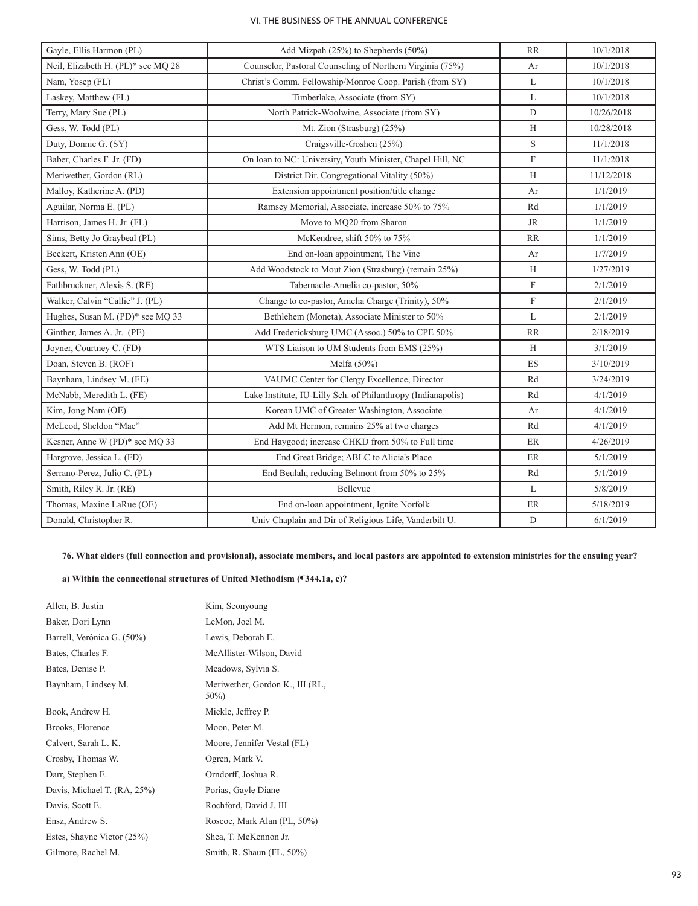| Gayle, Ellis Harmon (PL) | Add Mizpah (25%) to Shepherds (50%) | RR | 10/1/2018 |
|---|---|---|---|
| Neil, Elizabeth H. (PL)* see MQ 28 | Counselor, Pastoral Counseling of Northern Virginia (75%) | Ar | 10/1/2018 |
| Nam, Yosep (FL) | Christ's Comm. Fellowship/Monroe Coop. Parish (from SY) | L | 10/1/2018 |
| Laskey, Matthew (FL) | Timberlake, Associate (from SY) | L | 10/1/2018 |
| Terry, Mary Sue (PL) | North Patrick-Woolwine, Associate (from SY) | D | 10/26/2018 |
| Gess, W. Todd (PL) | Mt. Zion (Strasburg) (25%) | H | 10/28/2018 |
| Duty, Donnie G. (SY) | Craigsville-Goshen (25%) | S | 11/1/2018 |
| Baber, Charles F. Jr. (FD) | On loan to NC: University, Youth Minister, Chapel Hill, NC | F | 11/1/2018 |
| Meriwether, Gordon (RL) | District Dir. Congregational Vitality (50%) | H | 11/12/2018 |
| Malloy, Katherine A. (PD) | Extension appointment position/title change | Ar | 1/1/2019 |
| Aguilar, Norma E. (PL) | Ramsey Memorial, Associate, increase 50% to 75% | Rd | 1/1/2019 |
| Harrison, James H. Jr. (FL) | Move to MQ20 from Sharon | JR | 1/1/2019 |
| Sims, Betty Jo Graybeal (PL) | McKendree, shift 50% to 75% | RR | 1/1/2019 |
| Beckert, Kristen Ann (OE) | End on-loan appointment, The Vine | Ar | 1/7/2019 |
| Gess, W. Todd (PL) | Add Woodstock to Mout Zion (Strasburg) (remain 25%) | H | 1/27/2019 |
| Fathbruckner, Alexis S. (RE) | Tabernacle-Amelia co-pastor, 50% | F | 2/1/2019 |
| Walker, Calvin "Callie" J. (PL) | Change to co-pastor, Amelia Charge (Trinity), 50% | F | 2/1/2019 |
| Hughes, Susan M. (PD)* see MQ 33 | Bethlehem (Moneta), Associate Minister to 50% | L | 2/1/2019 |
| Ginther, James A. Jr. (PE) | Add Fredericksburg UMC (Assoc.) 50% to CPE 50% | RR | 2/18/2019 |
| Joyner, Courtney C. (FD) | WTS Liaison to UM Students from EMS (25%) | H | 3/1/2019 |
| Doan, Steven B. (ROF) | Melfa (50%) | ES | 3/10/2019 |
| Baynham, Lindsey M. (FE) | VAUMC Center for Clergy Excellence, Director | Rd | 3/24/2019 |
| McNabb, Meredith L. (FE) | Lake Institute, IU-Lilly Sch. of Philanthropy (Indianapolis) | Rd | 4/1/2019 |
| Kim, Jong Nam (OE) | Korean UMC of Greater Washington, Associate | Ar | 4/1/2019 |
| McLeod, Sheldon "Mac" | Add Mt Hermon, remains 25% at two charges | Rd | 4/1/2019 |
| Kesner, Anne W (PD)* see MQ 33 | End Haygood; increase CHKD from 50% to Full time | ER | 4/26/2019 |
| Hargrove, Jessica L. (FD) | End Great Bridge; ABLC to Alicia's Place | ER | 5/1/2019 |
| Serrano-Perez, Julio C. (PL) | End Beulah; reducing Belmont from 50% to 25% | Rd | 5/1/2019 |
| Smith, Riley R. Jr. (RE) | Bellevue | L | 5/8/2019 |
| Thomas, Maxine LaRue (OE) | End on-loan appointment, Ignite Norfolk | ER | 5/18/2019 |
| Donald, Christopher R. | Univ Chaplain and Dir of Religious Life, Vanderbilt U. | D | 6/1/2019 |

**76. What elders (full connection and provisional), associate members, and local pastors are appointed to extension ministries for the ensuing year?**

**a) Within the connectional structures of United Methodism (¶344.1a, c)?**

Allen, B. Justin
Baker, Dori Lynn
Barrell, Verónica G. (50%)
Bates, Charles F.
Bates, Denise P.
Baynham, Lindsey M.
Book, Andrew H.
Brooks, Florence
Calvert, Sarah L. K.
Crosby, Thomas W.
Darr, Stephen E.
Davis, Michael T. (RA, 25%)
Davis, Scott E.
Ensz, Andrew S.
Estes, Shayne Victor (25%)
Gilmore, Rachel M.
Kim, Seonyoung
LeMon, Joel M.
Lewis, Deborah E.
McAllister-Wilson, David
Meadows, Sylvia S.
Meriwether, Gordon K., III (RL, 50%)
Mickle, Jeffrey P.
Moon, Peter M.
Moore, Jennifer Vestal (FL)
Ogren, Mark V.
Orndorff, Joshua R.
Porias, Gayle Diane
Rochford, David J. III
Roscoe, Mark Alan (PL, 50%)
Shea, T. McKennon Jr.
Smith, R. Shaun (FL, 50%)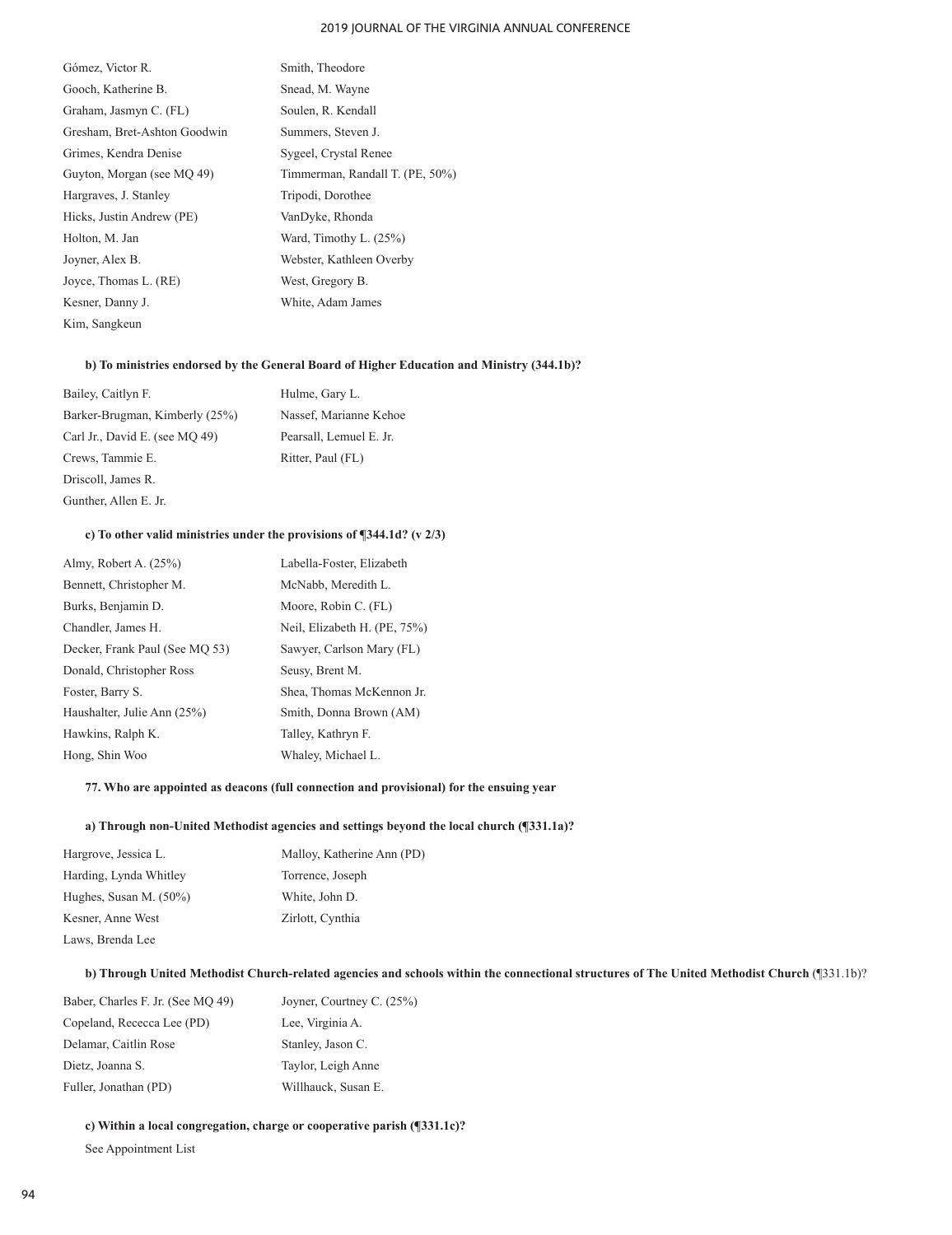Gómez, Victor R.
Gooch, Katherine B.
Graham, Jasmyn C. (FL)
Gresham, Bret-Ashton Goodwin
Grimes, Kendra Denise
Guyton, Morgan (see MQ 49)
Hargraves, J. Stanley
Hicks, Justin Andrew (PE)
Holton, M. Jan
Joyner, Alex B.
Joyce, Thomas L. (RE)
Kesner, Danny J.
Kim, Sangkeun
Smith, Theodore
Snead, M. Wayne
Soulen, R. Kendall
Summers, Steven J.
Sygeel, Crystal Renee
Timmerman, Randall T. (PE, 50%)
Tripodi, Dorothee
VanDyke, Rhonda
Ward, Timothy L. (25%)
Webster, Kathleen Overby
West, Gregory B.
White, Adam James

**b) To ministries endorsed by the General Board of Higher Education and Ministry (344.1b)?**

Bailey, Caitlyn F.
Barker-Brugman, Kimberly (25%)
Carl Jr., David E. (see MQ 49)
Crews, Tammie E.
Driscoll, James R.
Gunther, Allen E. Jr.
Hulme, Gary L.
Nassef, Marianne Kehoe
Pearsall, Lemuel E. Jr.
Ritter, Paul (FL)

**c) To other valid ministries under the provisions of ¶344.1d? (v 2/3)**

Almy, Robert A. (25%)
Bennett, Christopher M.
Burks, Benjamin D.
Chandler, James H.
Decker, Frank Paul (See MQ 53)
Donald, Christopher Ross
Foster, Barry S.
Haushalter, Julie Ann (25%)
Hawkins, Ralph K.
Hong, Shin Woo
Labella-Foster, Elizabeth
McNabb, Meredith L.
Moore, Robin C. (FL)
Neil, Elizabeth H. (PE, 75%)
Sawyer, Carlson Mary (FL)
Seusy, Brent M.
Shea, Thomas McKennon Jr.
Smith, Donna Brown (AM)
Talley, Kathryn F.
Whaley, Michael L.

**77. Who are appointed as deacons (full connection and provisional) for the ensuing year**

**a) Through non-United Methodist agencies and settings beyond the local church (¶331.1a)?**

Hargrove, Jessica L.
Harding, Lynda Whitley
Hughes, Susan M. (50%)
Kesner, Anne West
Laws, Brenda Lee
Malloy, Katherine Ann (PD)
Torrence, Joseph
White, John D.
Zirlott, Cynthia

**b) Through United Methodist Church-related agencies and schools within the connectional structures of The United Methodist Church** (¶331.1b)?

Baber, Charles F. Jr. (See MQ 49)
Copeland, Rececca Lee (PD)
Delamar, Caitlin Rose
Dietz, Joanna S.
Fuller, Jonathan (PD)
Joyner, Courtney C. (25%)
Lee, Virginia A.
Stanley, Jason C.
Taylor, Leigh Anne
Willhauck, Susan E.

**c) Within a local congregation, charge or cooperative parish (¶331.1c)?**

See Appointment List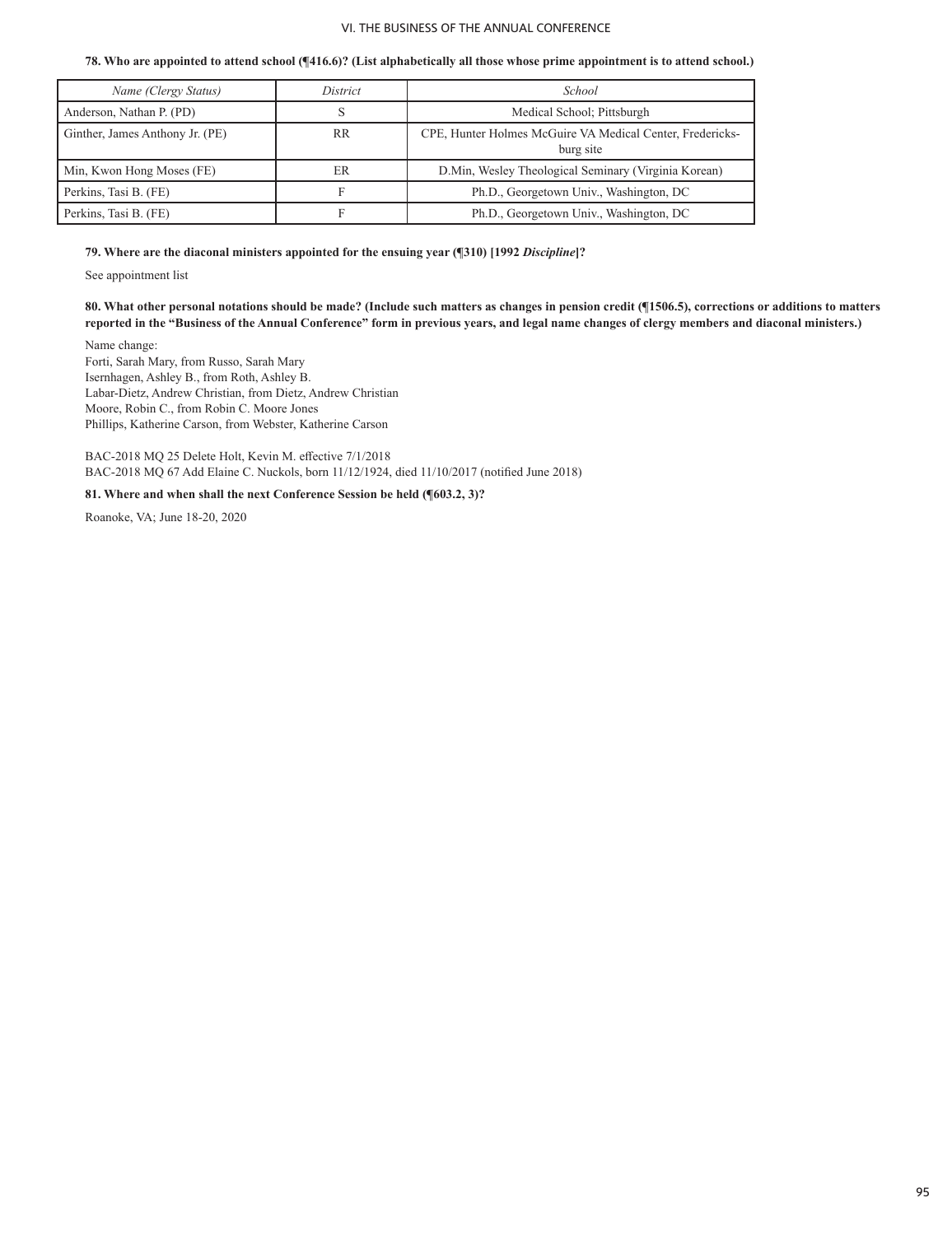**78. Who are appointed to attend school (¶416.6)? (List alphabetically all those whose prime appointment is to attend school.)**

| *Name (Clergy Status)* | *District* | *School* |
|---|---|---|
| Anderson, Nathan P. (PD) | S | Medical School; Pittsburgh |
| Ginther, James Anthony Jr. (PE) | RR | CPE, Hunter Holmes McGuire VA Medical Center, Fredericksburg site |
| Min, Kwon Hong Moses (FE) | ER | D.Min, Wesley Theological Seminary (Virginia Korean) |
| Perkins, Tasi B. (FE) | F | Ph.D., Georgetown Univ., Washington, DC |
| Perkins, Tasi B. (FE) | F | Ph.D., Georgetown Univ., Washington, DC |

**79. Where are the diaconal ministers appointed for the ensuing year (¶310) [1992 *Discipline*]?**

See appointment list

**80. What other personal notations should be made? (Include such matters as changes in pension credit (¶1506.5), corrections or additions to matters reported in the "Business of the Annual Conference" form in previous years, and legal name changes of clergy members and diaconal ministers.)**

Name change:
Forti, Sarah Mary, from Russo, Sarah Mary
Isernhagen, Ashley B., from Roth, Ashley B.
Labar-Dietz, Andrew Christian, from Dietz, Andrew Christian
Moore, Robin C., from Robin C. Moore Jones
Phillips, Katherine Carson, from Webster, Katherine Carson

BAC-2018 MQ 25 Delete Holt, Kevin M. effective 7/1/2018
BAC-2018 MQ 67 Add Elaine C. Nuckols, born 11/12/1924, died 11/10/2017 (notified June 2018)

**81. Where and when shall the next Conference Session be held (¶603.2, 3)?**

Roanoke, VA; June 18-20, 2020